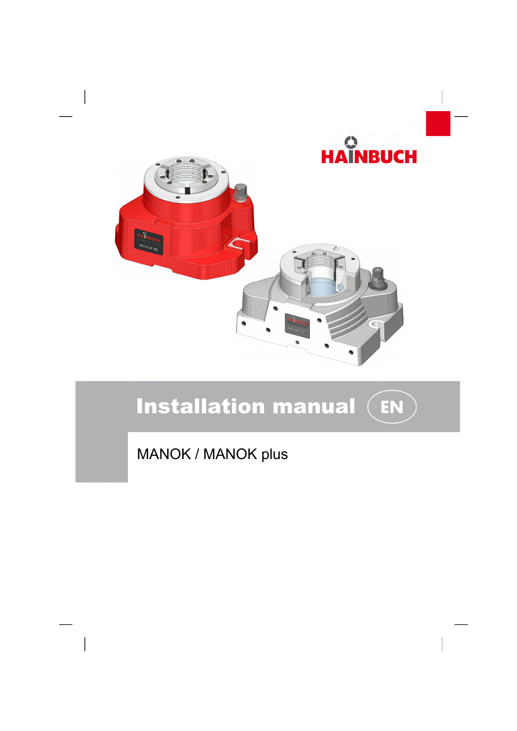HAINBUCH

# Installation manual (EN)

## MANOK / MANOK plus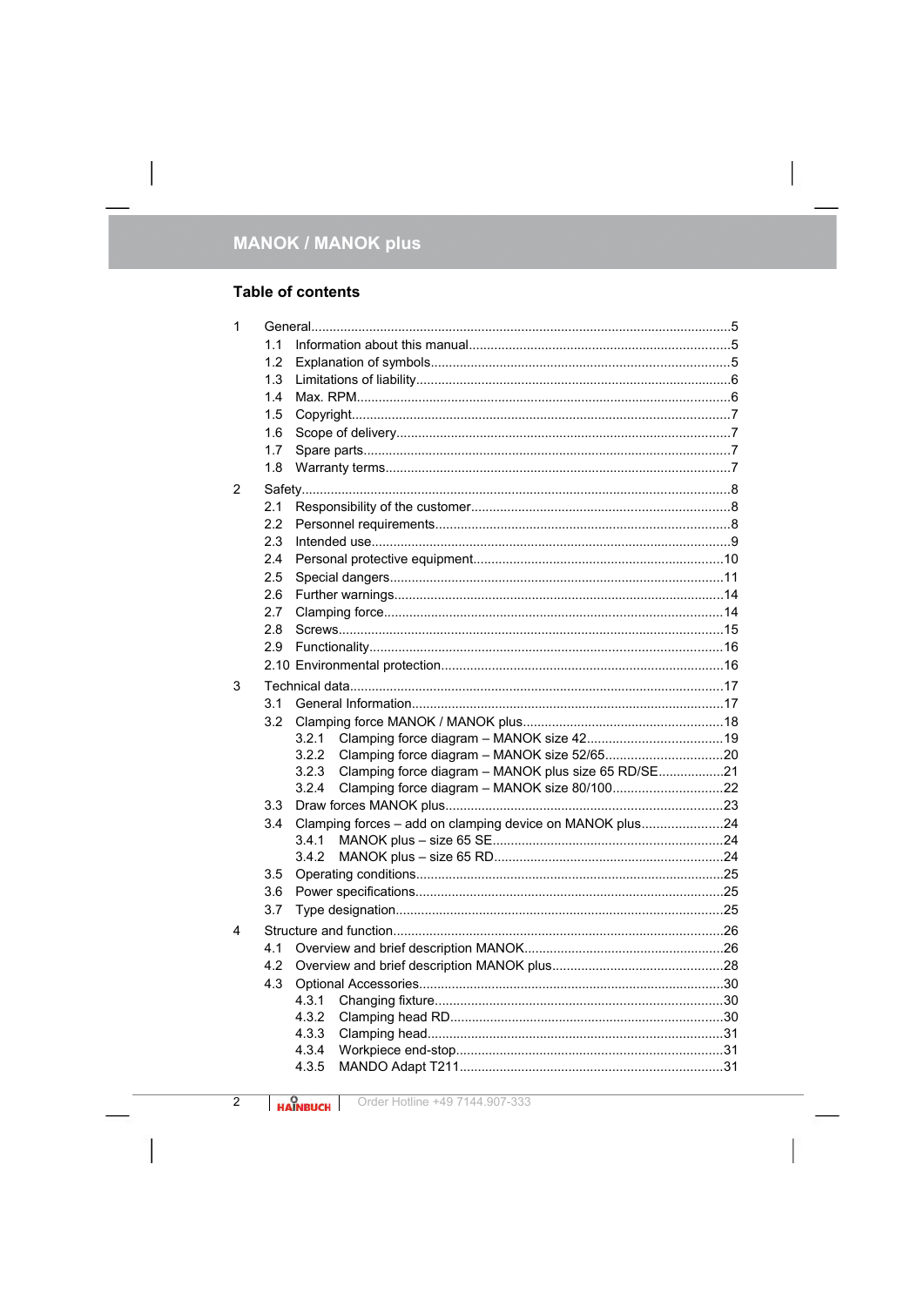## Table of contents

- 1 General ... 5
  - 1.1 Information about this manual ... 5
  - 1.2 Explanation of symbols ... 5
  - 1.3 Limitations of liability ... 6
  - 1.4 Max. RPM ... 6
  - 1.5 Copyright ... 7
  - 1.6 Scope of delivery ... 7
  - 1.7 Spare parts ... 7
  - 1.8 Warranty terms ... 7
- 2 Safety ... 8
  - 2.1 Responsibility of the customer ... 8
  - 2.2 Personnel requirements ... 8
  - 2.3 Intended use ... 9
  - 2.4 Personal protective equipment ... 10
  - 2.5 Special dangers ... 11
  - 2.6 Further warnings ... 14
  - 2.7 Clamping force ... 14
  - 2.8 Screws ... 15
  - 2.9 Functionality ... 16
  - 2.10 Environmental protection ... 16
- 3 Technical data ... 17
  - 3.1 General Information ... 17
  - 3.2 Clamping force MANOK / MANOK plus ... 18
    - 3.2.1 Clamping force diagram – MANOK size 42 ... 19
    - 3.2.2 Clamping force diagram – MANOK size 52/65 ... 20
    - 3.2.3 Clamping force diagram – MANOK plus size 65 RD/SE ... 21
    - 3.2.4 Clamping force diagram – MANOK size 80/100 ... 22
  - 3.3 Draw forces MANOK plus ... 23
  - 3.4 Clamping forces – add on clamping device on MANOK plus ... 24
    - 3.4.1 MANOK plus – size 65 SE ... 24
    - 3.4.2 MANOK plus – size 65 RD ... 24
  - 3.5 Operating conditions ... 25
  - 3.6 Power specifications ... 25
  - 3.7 Type designation ... 25
- 4 Structure and function ... 26
  - 4.1 Overview and brief description MANOK ... 26
  - 4.2 Overview and brief description MANOK plus ... 28
  - 4.3 Optional Accessories ... 30
    - 4.3.1 Changing fixture ... 30
    - 4.3.2 Clamping head RD ... 30
    - 4.3.3 Clamping head ... 31
    - 4.3.4 Workpiece end-stop ... 31
    - 4.3.5 MANDO Adapt T211 ... 31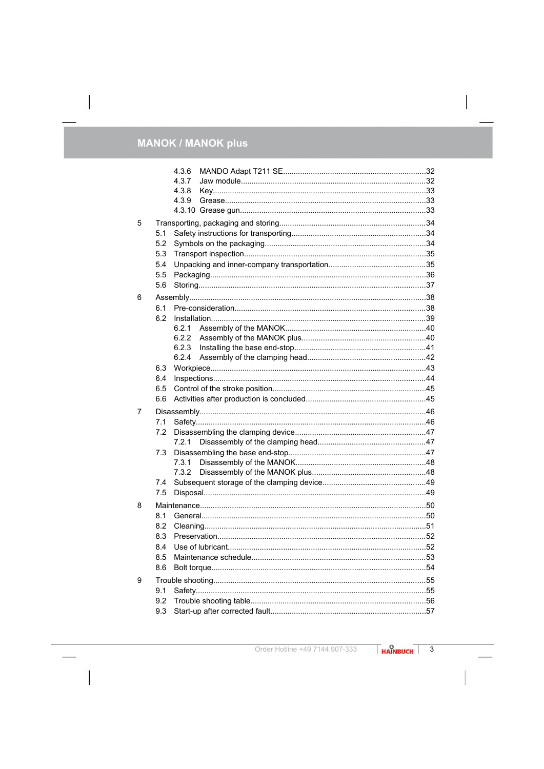- 4.3.6 MANDO Adapt T211 SE....32
- 4.3.7 Jaw module....32
- 4.3.8 Key....33
- 4.3.9 Grease....33
- 4.3.10 Grease gun....33

5 Transporting, packaging and storing....34
- 5.1 Safety instructions for transporting....34
- 5.2 Symbols on the packaging....34
- 5.3 Transport inspection....35
- 5.4 Unpacking and inner-company transportation....35
- 5.5 Packaging....36
- 5.6 Storing....37

6 Assembly....38
- 6.1 Pre-consideration....38
- 6.2 Installation....39
  - 6.2.1 Assembly of the MANOK....40
  - 6.2.2 Assembly of the MANOK plus....40
  - 6.2.3 Installing the base end-stop....41
  - 6.2.4 Assembly of the clamping head....42
- 6.3 Workpiece....43
- 6.4 Inspections....44
- 6.5 Control of the stroke position....45
- 6.6 Activities after production is concluded....45

7 Disassembly....46
- 7.1 Safety....46
- 7.2 Disassembling the clamping device....47
  - 7.2.1 Disassembly of the clamping head....47
- 7.3 Disassembling the base end-stop....47
  - 7.3.1 Disassembly of the MANOK....48
  - 7.3.2 Disassembly of the MANOK plus....48
- 7.4 Subsequent storage of the clamping device....49
- 7.5 Disposal....49

8 Maintenance....50
- 8.1 General....50
- 8.2 Cleaning....51
- 8.3 Preservation....52
- 8.4 Use of lubricant....52
- 8.5 Maintenance schedule....53
- 8.6 Bolt torque....54

9 Trouble shooting....55
- 9.1 Safety....55
- 9.2 Trouble shooting table....56
- 9.3 Start-up after corrected fault....57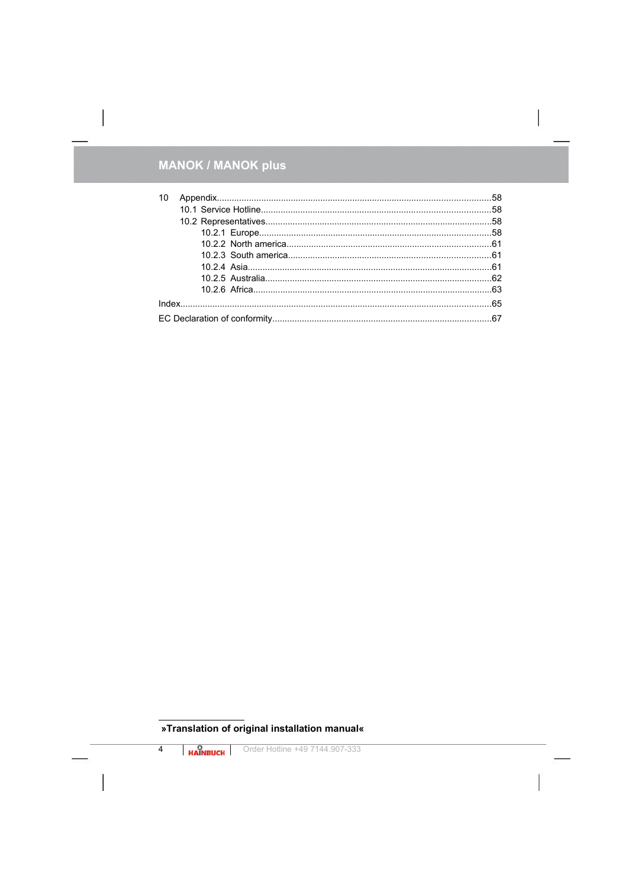10 Appendix.....58

- 10.1 Service Hotline.....58
- 10.2 Representatives.....58
  - 10.2.1 Europe.....58
  - 10.2.2 North america.....61
  - 10.2.3 South america.....61
  - 10.2.4 Asia.....61
  - 10.2.5 Australia.....62
  - 10.2.6 Africa.....63

Index.....65

EC Declaration of conformity.....67

**»Translation of original installation manual«**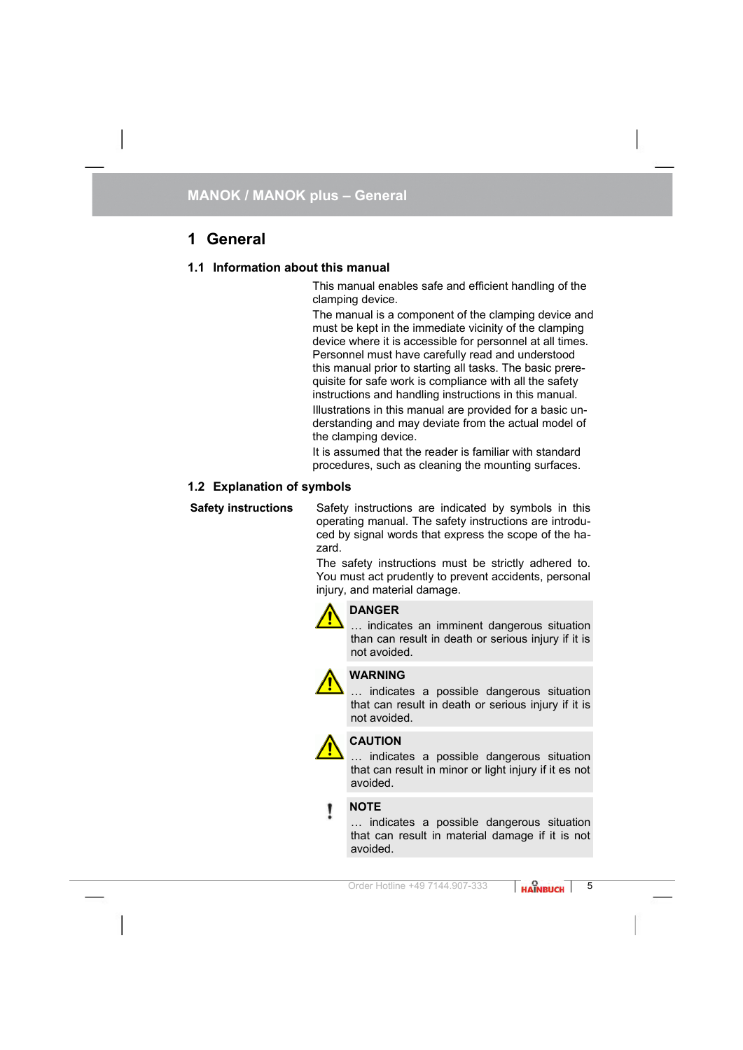# 1 General

## 1.1 Information about this manual

This manual enables safe and efficient handling of the clamping device.

The manual is a component of the clamping device and must be kept in the immediate vicinity of the clamping device where it is accessible for personnel at all times. Personnel must have carefully read and understood this manual prior to starting all tasks. The basic prerequisite for safe work is compliance with all the safety instructions and handling instructions in this manual.

Illustrations in this manual are provided for a basic understanding and may deviate from the actual model of the clamping device.

It is assumed that the reader is familiar with standard procedures, such as cleaning the mounting surfaces.

## 1.2 Explanation of symbols

**Safety instructions**

Safety instructions are indicated by symbols in this operating manual. The safety instructions are introduced by signal words that express the scope of the hazard.

The safety instructions must be strictly adhered to. You must act prudently to prevent accidents, personal injury, and material damage.

> **DANGER**
> … indicates an imminent dangerous situation than can result in death or serious injury if it is not avoided.

> **WARNING**
> … indicates a possible dangerous situation that can result in death or serious injury if it is not avoided.

> **CAUTION**
> … indicates a possible dangerous situation that can result in minor or light injury if it es not avoided.

> **NOTE**
> … indicates a possible dangerous situation that can result in material damage if it is not avoided.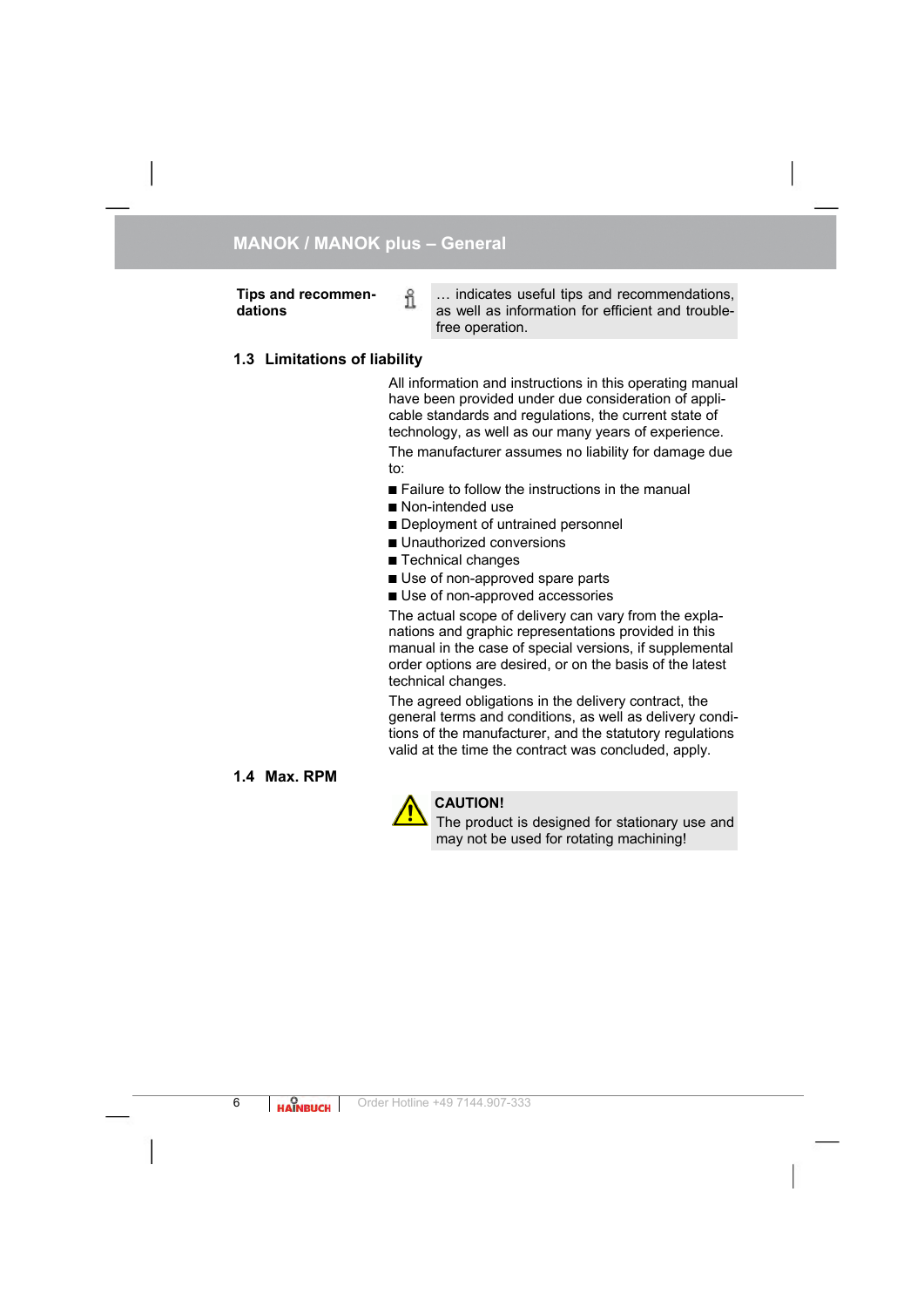**Tips and recommendations**

… indicates useful tips and recommendations, as well as information for efficient and trouble-free operation.

## 1.3 Limitations of liability

All information and instructions in this operating manual have been provided under due consideration of applicable standards and regulations, the current state of technology, as well as our many years of experience.

The manufacturer assumes no liability for damage due to:

- Failure to follow the instructions in the manual
- Non-intended use
- Deployment of untrained personnel
- Unauthorized conversions
- Technical changes
- Use of non-approved spare parts
- Use of non-approved accessories

The actual scope of delivery can vary from the explanations and graphic representations provided in this manual in the case of special versions, if supplemental order options are desired, or on the basis of the latest technical changes.

The agreed obligations in the delivery contract, the general terms and conditions, as well as delivery conditions of the manufacturer, and the statutory regulations valid at the time the contract was concluded, apply.

## 1.4 Max. RPM

**CAUTION!**
The product is designed for stationary use and may not be used for rotating machining!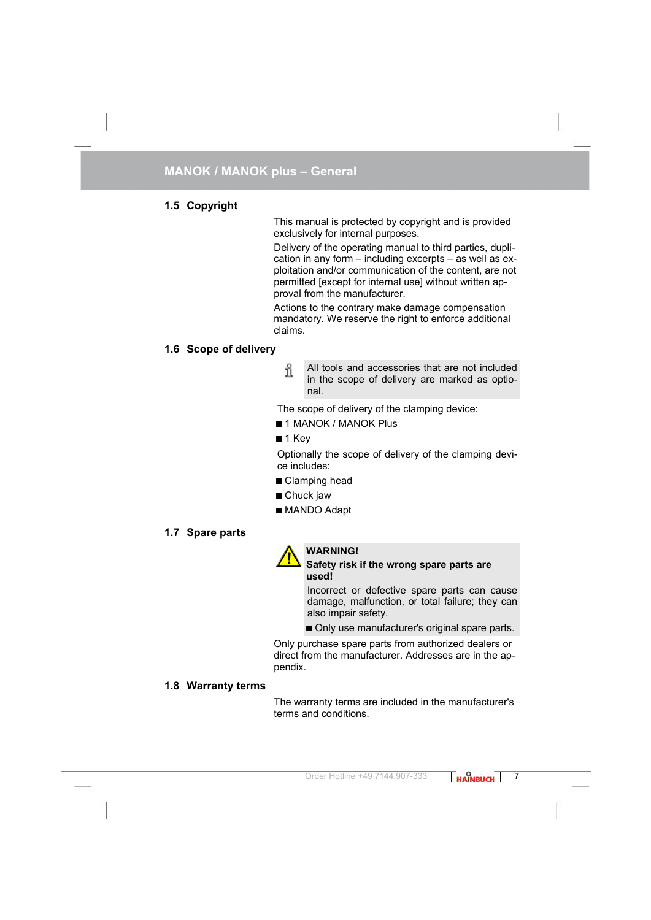## 1.5 Copyright

This manual is protected by copyright and is provided exclusively for internal purposes.

Delivery of the operating manual to third parties, duplication in any form – including excerpts – as well as exploitation and/or communication of the content, are not permitted [except for internal use] without written approval from the manufacturer.

Actions to the contrary make damage compensation mandatory. We reserve the right to enforce additional claims.

## 1.6 Scope of delivery

> All tools and accessories that are not included in the scope of delivery are marked as optional.

The scope of delivery of the clamping device:

- 1 MANOK / MANOK Plus
- 1 Key

Optionally the scope of delivery of the clamping device includes:

- Clamping head
- Chuck jaw
- MANDO Adapt

## 1.7 Spare parts

> **WARNING!**
> **Safety risk if the wrong spare parts are used!**
>
> Incorrect or defective spare parts can cause damage, malfunction, or total failure; they can also impair safety.
>
> - Only use manufacturer's original spare parts.

Only purchase spare parts from authorized dealers or direct from the manufacturer. Addresses are in the appendix.

## 1.8 Warranty terms

The warranty terms are included in the manufacturer's terms and conditions.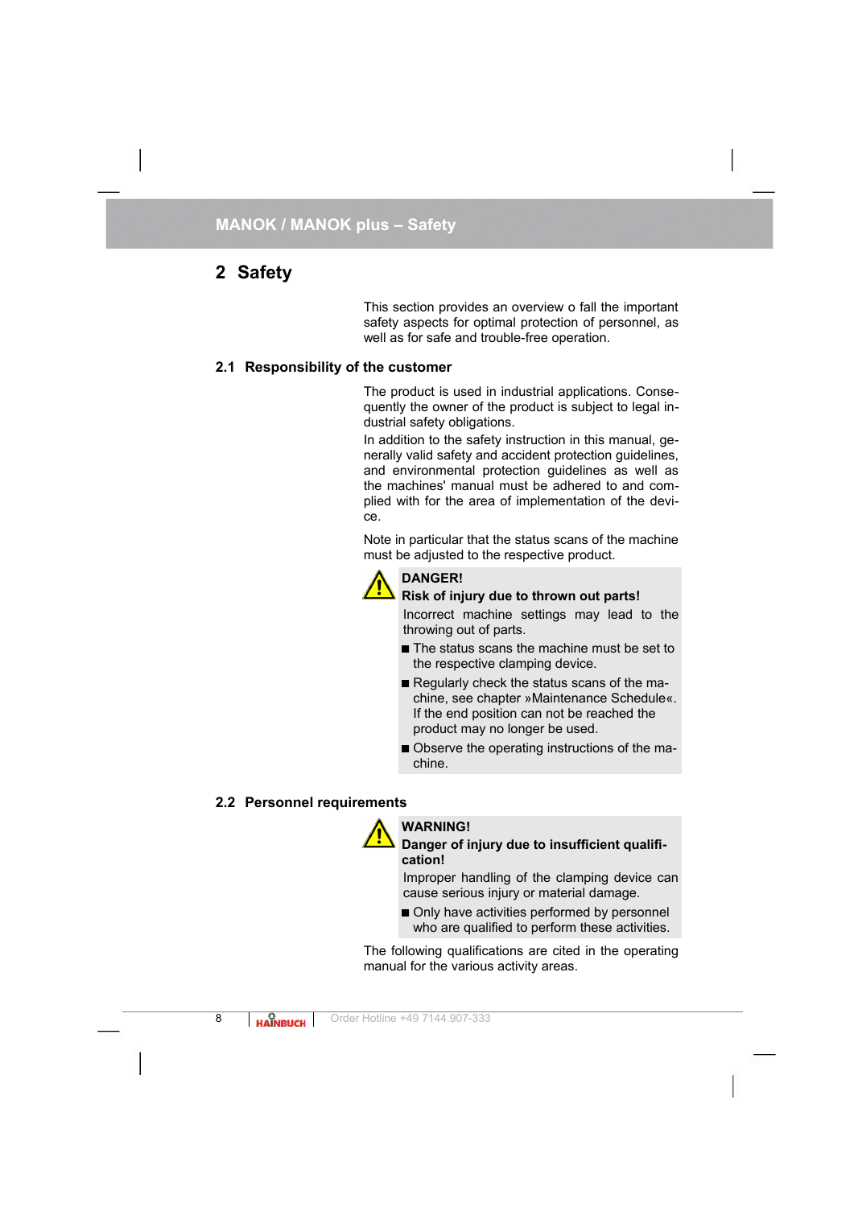## 2 Safety

This section provides an overview o fall the important safety aspects for optimal protection of personnel, as well as for safe and trouble-free operation.

### 2.1 Responsibility of the customer

The product is used in industrial applications. Consequently the owner of the product is subject to legal industrial safety obligations.

In addition to the safety instruction in this manual, generally valid safety and accident protection guidelines, and environmental protection guidelines as well as the machines' manual must be adhered to and complied with for the area of implementation of the device.

Note in particular that the status scans of the machine must be adjusted to the respective product.

**DANGER!**

**Risk of injury due to thrown out parts!**

Incorrect machine settings may lead to the throwing out of parts.

- The status scans the machine must be set to the respective clamping device.
- Regularly check the status scans of the machine, see chapter »Maintenance Schedule«. If the end position can not be reached the product may no longer be used.
- Observe the operating instructions of the machine.

### 2.2 Personnel requirements

**WARNING!**

**Danger of injury due to insufficient qualification!**

Improper handling of the clamping device can cause serious injury or material damage.

- Only have activities performed by personnel who are qualified to perform these activities.

The following qualifications are cited in the operating manual for the various activity areas.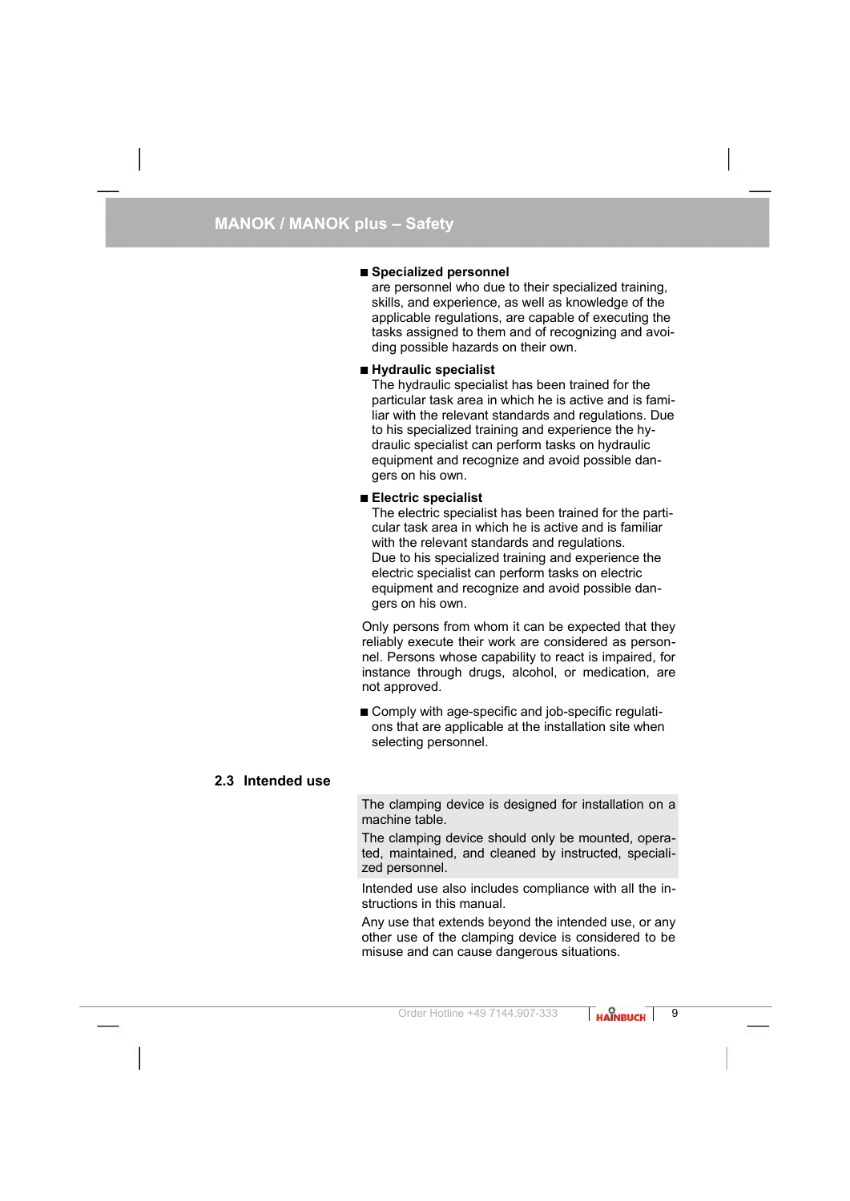- **Specialized personnel**
  are personnel who due to their specialized training, skills, and experience, as well as knowledge of the applicable regulations, are capable of executing the tasks assigned to them and of recognizing and avoiding possible hazards on their own.
- **Hydraulic specialist**
  The hydraulic specialist has been trained for the particular task area in which he is active and is familiar with the relevant standards and regulations. Due to his specialized training and experience the hydraulic specialist can perform tasks on hydraulic equipment and recognize and avoid possible dangers on his own.
- **Electric specialist**
  The electric specialist has been trained for the particular task area in which he is active and is familiar with the relevant standards and regulations.
  Due to his specialized training and experience the electric specialist can perform tasks on electric equipment and recognize and avoid possible dangers on his own.

Only persons from whom it can be expected that they reliably execute their work are considered as personnel. Persons whose capability to react is impaired, for instance through drugs, alcohol, or medication, are not approved.

- Comply with age-specific and job-specific regulations that are applicable at the installation site when selecting personnel.

## 2.3 Intended use

The clamping device is designed for installation on a machine table.

The clamping device should only be mounted, operated, maintained, and cleaned by instructed, specialized personnel.

Intended use also includes compliance with all the instructions in this manual.

Any use that extends beyond the intended use, or any other use of the clamping device is considered to be misuse and can cause dangerous situations.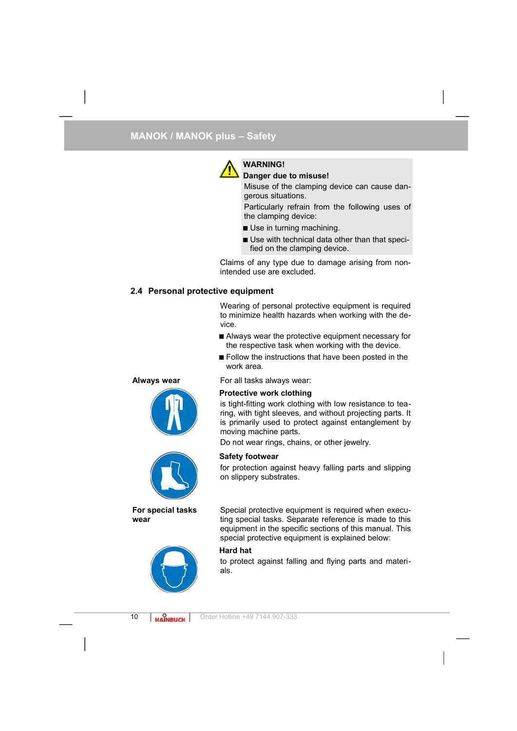**WARNING!**

**Danger due to misuse!**

Misuse of the clamping device can cause dangerous situations.

Particularly refrain from the following uses of the clamping device:

- Use in turning machining.
- Use with technical data other than that specified on the clamping device.

Claims of any type due to damage arising from non-intended use are excluded.

## 2.4 Personal protective equipment

Wearing of personal protective equipment is required to minimize health hazards when working with the device.

- Always wear the protective equipment necessary for the respective task when working with the device.
- Follow the instructions that have been posted in the work area.

**Always wear**

For all tasks always wear:

**Protective work clothing**

is tight-fitting work clothing with low resistance to tearing, with tight sleeves, and without projecting parts. It is primarily used to protect against entanglement by moving machine parts.

Do not wear rings, chains, or other jewelry.

**Safety footwear**

for protection against heavy falling parts and slipping on slippery substrates.

**For special tasks wear**

Special protective equipment is required when executing special tasks. Separate reference is made to this equipment in the specific sections of this manual. This special protective equipment is explained below:

**Hard hat**

to protect against falling and flying parts and materials.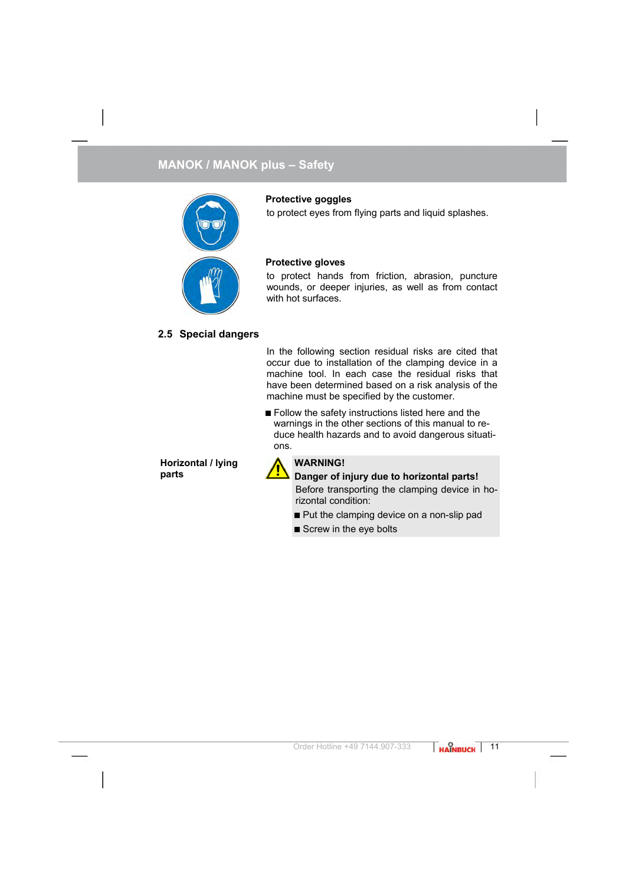**Protective goggles**

to protect eyes from flying parts and liquid splashes.

**Protective gloves**

to protect hands from friction, abrasion, puncture wounds, or deeper injuries, as well as from contact with hot surfaces.

## 2.5 Special dangers

In the following section residual risks are cited that occur due to installation of the clamping device in a machine tool. In each case the residual risks that have been determined based on a risk analysis of the machine must be specified by the customer.

- Follow the safety instructions listed here and the warnings in the other sections of this manual to reduce health hazards and to avoid dangerous situations.

**Horizontal / lying parts**

> **WARNING!**
>
> **Danger of injury due to horizontal parts!**
>
> Before transporting the clamping device in horizontal condition:
>
> - Put the clamping device on a non-slip pad
> - Screw in the eye bolts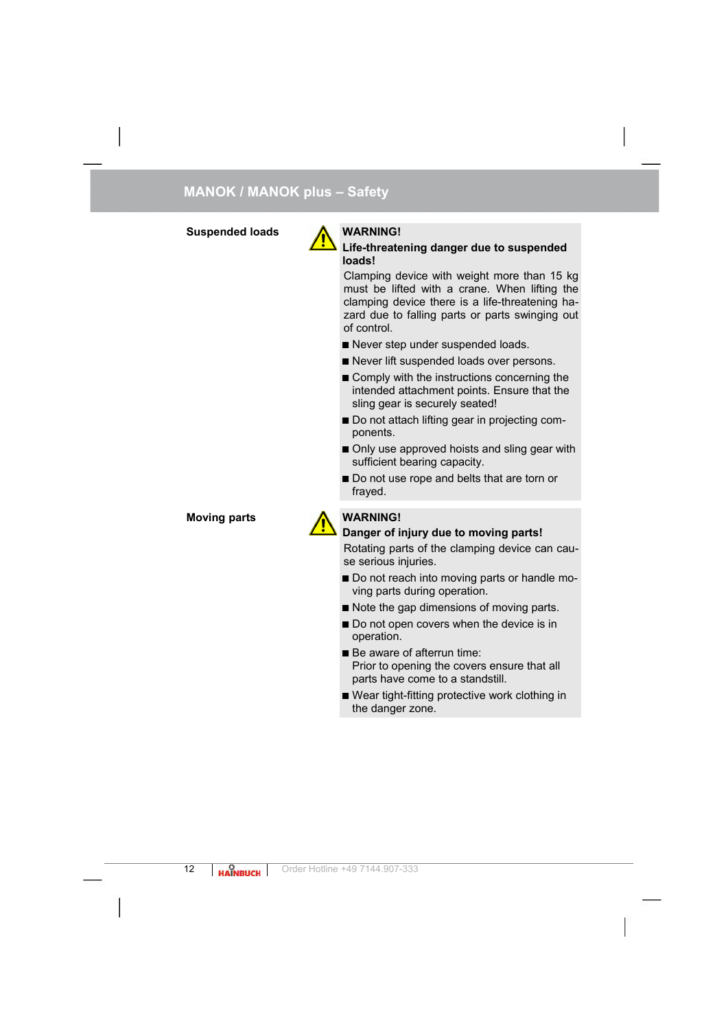## MANOK / MANOK plus – Safety

**Suspended loads**

**WARNING!**

**Life-threatening danger due to suspended loads!**

Clamping device with weight more than 15 kg must be lifted with a crane. When lifting the clamping device there is a life-threatening hazard due to falling parts or parts swinging out of control.

- Never step under suspended loads.
- Never lift suspended loads over persons.
- Comply with the instructions concerning the intended attachment points. Ensure that the sling gear is securely seated!
- Do not attach lifting gear in projecting components.
- Only use approved hoists and sling gear with sufficient bearing capacity.
- Do not use rope and belts that are torn or frayed.

**Moving parts**

**WARNING!**

**Danger of injury due to moving parts!**

Rotating parts of the clamping device can cause serious injuries.

- Do not reach into moving parts or handle moving parts during operation.
- Note the gap dimensions of moving parts.
- Do not open covers when the device is in operation.
- Be aware of afterrun time:
  Prior to opening the covers ensure that all parts have come to a standstill.
- Wear tight-fitting protective work clothing in the danger zone.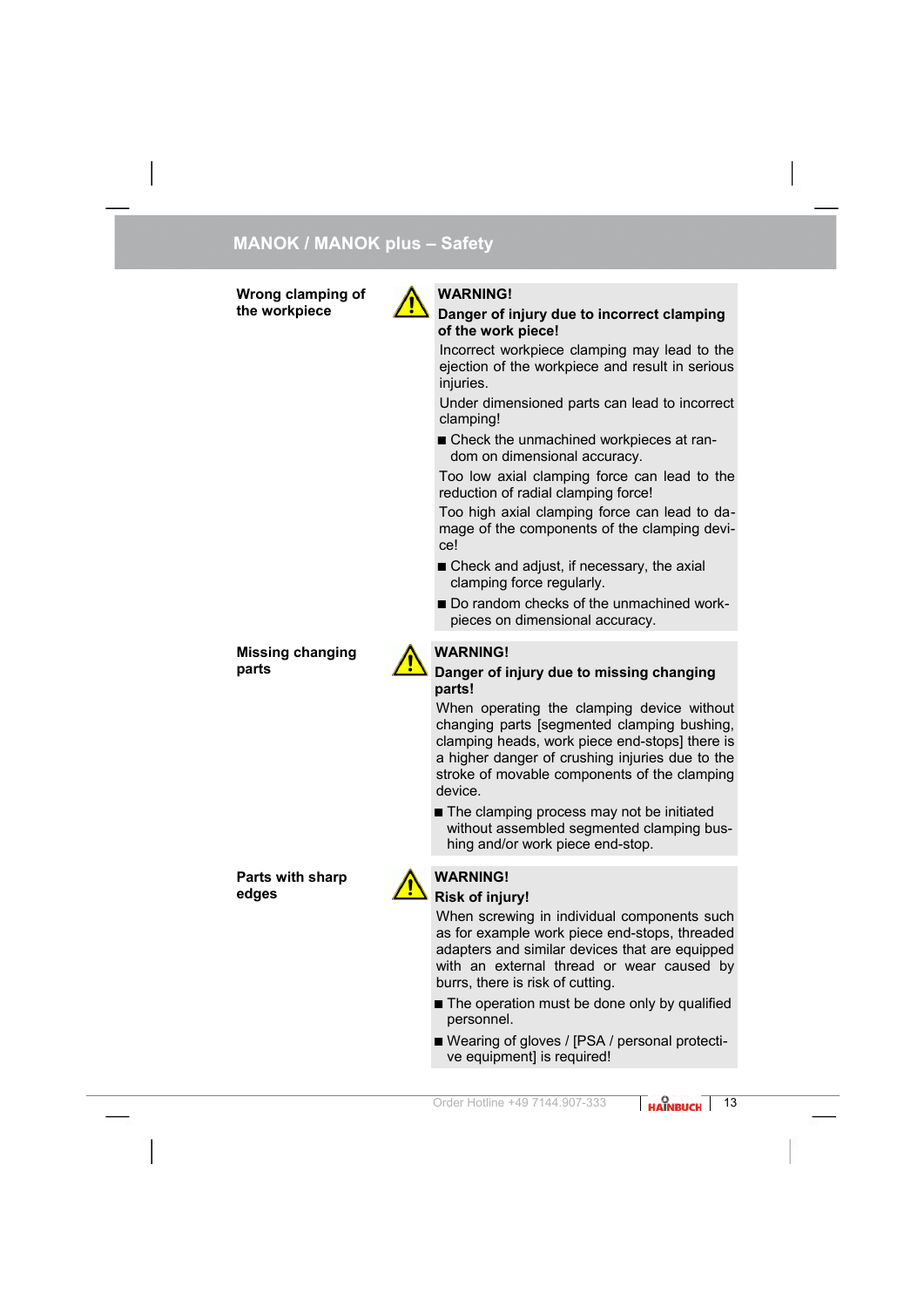## MANOK / MANOK plus – Safety

**Wrong clamping of the workpiece**

**WARNING!**

**Danger of injury due to incorrect clamping of the work piece!**

Incorrect workpiece clamping may lead to the ejection of the workpiece and result in serious injuries.

Under dimensioned parts can lead to incorrect clamping!

- Check the unmachined workpieces at random on dimensional accuracy.

Too low axial clamping force can lead to the reduction of radial clamping force!

Too high axial clamping force can lead to damage of the components of the clamping device!

- Check and adjust, if necessary, the axial clamping force regularly.
- Do random checks of the unmachined workpieces on dimensional accuracy.

**Missing changing parts**

**WARNING!**

**Danger of injury due to missing changing parts!**

When operating the clamping device without changing parts [segmented clamping bushing, clamping heads, work piece end-stops] there is a higher danger of crushing injuries due to the stroke of movable components of the clamping device.

- The clamping process may not be initiated without assembled segmented clamping bushing and/or work piece end-stop.

**Parts with sharp edges**

**WARNING!**

**Risk of injury!**

When screwing in individual components such as for example work piece end-stops, threaded adapters and similar devices that are equipped with an external thread or wear caused by burrs, there is risk of cutting.

- The operation must be done only by qualified personnel.
- Wearing of gloves / [PSA / personal protective equipment] is required!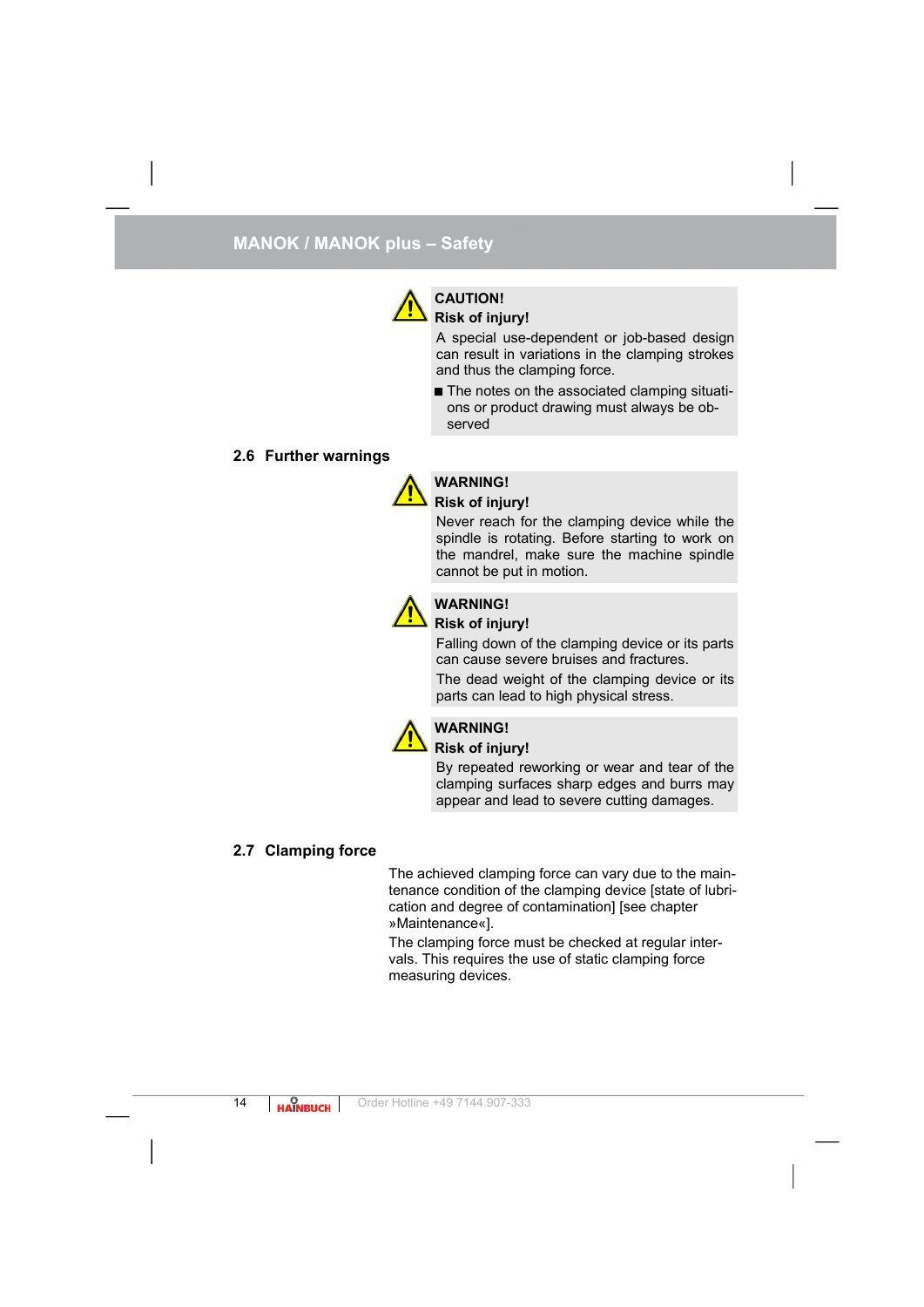**CAUTION!**

**Risk of injury!**

A special use-dependent or job-based design can result in variations in the clamping strokes and thus the clamping force.

- The notes on the associated clamping situations or product drawing must always be observed

## 2.6 Further warnings

**WARNING!**

**Risk of injury!**

Never reach for the clamping device while the spindle is rotating. Before starting to work on the mandrel, make sure the machine spindle cannot be put in motion.

**WARNING!**

**Risk of injury!**

Falling down of the clamping device or its parts can cause severe bruises and fractures.

The dead weight of the clamping device or its parts can lead to high physical stress.

**WARNING!**

**Risk of injury!**

By repeated reworking or wear and tear of the clamping surfaces sharp edges and burrs may appear and lead to severe cutting damages.

## 2.7 Clamping force

The achieved clamping force can vary due to the maintenance condition of the clamping device [state of lubrication and degree of contamination] [see chapter »Maintenance«].

The clamping force must be checked at regular intervals. This requires the use of static clamping force measuring devices.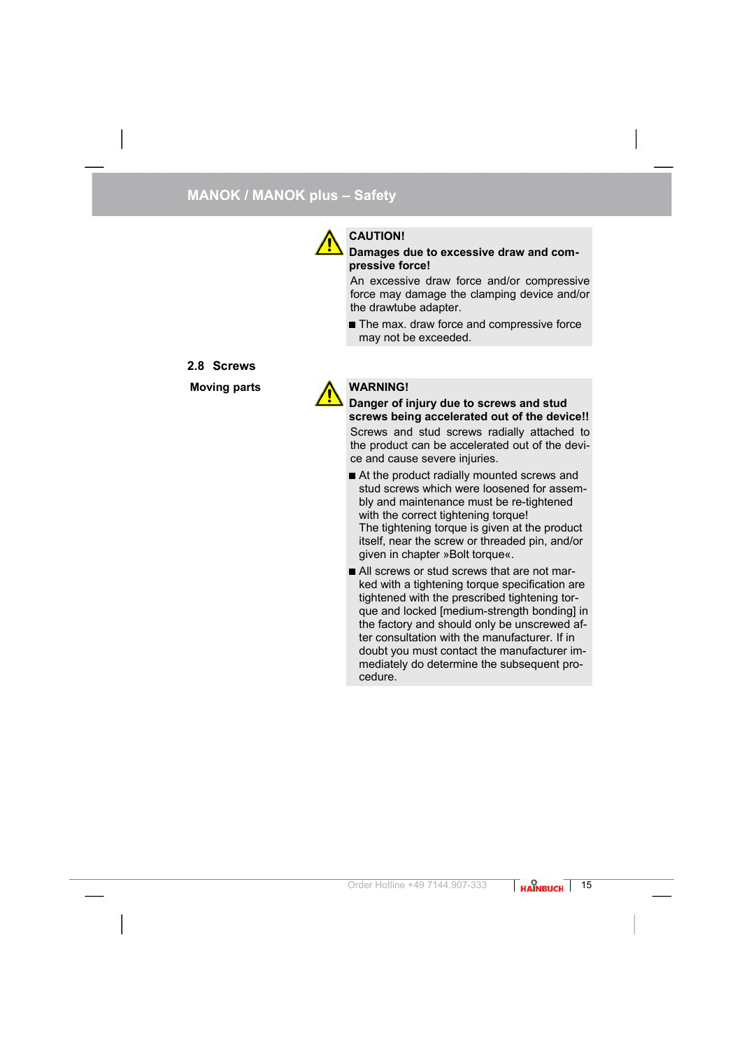**CAUTION!**

**Damages due to excessive draw and compressive force!**

An excessive draw force and/or compressive force may damage the clamping device and/or the drawtube adapter.

- The max. draw force and compressive force may not be exceeded.

## 2.8 Screws

**Moving parts**

**WARNING!**

**Danger of injury due to screws and stud screws being accelerated out of the device!!**

Screws and stud screws radially attached to the product can be accelerated out of the device and cause severe injuries.

- At the product radially mounted screws and stud screws which were loosened for assembly and maintenance must be re-tightened with the correct tightening torque!
  The tightening torque is given at the product itself, near the screw or threaded pin, and/or given in chapter »Bolt torque«.
- All screws or stud screws that are not marked with a tightening torque specification are tightened with the prescribed tightening torque and locked [medium-strength bonding] in the factory and should only be unscrewed after consultation with the manufacturer. If in doubt you must contact the manufacturer immediately do determine the subsequent procedure.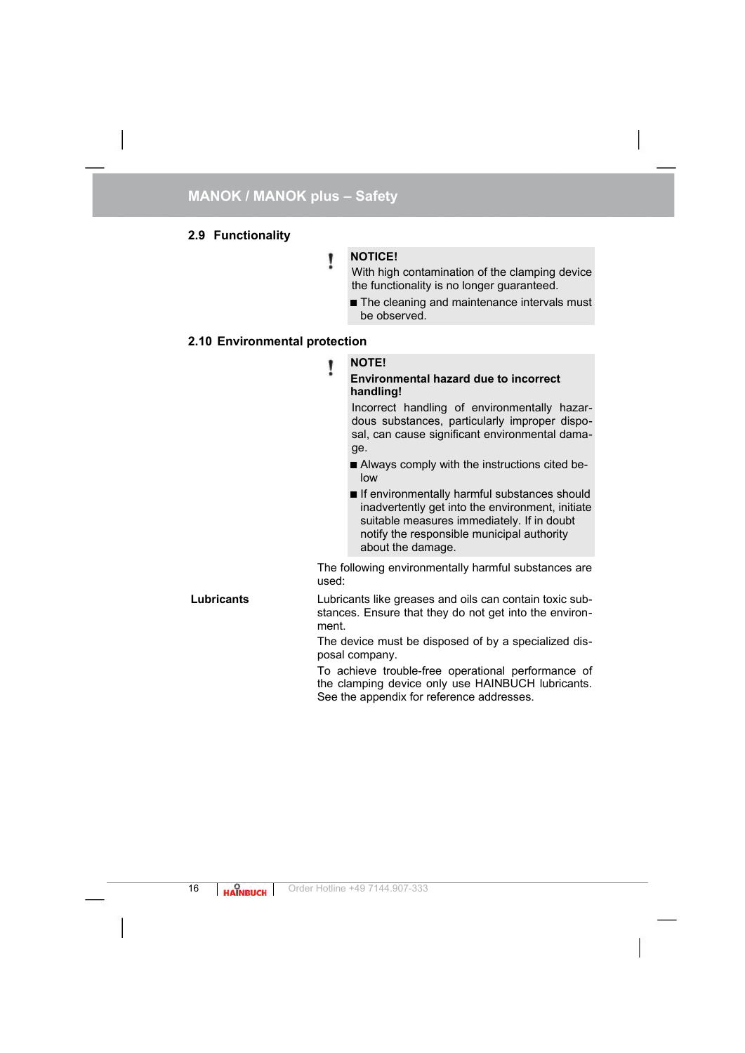## 2.9 Functionality

> **NOTICE!**
> With high contamination of the clamping device the functionality is no longer guaranteed.
>
> - The cleaning and maintenance intervals must be observed.

## 2.10 Environmental protection

> **NOTE!**
> **Environmental hazard due to incorrect handling!**
> Incorrect handling of environmentally hazardous substances, particularly improper disposal, can cause significant environmental damage.
>
> - Always comply with the instructions cited below
> - If environmentally harmful substances should inadvertently get into the environment, initiate suitable measures immediately. If in doubt notify the responsible municipal authority about the damage.

The following environmentally harmful substances are used:

**Lubricants**

Lubricants like greases and oils can contain toxic substances. Ensure that they do not get into the environment.

The device must be disposed of by a specialized disposal company.

To achieve trouble-free operational performance of the clamping device only use HAINBUCH lubricants. See the appendix for reference addresses.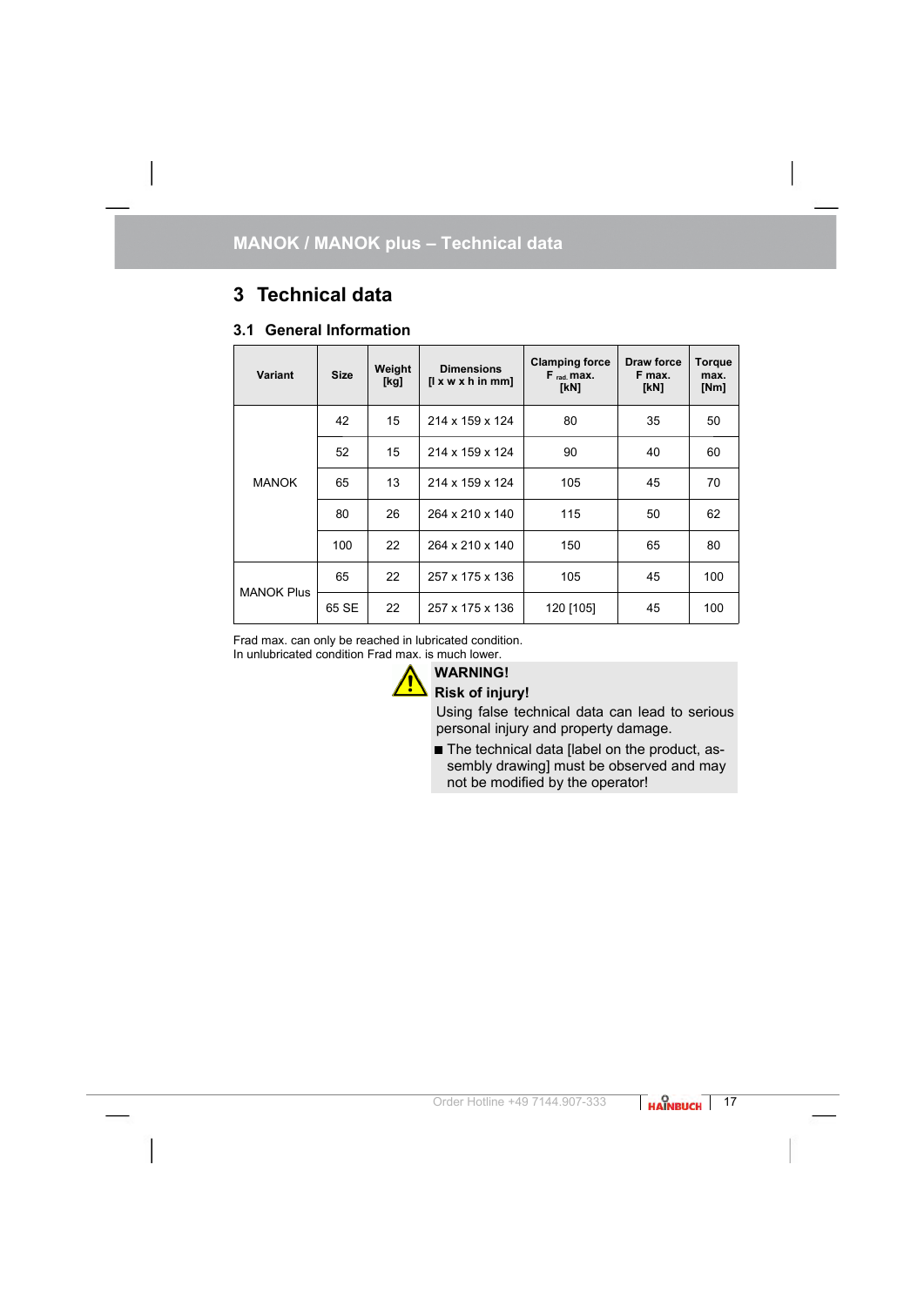# 3 Technical data

## 3.1 General Information

| Variant | Size | Weight [kg] | Dimensions [l x w x h in mm] | Clamping force $F_{rad.}$ max. [kN] | Draw force F max. [kN] | Torque max. [Nm] |
|---|---|---|---|---|---|---|
| MANOK | 42 | 15 | 214 x 159 x 124 | 80 | 35 | 50 |
| | 52 | 15 | 214 x 159 x 124 | 90 | 40 | 60 |
| | 65 | 13 | 214 x 159 x 124 | 105 | 45 | 70 |
| | 80 | 26 | 264 x 210 x 140 | 115 | 50 | 62 |
| | 100 | 22 | 264 x 210 x 140 | 150 | 65 | 80 |
| MANOK Plus | 65 | 22 | 257 x 175 x 136 | 105 | 45 | 100 |
| | 65 SE | 22 | 257 x 175 x 136 | 120 [105] | 45 | 100 |

Frad max. can only be reached in lubricated condition.
In unlubricated condition Frad max. is much lower.

**WARNING!**

**Risk of injury!**

Using false technical data can lead to serious personal injury and property damage.

- The technical data [label on the product, assembly drawing] must be observed and may not be modified by the operator!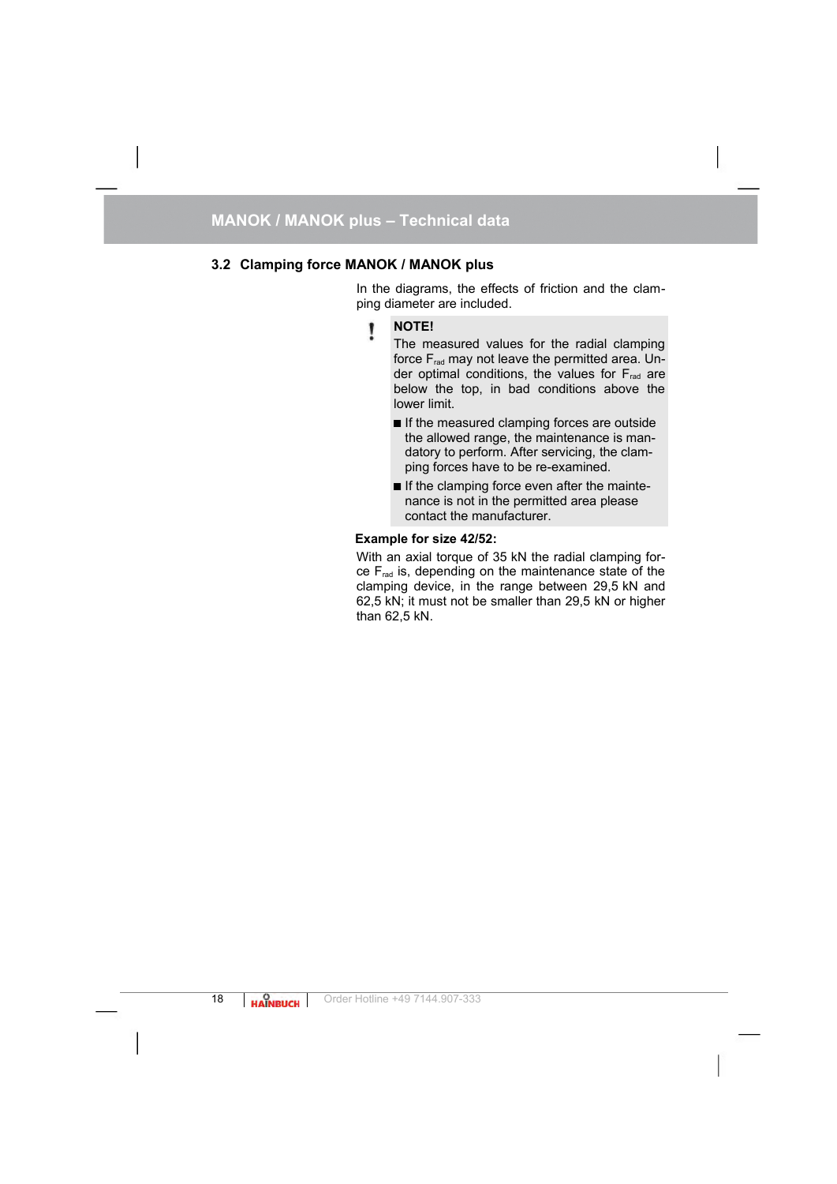## 3.2 Clamping force MANOK / MANOK plus

In the diagrams, the effects of friction and the clamping diameter are included.

> **NOTE!**
>
> The measured values for the radial clamping force $F_{rad}$ may not leave the permitted area. Under optimal conditions, the values for $F_{rad}$ are below the top, in bad conditions above the lower limit.
>
> - If the measured clamping forces are outside the allowed range, the maintenance is mandatory to perform. After servicing, the clamping forces have to be re-examined.
> - If the clamping force even after the maintenance is not in the permitted area please contact the manufacturer.

**Example for size 42/52:**

With an axial torque of 35 kN the radial clamping force $F_{rad}$ is, depending on the maintenance state of the clamping device, in the range between 29,5 kN and 62,5 kN; it must not be smaller than 29,5 kN or higher than 62,5 kN.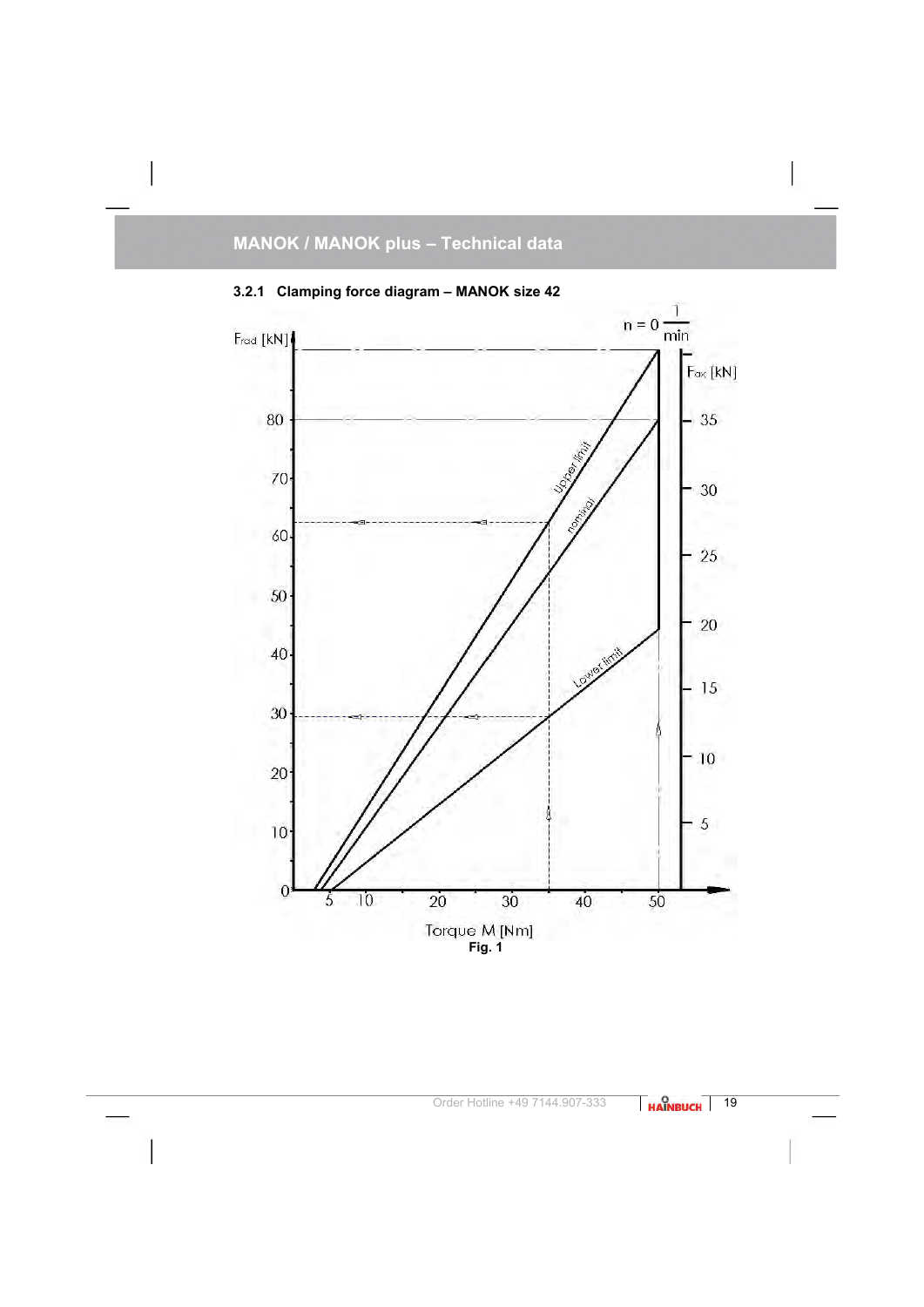## 3.2.1 Clamping force diagram – MANOK size 42

Fig. 1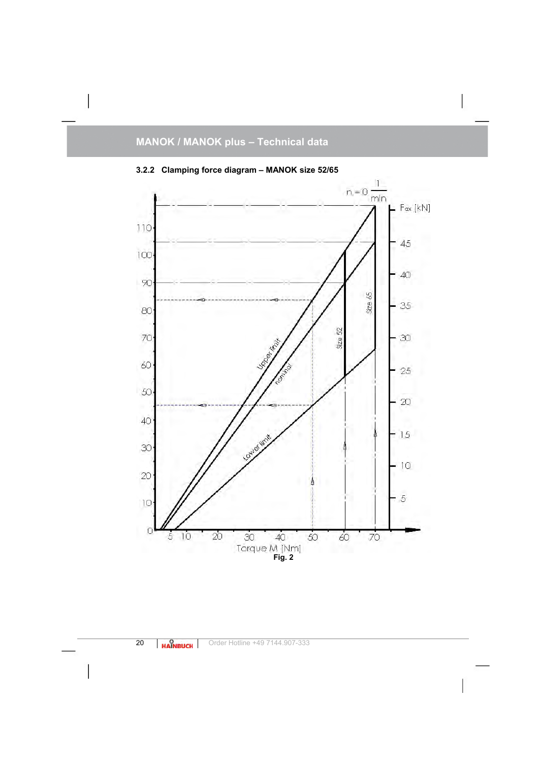### 3.2.2 Clamping force diagram – MANOK size 52/65

Fig. 2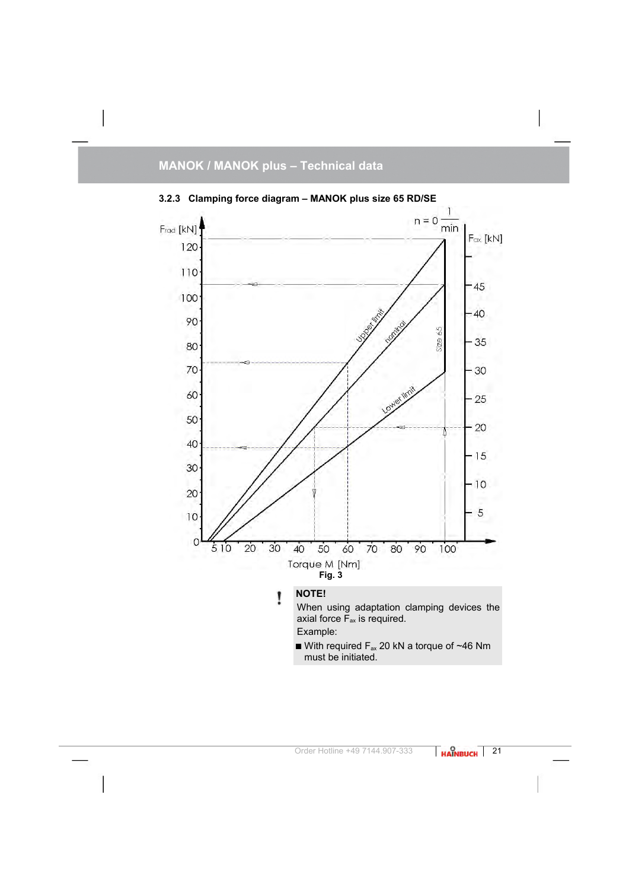## MANOK / MANOK plus – Technical data

### 3.2.3 Clamping force diagram – MANOK plus size 65 RD/SE

Fig. 3

**NOTE!**

When using adaptation clamping devices the axial force $F_{ax}$ is required.

Example:

- With required $F_{ax}$ 20 kN a torque of ~46 Nm must be initiated.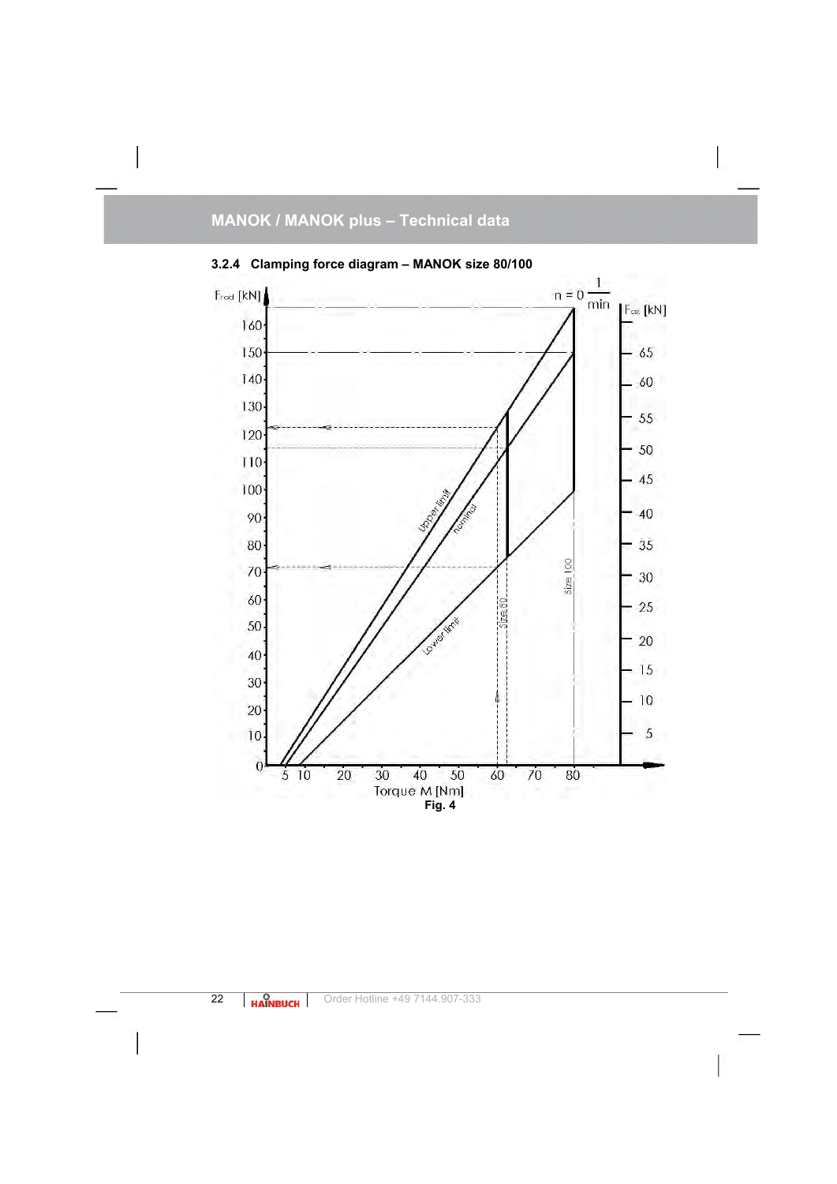## 3.2.4 Clamping force diagram – MANOK size 80/100

Fig. 4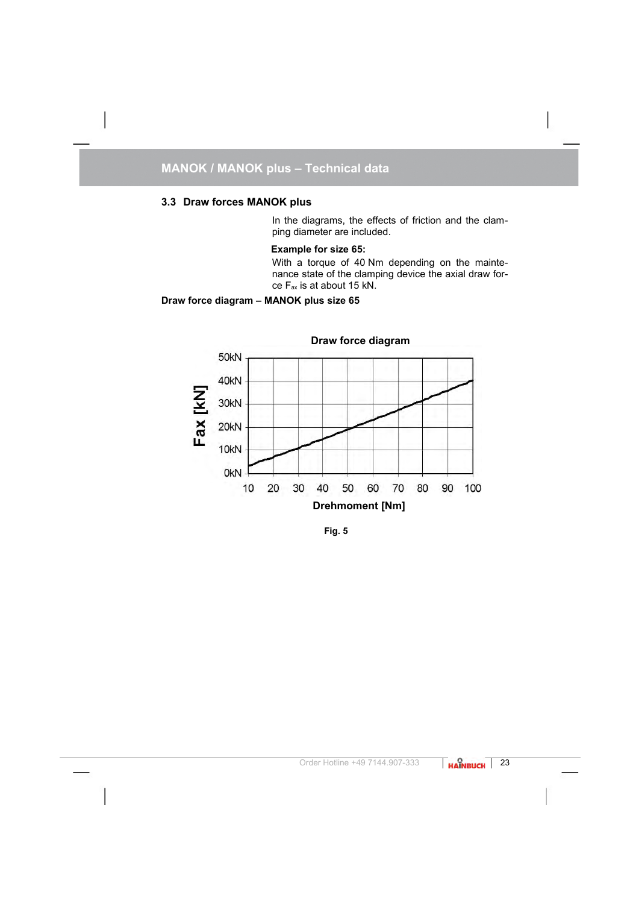## 3.3 Draw forces MANOK plus

In the diagrams, the effects of friction and the clamping diameter are included.

**Example for size 65:**

With a torque of 40 Nm depending on the maintenance state of the clamping device the axial draw force $F_{ax}$ is at about 15 kN.

**Draw force diagram – MANOK plus size 65**

Draw force diagram

Fax [kN]

50kN
40kN
30kN
20kN
10kN
0kN

10 20 30 40 50 60 70 80 90 100

Drehmoment [Nm]

**Fig. 5**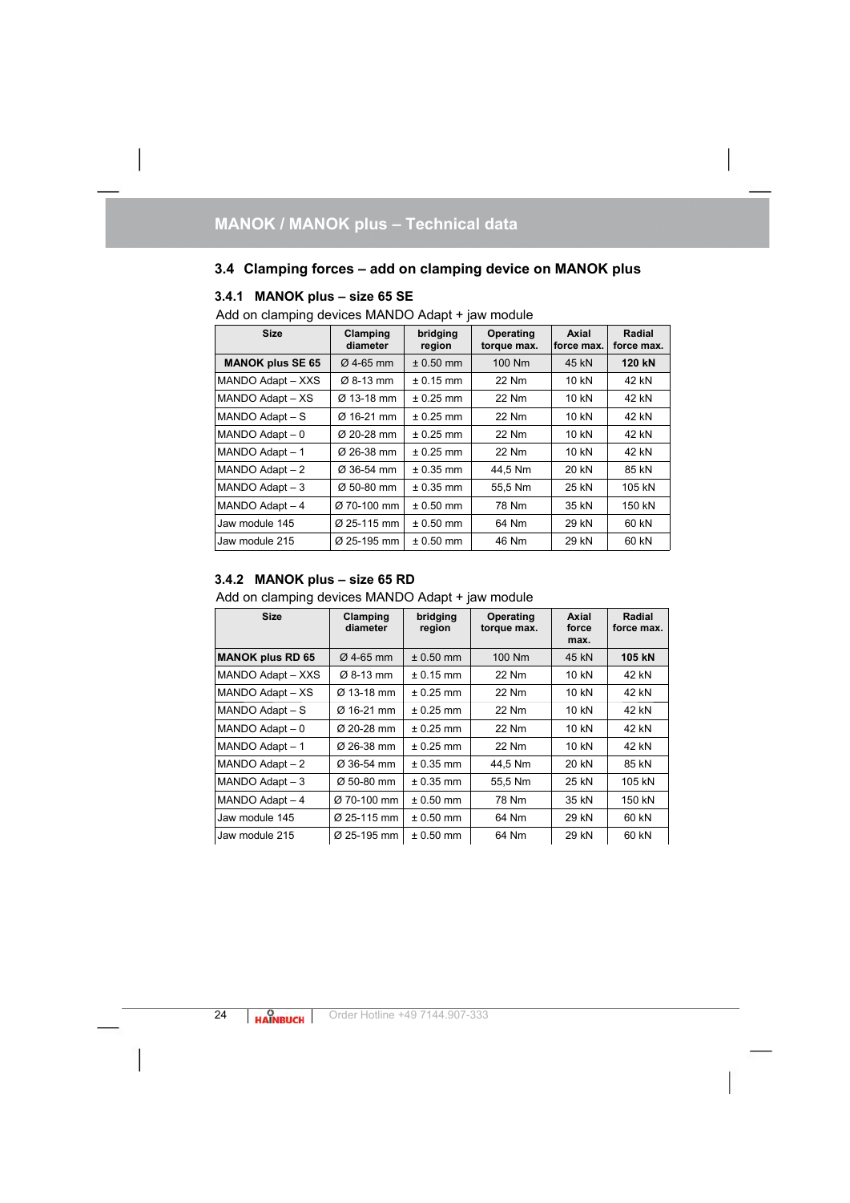## 3.4 Clamping forces – add on clamping device on MANOK plus

### 3.4.1 MANOK plus – size 65 SE

Add on clamping devices MANDO Adapt + jaw module

| Size | Clamping diameter | bridging region | Operating torque max. | Axial force max. | Radial force max. |
|---|---|---|---|---|---|
| **MANOK plus SE 65** | Ø 4-65 mm | ± 0.50 mm | 100 Nm | 45 kN | **120 kN** |
| MANDO Adapt – XXS | Ø 8-13 mm | ± 0.15 mm | 22 Nm | 10 kN | 42 kN |
| MANDO Adapt – XS | Ø 13-18 mm | ± 0.25 mm | 22 Nm | 10 kN | 42 kN |
| MANDO Adapt – S | Ø 16-21 mm | ± 0.25 mm | 22 Nm | 10 kN | 42 kN |
| MANDO Adapt – 0 | Ø 20-28 mm | ± 0.25 mm | 22 Nm | 10 kN | 42 kN |
| MANDO Adapt – 1 | Ø 26-38 mm | ± 0.25 mm | 22 Nm | 10 kN | 42 kN |
| MANDO Adapt – 2 | Ø 36-54 mm | ± 0.35 mm | 44,5 Nm | 20 kN | 85 kN |
| MANDO Adapt – 3 | Ø 50-80 mm | ± 0.35 mm | 55,5 Nm | 25 kN | 105 kN |
| MANDO Adapt – 4 | Ø 70-100 mm | ± 0.50 mm | 78 Nm | 35 kN | 150 kN |
| Jaw module 145 | Ø 25-115 mm | ± 0.50 mm | 64 Nm | 29 kN | 60 kN |
| Jaw module 215 | Ø 25-195 mm | ± 0.50 mm | 46 Nm | 29 kN | 60 kN |

### 3.4.2 MANOK plus – size 65 RD

Add on clamping devices MANDO Adapt + jaw module

| Size | Clamping diameter | bridging region | Operating torque max. | Axial force max. | Radial force max. |
|---|---|---|---|---|---|
| **MANOK plus RD 65** | Ø 4-65 mm | ± 0.50 mm | 100 Nm | 45 kN | **105 kN** |
| MANDO Adapt – XXS | Ø 8-13 mm | ± 0.15 mm | 22 Nm | 10 kN | 42 kN |
| MANDO Adapt – XS | Ø 13-18 mm | ± 0.25 mm | 22 Nm | 10 kN | 42 kN |
| MANDO Adapt – S | Ø 16-21 mm | ± 0.25 mm | 22 Nm | 10 kN | 42 kN |
| MANDO Adapt – 0 | Ø 20-28 mm | ± 0.25 mm | 22 Nm | 10 kN | 42 kN |
| MANDO Adapt – 1 | Ø 26-38 mm | ± 0.25 mm | 22 Nm | 10 kN | 42 kN |
| MANDO Adapt – 2 | Ø 36-54 mm | ± 0.35 mm | 44,5 Nm | 20 kN | 85 kN |
| MANDO Adapt – 3 | Ø 50-80 mm | ± 0.35 mm | 55,5 Nm | 25 kN | 105 kN |
| MANDO Adapt – 4 | Ø 70-100 mm | ± 0.50 mm | 78 Nm | 35 kN | 150 kN |
| Jaw module 145 | Ø 25-115 mm | ± 0.50 mm | 64 Nm | 29 kN | 60 kN |
| Jaw module 215 | Ø 25-195 mm | ± 0.50 mm | 64 Nm | 29 kN | 60 kN |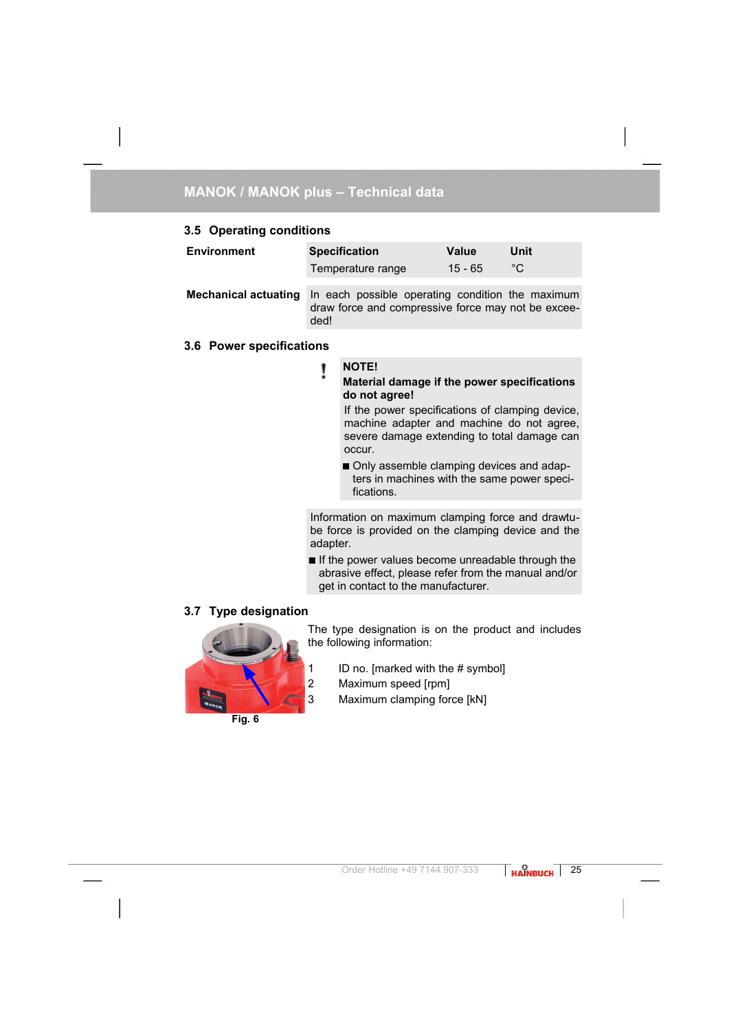## 3.5 Operating conditions

**Environment**

| Specification | Value | Unit |
|---|---|---|
| Temperature range | 15 - 65 | °C |

**Mechanical actuating**

In each possible operating condition the maximum draw force and compressive force may not be exceeded!

## 3.6 Power specifications

**NOTE!**

**Material damage if the power specifications do not agree!**

If the power specifications of clamping device, machine adapter and machine do not agree, severe damage extending to total damage can occur.

- Only assemble clamping devices and adapters in machines with the same power specifications.

Information on maximum clamping force and drawtube force is provided on the clamping device and the adapter.

- If the power values become unreadable through the abrasive effect, please refer from the manual and/or get in contact to the manufacturer.

## 3.7 Type designation

Fig. 6

The type designation is on the product and includes the following information:

1 ID no. [marked with the # symbol]
2 Maximum speed [rpm]
3 Maximum clamping force [kN]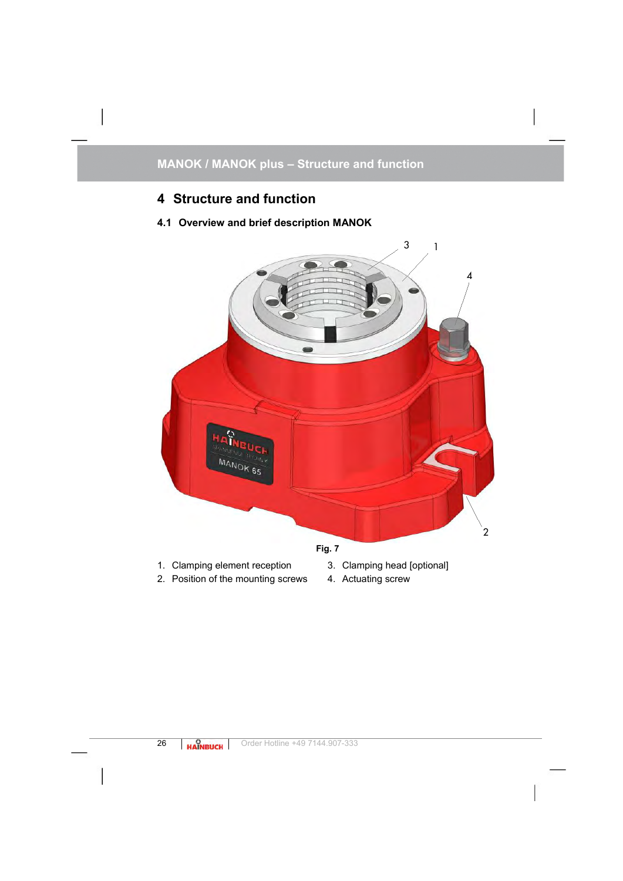# 4 Structure and function

## 4.1 Overview and brief description MANOK

Fig. 7

1. Clamping element reception
2. Position of the mounting screws
3. Clamping head [optional]
4. Actuating screw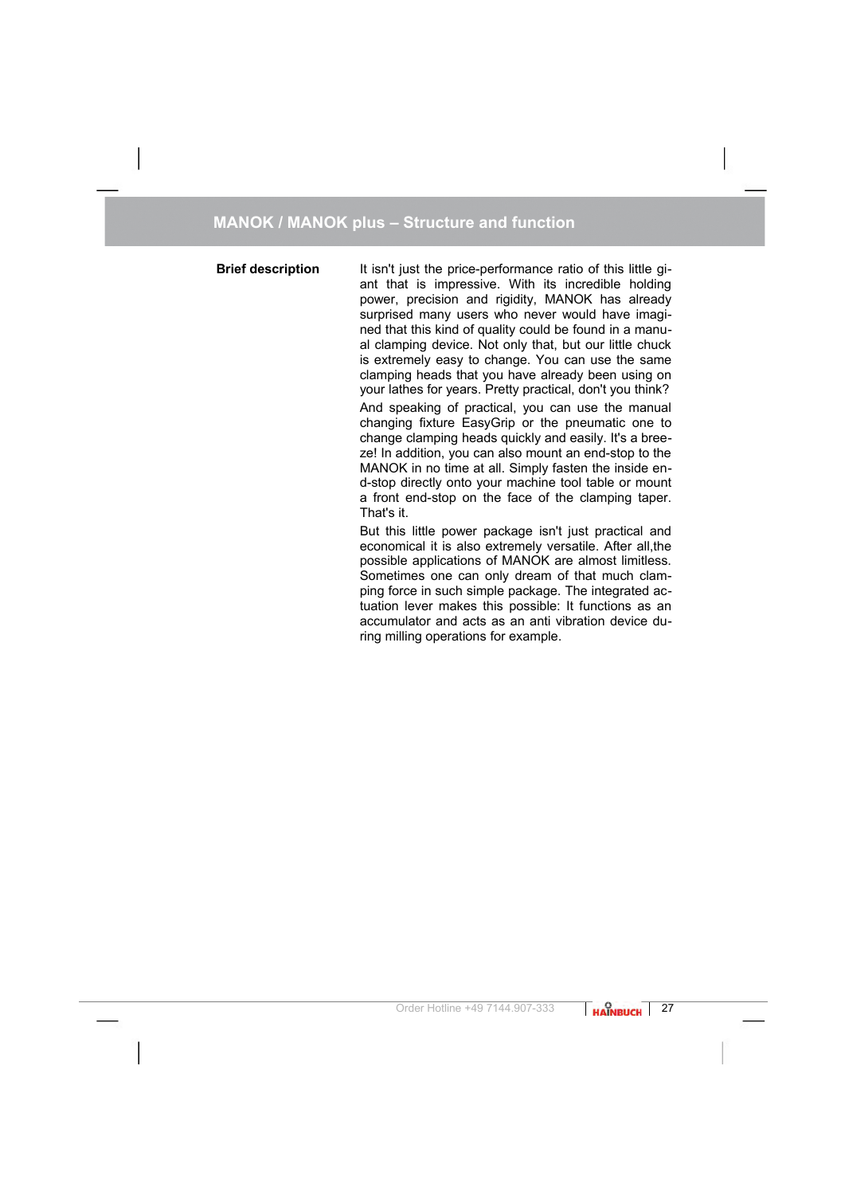# MANOK / MANOK plus – Structure and function

**Brief description**

It isn't just the price-performance ratio of this little giant that is impressive. With its incredible holding power, precision and rigidity, MANOK has already surprised many users who never would have imagined that this kind of quality could be found in a manual clamping device. Not only that, but our little chuck is extremely easy to change. You can use the same clamping heads that you have already been using on your lathes for years. Pretty practical, don't you think?

And speaking of practical, you can use the manual changing fixture EasyGrip or the pneumatic one to change clamping heads quickly and easily. It's a breeze! In addition, you can also mount an end-stop to the MANOK in no time at all. Simply fasten the inside end-stop directly onto your machine tool table or mount a front end-stop on the face of the clamping taper. That's it.

But this little power package isn't just practical and economical it is also extremely versatile. After all,the possible applications of MANOK are almost limitless. Sometimes one can only dream of that much clamping force in such simple package. The integrated actuation lever makes this possible: It functions as an accumulator and acts as an anti vibration device during milling operations for example.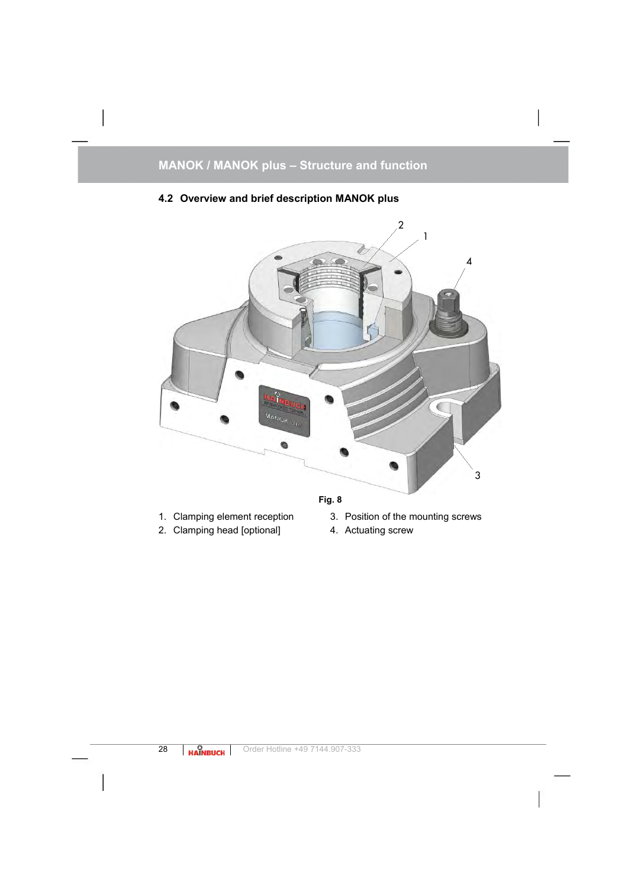## MANOK / MANOK plus – Structure and function

### 4.2 Overview and brief description MANOK plus

Fig. 8

1. Clamping element reception
2. Clamping head [optional]
3. Position of the mounting screws
4. Actuating screw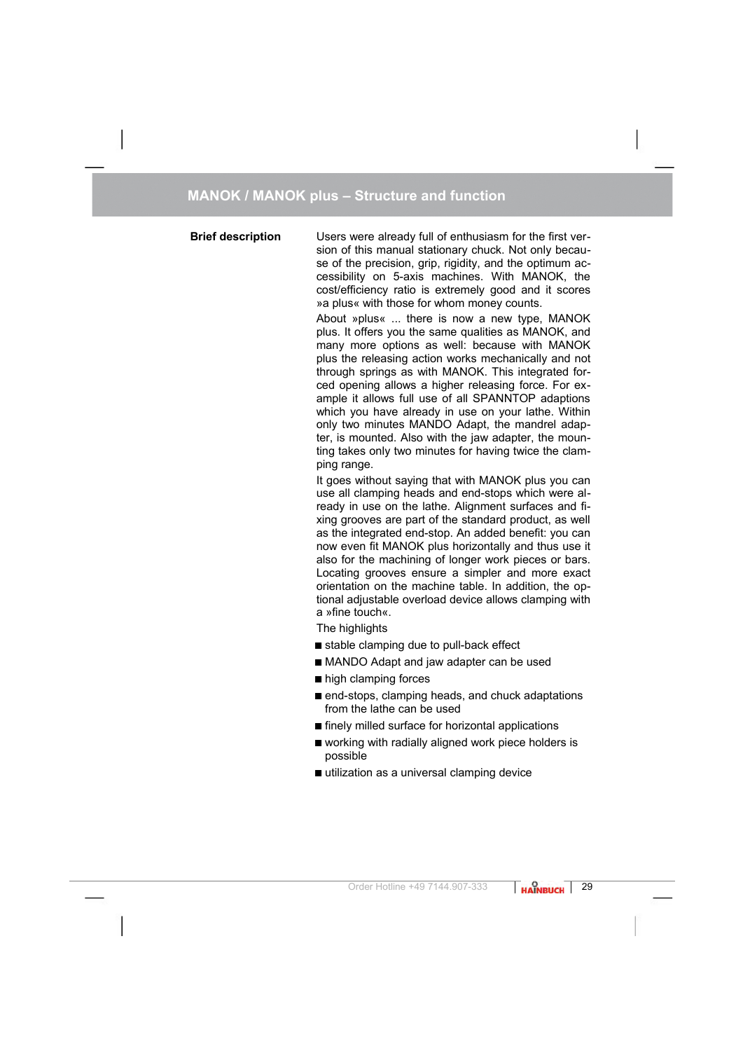# MANOK / MANOK plus – Structure and function

**Brief description**

Users were already full of enthusiasm for the first version of this manual stationary chuck. Not only because of the precision, grip, rigidity, and the optimum accessibility on 5-axis machines. With MANOK, the cost/efficiency ratio is extremely good and it scores »a plus« with those for whom money counts.

About »plus« ... there is now a new type, MANOK plus. It offers you the same qualities as MANOK, and many more options as well: because with MANOK plus the releasing action works mechanically and not through springs as with MANOK. This integrated forced opening allows a higher releasing force. For example it allows full use of all SPANNTOP adaptions which you have already in use on your lathe. Within only two minutes MANDO Adapt, the mandrel adapter, is mounted. Also with the jaw adapter, the mounting takes only two minutes for having twice the clamping range.

It goes without saying that with MANOK plus you can use all clamping heads and end-stops which were already in use on the lathe. Alignment surfaces and fixing grooves are part of the standard product, as well as the integrated end-stop. An added benefit: you can now even fit MANOK plus horizontally and thus use it also for the machining of longer work pieces or bars. Locating grooves ensure a simpler and more exact orientation on the machine table. In addition, the optional adjustable overload device allows clamping with a »fine touch«.

The highlights

- stable clamping due to pull-back effect
- MANDO Adapt and jaw adapter can be used
- high clamping forces
- end-stops, clamping heads, and chuck adaptations from the lathe can be used
- finely milled surface for horizontal applications
- working with radially aligned work piece holders is possible
- utilization as a universal clamping device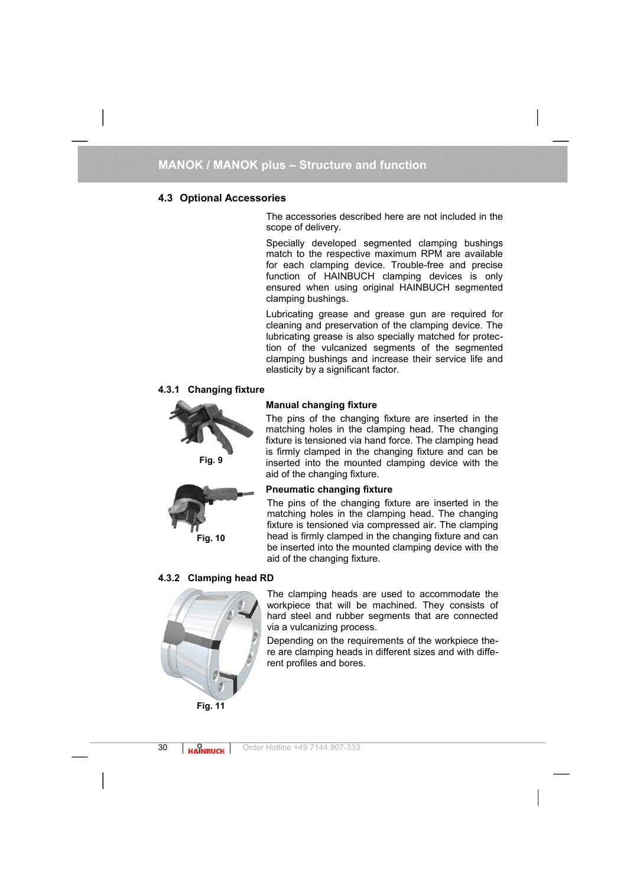## 4.3 Optional Accessories

The accessories described here are not included in the scope of delivery.

Specially developed segmented clamping bushings match to the respective maximum RPM are available for each clamping device. Trouble-free and precise function of HAINBUCH clamping devices is only ensured when using original HAINBUCH segmented clamping bushings.

Lubricating grease and grease gun are required for cleaning and preservation of the clamping device. The lubricating grease is also specially matched for protection of the vulcanized segments of the segmented clamping bushings and increase their service life and elasticity by a significant factor.

### 4.3.1 Changing fixture

Fig. 9

**Manual changing fixture**

The pins of the changing fixture are inserted in the matching holes in the clamping head. The changing fixture is tensioned via hand force. The clamping head is firmly clamped in the changing fixture and can be inserted into the mounted clamping device with the aid of the changing fixture.

Fig. 10

**Pneumatic changing fixture**

The pins of the changing fixture are inserted in the matching holes in the clamping head. The changing fixture is tensioned via compressed air. The clamping head is firmly clamped in the changing fixture and can be inserted into the mounted clamping device with the aid of the changing fixture.

### 4.3.2 Clamping head RD

Fig. 11

The clamping heads are used to accommodate the workpiece that will be machined. They consists of hard steel and rubber segments that are connected via a vulcanizing process.

Depending on the requirements of the workpiece there are clamping heads in different sizes and with different profiles and bores.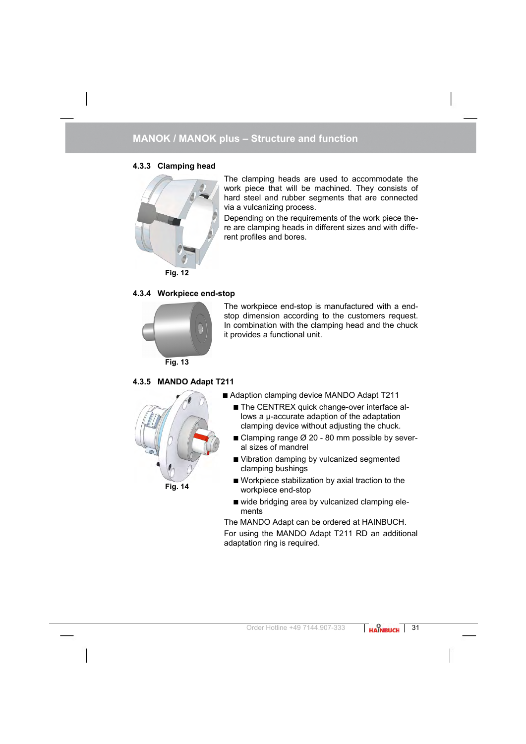## MANOK / MANOK plus – Structure and function

### 4.3.3 Clamping head

Fig. 12

The clamping heads are used to accommodate the work piece that will be machined. They consists of hard steel and rubber segments that are connected via a vulcanizing process.

Depending on the requirements of the work piece there are clamping heads in different sizes and with different profiles and bores.

### 4.3.4 Workpiece end-stop

Fig. 13

The workpiece end-stop is manufactured with a end-stop dimension according to the customers request. In combination with the clamping head and the chuck it provides a functional unit.

### 4.3.5 MANDO Adapt T211

Fig. 14

- Adaption clamping device MANDO Adapt T211
  - The CENTREX quick change-over interface allows a μ-accurate adaption of the adaptation clamping device without adjusting the chuck.
  - Clamping range Ø 20 - 80 mm possible by several sizes of mandrel
  - Vibration damping by vulcanized segmented clamping bushings
  - Workpiece stabilization by axial traction to the workpiece end-stop
  - wide bridging area by vulcanized clamping elements

The MANDO Adapt can be ordered at HAINBUCH.

For using the MANDO Adapt T211 RD an additional adaptation ring is required.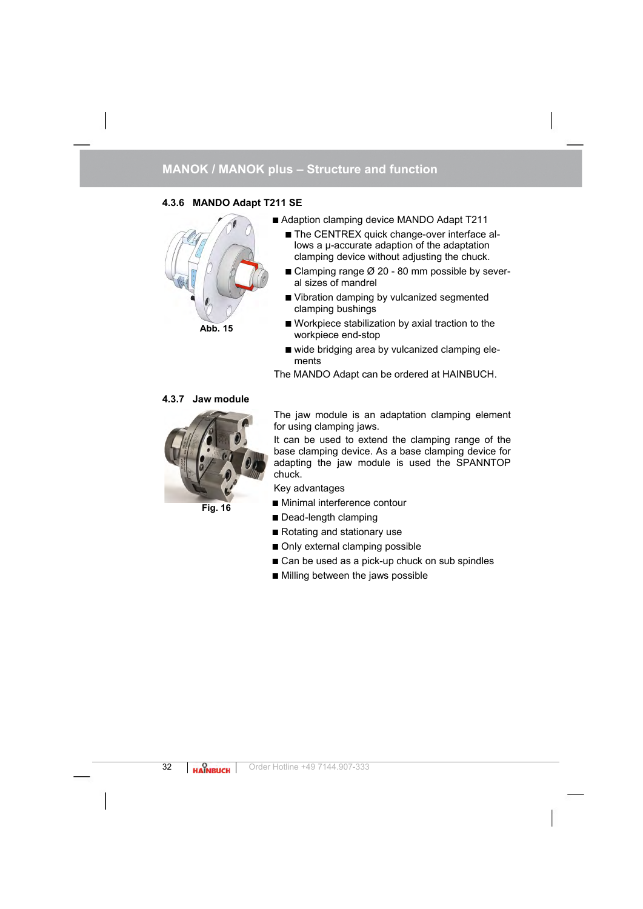## MANOK / MANOK plus – Structure and function

### 4.3.6 MANDO Adapt T211 SE

Abb. 15

- Adaption clamping device MANDO Adapt T211
  - The CENTREX quick change-over interface allows a μ-accurate adaption of the adaptation clamping device without adjusting the chuck.
  - Clamping range Ø 20 - 80 mm possible by several sizes of mandrel
  - Vibration damping by vulcanized segmented clamping bushings
  - Workpiece stabilization by axial traction to the workpiece end-stop
  - wide bridging area by vulcanized clamping elements

The MANDO Adapt can be ordered at HAINBUCH.

### 4.3.7 Jaw module

Fig. 16

The jaw module is an adaptation clamping element for using clamping jaws.

It can be used to extend the clamping range of the base clamping device. As a base clamping device for adapting the jaw module is used the SPANNTOP chuck.

Key advantages

- Minimal interference contour
- Dead-length clamping
- Rotating and stationary use
- Only external clamping possible
- Can be used as a pick-up chuck on sub spindles
- Milling between the jaws possible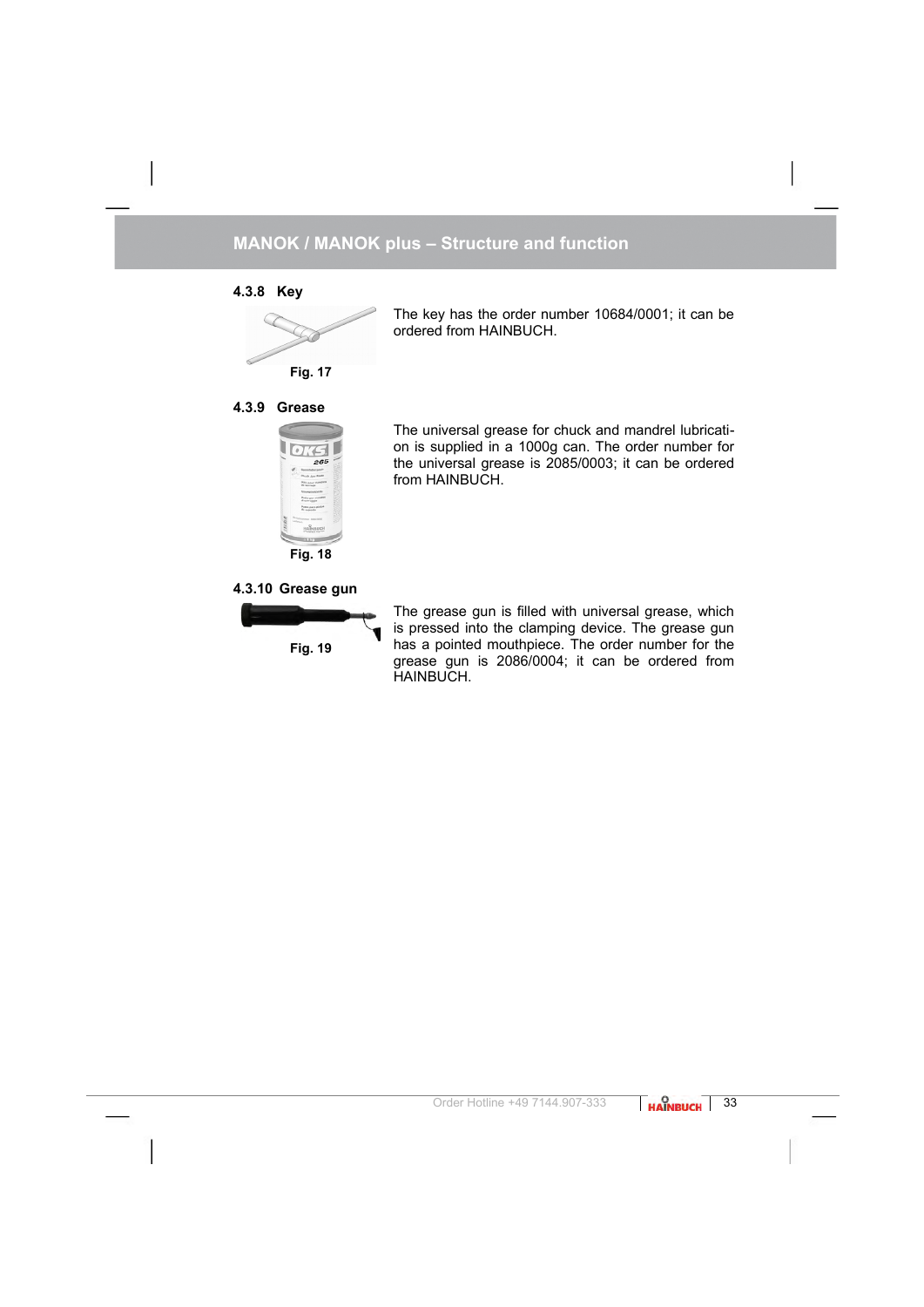#### 4.3.8 Key

Fig. 17

The key has the order number 10684/0001; it can be ordered from HAINBUCH.

#### 4.3.9 Grease

Fig. 18

The universal grease for chuck and mandrel lubrication is supplied in a 1000g can. The order number for the universal grease is 2085/0003; it can be ordered from HAINBUCH.

#### 4.3.10 Grease gun

Fig. 19

The grease gun is filled with universal grease, which is pressed into the clamping device. The grease gun has a pointed mouthpiece. The order number for the grease gun is 2086/0004; it can be ordered from HAINBUCH.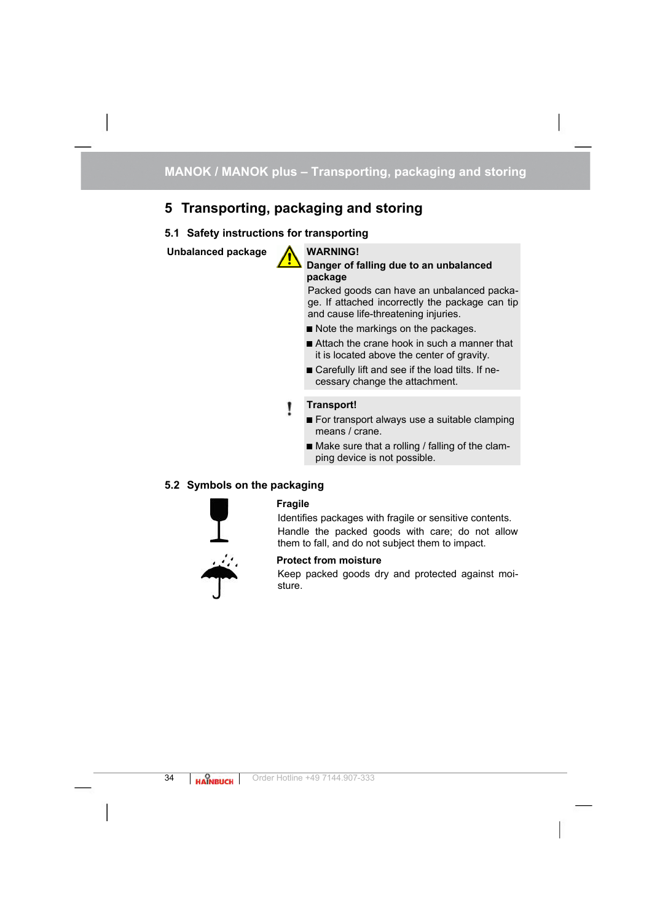# 5 Transporting, packaging and storing

## 5.1 Safety instructions for transporting

**Unbalanced package**

**WARNING!**
**Danger of falling due to an unbalanced package**

Packed goods can have an unbalanced package. If attached incorrectly the package can tip and cause life-threatening injuries.

- Note the markings on the packages.
- Attach the crane hook in such a manner that it is located above the center of gravity.
- Carefully lift and see if the load tilts. If necessary change the attachment.

**Transport!**

- For transport always use a suitable clamping means / crane.
- Make sure that a rolling / falling of the clamping device is not possible.

## 5.2 Symbols on the packaging

**Fragile**

Identifies packages with fragile or sensitive contents.

Handle the packed goods with care; do not allow them to fall, and do not subject them to impact.

**Protect from moisture**

Keep packed goods dry and protected against moisture.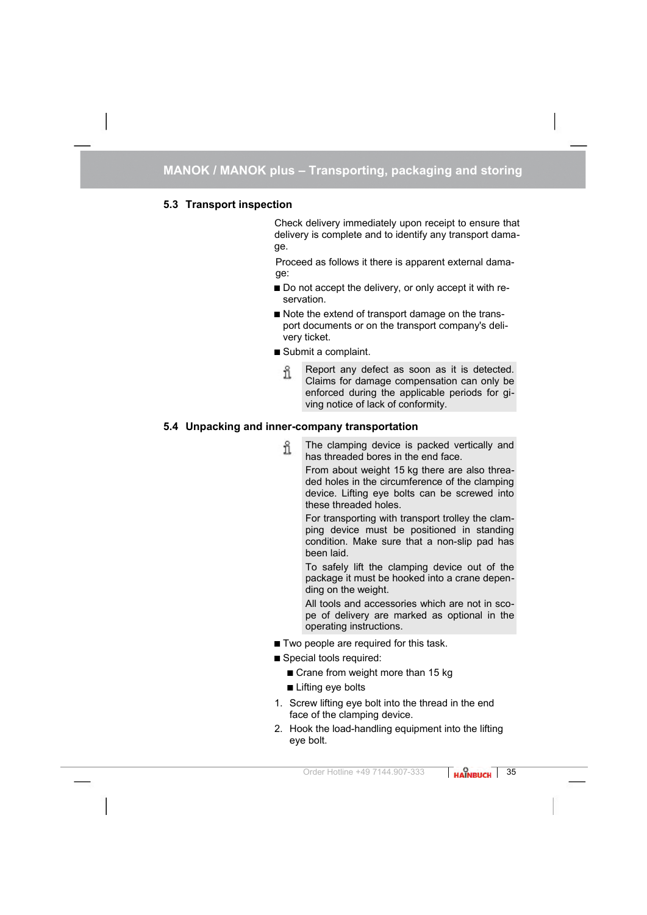## 5.3 Transport inspection

Check delivery immediately upon receipt to ensure that delivery is complete and to identify any transport damage.

Proceed as follows it there is apparent external damage:

- Do not accept the delivery, or only accept it with reservation.
- Note the extend of transport damage on the transport documents or on the transport company's delivery ticket.
- Submit a complaint.

> Report any defect as soon as it is detected. Claims for damage compensation can only be enforced during the applicable periods for giving notice of lack of conformity.

## 5.4 Unpacking and inner-company transportation

> The clamping device is packed vertically and has threaded bores in the end face.
>
> From about weight 15 kg there are also threaded holes in the circumference of the clamping device. Lifting eye bolts can be screwed into these threaded holes.
>
> For transporting with transport trolley the clamping device must be positioned in standing condition. Make sure that a non-slip pad has been laid.
>
> To safely lift the clamping device out of the package it must be hooked into a crane depending on the weight.
>
> All tools and accessories which are not in scope of delivery are marked as optional in the operating instructions.

- Two people are required for this task.
- Special tools required:
  - Crane from weight more than 15 kg
  - Lifting eye bolts

1. Screw lifting eye bolt into the thread in the end face of the clamping device.
2. Hook the load-handling equipment into the lifting eye bolt.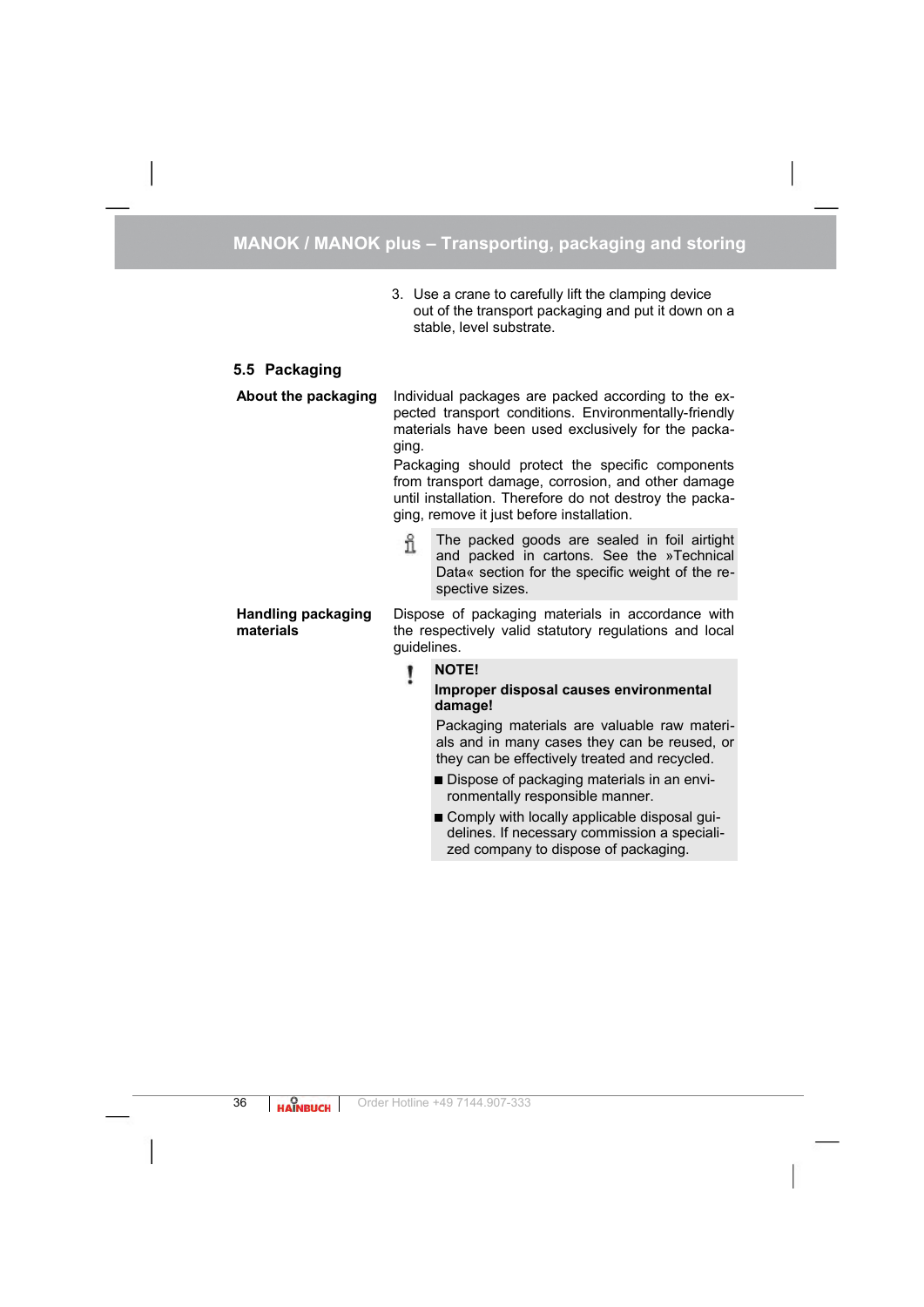3. Use a crane to carefully lift the clamping device out of the transport packaging and put it down on a stable, level substrate.

## 5.5 Packaging

**About the packaging**

Individual packages are packed according to the expected transport conditions. Environmentally-friendly materials have been used exclusively for the packaging.

Packaging should protect the specific components from transport damage, corrosion, and other damage until installation. Therefore do not destroy the packaging, remove it just before installation.

> The packed goods are sealed in foil airtight and packed in cartons. See the »Technical Data« section for the specific weight of the respective sizes.

**Handling packaging materials**

Dispose of packaging materials in accordance with the respectively valid statutory regulations and local guidelines.

> **NOTE!**
>
> **Improper disposal causes environmental damage!**
>
> Packaging materials are valuable raw materials and in many cases they can be reused, or they can be effectively treated and recycled.
>
> - Dispose of packaging materials in an environmentally responsible manner.
> - Comply with locally applicable disposal guidelines. If necessary commission a specialized company to dispose of packaging.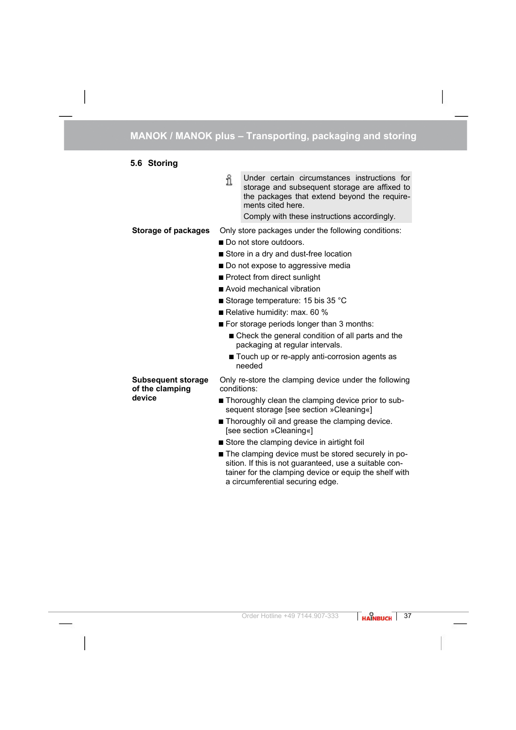## 5.6 Storing

> Under certain circumstances instructions for storage and subsequent storage are affixed to the packages that extend beyond the requirements cited here.
>
> Comply with these instructions accordingly.

**Storage of packages**

Only store packages under the following conditions:

- Do not store outdoors.
- Store in a dry and dust-free location
- Do not expose to aggressive media
- Protect from direct sunlight
- Avoid mechanical vibration
- Storage temperature: 15 bis 35 °C
- Relative humidity: max. 60 %
- For storage periods longer than 3 months:
  - Check the general condition of all parts and the packaging at regular intervals.
  - Touch up or re-apply anti-corrosion agents as needed

**Subsequent storage of the clamping device**

Only re-store the clamping device under the following conditions:

- Thoroughly clean the clamping device prior to subsequent storage [see section »Cleaning«]
- Thoroughly oil and grease the clamping device. [see section »Cleaning«]
- Store the clamping device in airtight foil
- The clamping device must be stored securely in position. If this is not guaranteed, use a suitable container for the clamping device or equip the shelf with a circumferential securing edge.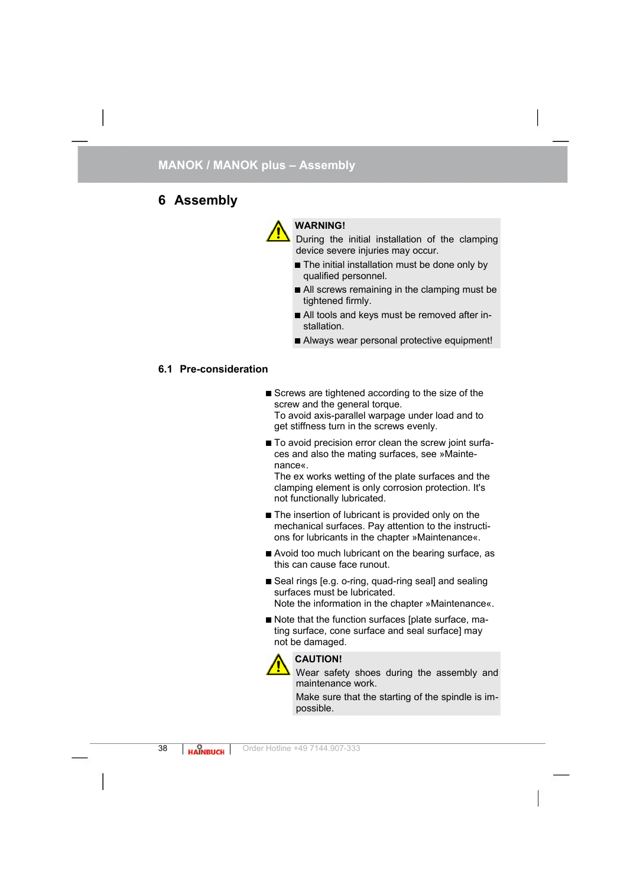# 6 Assembly

**WARNING!**

During the initial installation of the clamping device severe injuries may occur.

- The initial installation must be done only by qualified personnel.
- All screws remaining in the clamping must be tightened firmly.
- All tools and keys must be removed after installation.
- Always wear personal protective equipment!

## 6.1 Pre-consideration

- Screws are tightened according to the size of the screw and the general torque.
  To avoid axis-parallel warpage under load and to get stiffness turn in the screws evenly.
- To avoid precision error clean the screw joint surfaces and also the mating surfaces, see »Maintenance«.
  The ex works wetting of the plate surfaces and the clamping element is only corrosion protection. It's not functionally lubricated.
- The insertion of lubricant is provided only on the mechanical surfaces. Pay attention to the instructions for lubricants in the chapter »Maintenance«.
- Avoid too much lubricant on the bearing surface, as this can cause face runout.
- Seal rings [e.g. o-ring, quad-ring seal] and sealing surfaces must be lubricated.
  Note the information in the chapter »Maintenance«.
- Note that the function surfaces [plate surface, mating surface, cone surface and seal surface] may not be damaged.

**CAUTION!**

Wear safety shoes during the assembly and maintenance work.

Make sure that the starting of the spindle is impossible.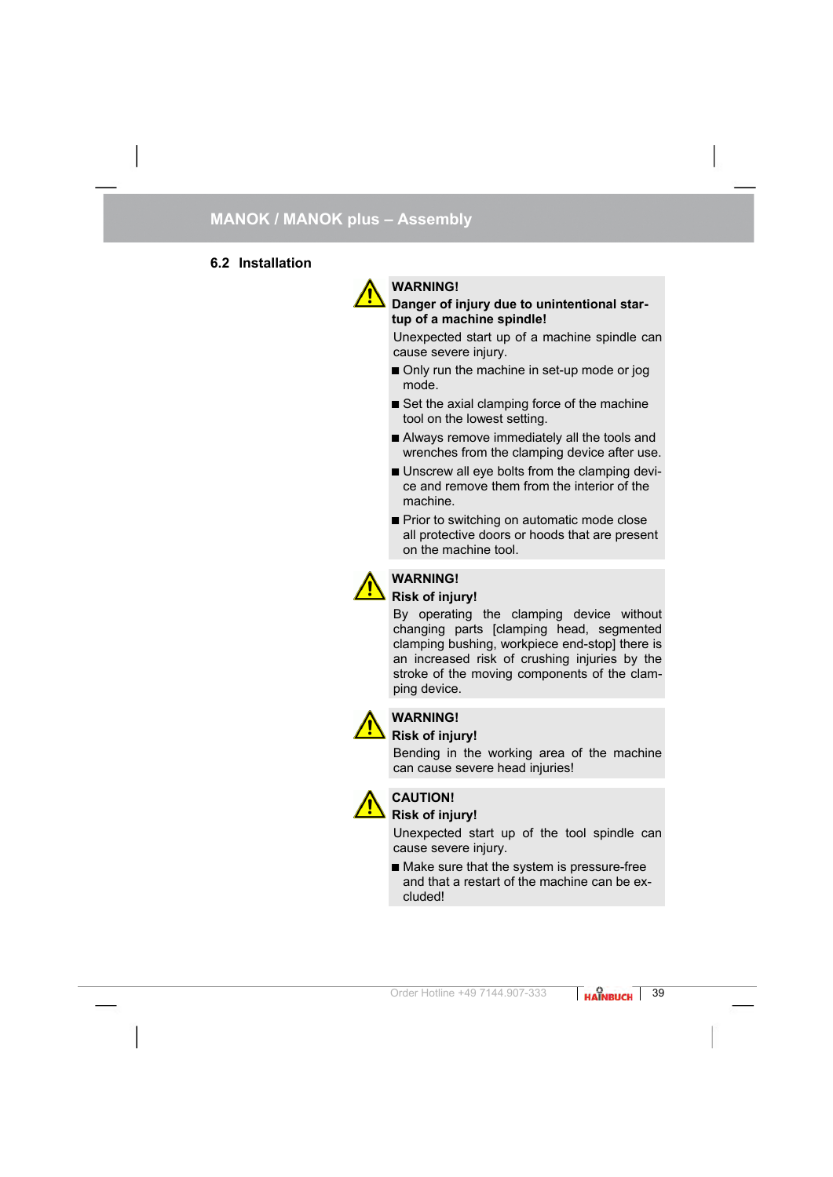## 6.2 Installation

**WARNING!**

**Danger of injury due to unintentional start-up of a machine spindle!**

Unexpected start up of a machine spindle can cause severe injury.

- Only run the machine in set-up mode or jog mode.
- Set the axial clamping force of the machine tool on the lowest setting.
- Always remove immediately all the tools and wrenches from the clamping device after use.
- Unscrew all eye bolts from the clamping device and remove them from the interior of the machine.
- Prior to switching on automatic mode close all protective doors or hoods that are present on the machine tool.

**WARNING!**

**Risk of injury!**

By operating the clamping device without changing parts [clamping head, segmented clamping bushing, workpiece end-stop] there is an increased risk of crushing injuries by the stroke of the moving components of the clamping device.

**WARNING!**

**Risk of injury!**

Bending in the working area of the machine can cause severe head injuries!

**CAUTION!**

**Risk of injury!**

Unexpected start up of the tool spindle can cause severe injury.

- Make sure that the system is pressure-free and that a restart of the machine can be excluded!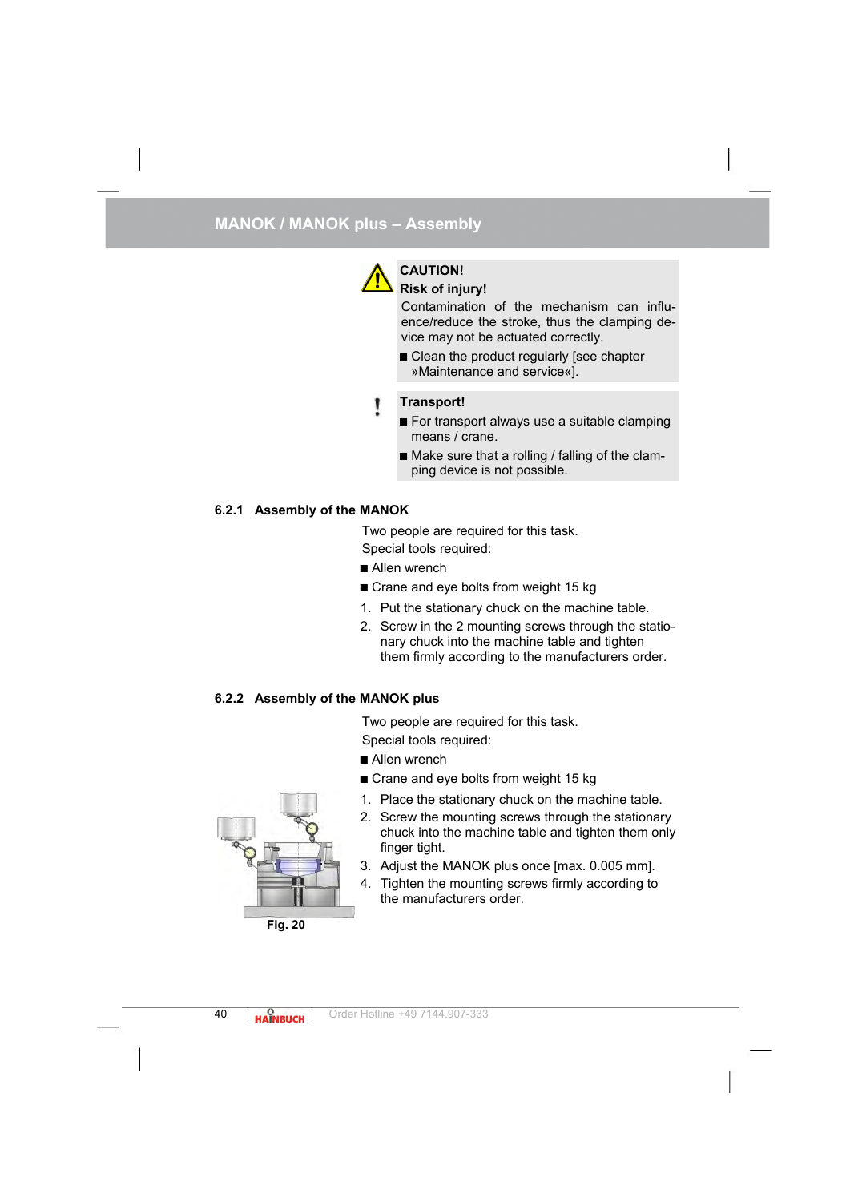## MANOK / MANOK plus – Assembly

> **CAUTION!**
> **Risk of injury!**
> Contamination of the mechanism can influence/reduce the stroke, thus the clamping device may not be actuated correctly.
> - Clean the product regularly [see chapter »Maintenance and service«].

> **Transport!**
> - For transport always use a suitable clamping means / crane.
> - Make sure that a rolling / falling of the clamping device is not possible.

### 6.2.1 Assembly of the MANOK

Two people are required for this task.

Special tools required:

- Allen wrench
- Crane and eye bolts from weight 15 kg

1. Put the stationary chuck on the machine table.
2. Screw in the 2 mounting screws through the stationary chuck into the machine table and tighten them firmly according to the manufacturers order.

### 6.2.2 Assembly of the MANOK plus

Two people are required for this task.

Special tools required:

- Allen wrench
- Crane and eye bolts from weight 15 kg

1. Place the stationary chuck on the machine table.
2. Screw the mounting screws through the stationary chuck into the machine table and tighten them only finger tight.
3. Adjust the MANOK plus once [max. 0.005 mm].
4. Tighten the mounting screws firmly according to the manufacturers order.

Fig. 20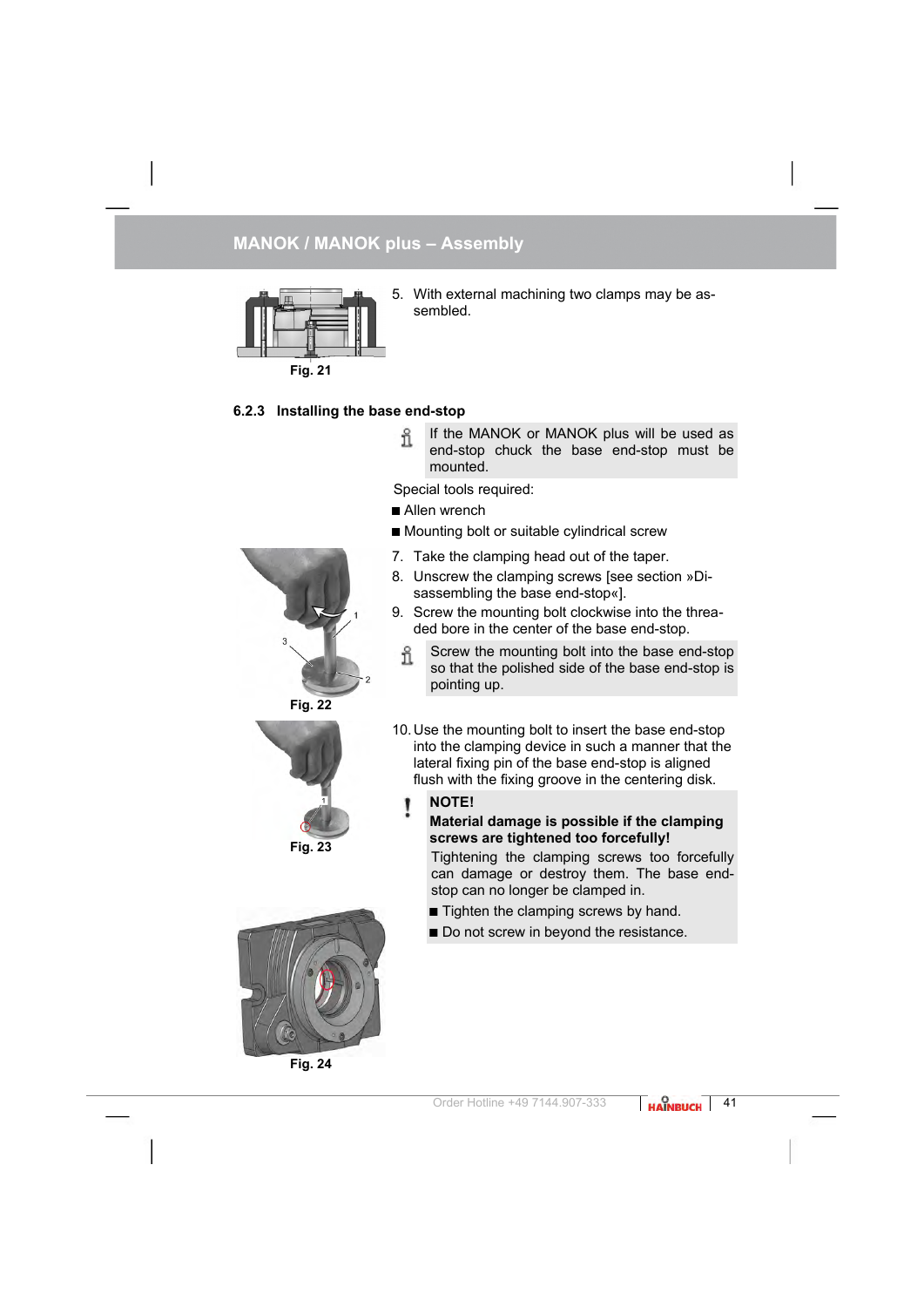Fig. 21

5. With external machining two clamps may be assembled.

### 6.2.3 Installing the base end-stop

If the MANOK or MANOK plus will be used as end-stop chuck the base end-stop must be mounted.

Special tools required:

- Allen wrench
- Mounting bolt or suitable cylindrical screw

Fig. 22

7. Take the clamping head out of the taper.
8. Unscrew the clamping screws [see section »Disassembling the base end-stop«].
9. Screw the mounting bolt clockwise into the threaded bore in the center of the base end-stop.

Screw the mounting bolt into the base end-stop so that the polished side of the base end-stop is pointing up.

Fig. 23

10. Use the mounting bolt to insert the base end-stop into the clamping device in such a manner that the lateral fixing pin of the base end-stop is aligned flush with the fixing groove in the centering disk.

**NOTE!**

**Material damage is possible if the clamping screws are tightened too forcefully!**

Tightening the clamping screws too forcefully can damage or destroy them. The base end-stop can no longer be clamped in.

- Tighten the clamping screws by hand.
- Do not screw in beyond the resistance.

Fig. 24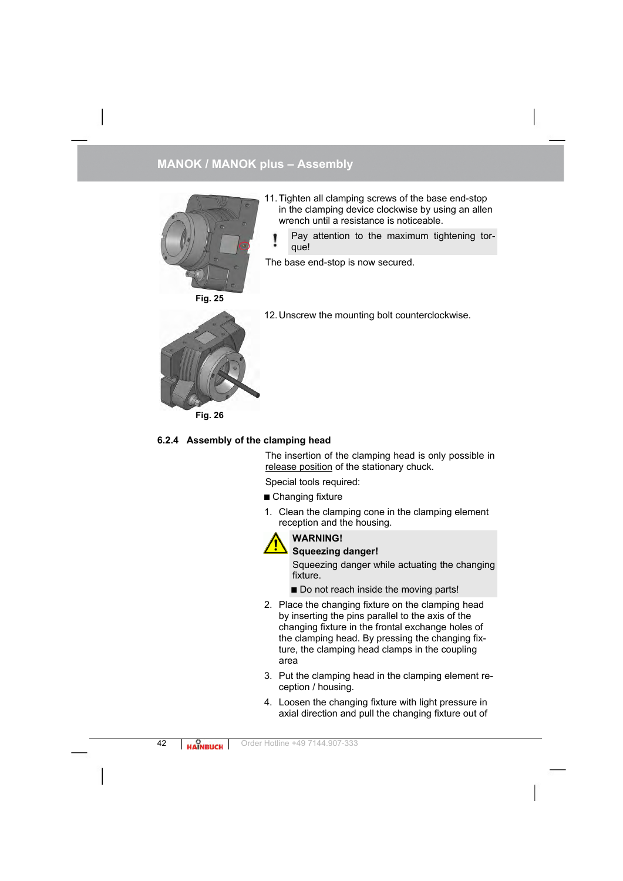Fig. 25

11. Tighten all clamping screws of the base end-stop in the clamping device clockwise by using an allen wrench until a resistance is noticeable.

> **!** Pay attention to the maximum tightening torque!

The base end-stop is now secured.

Fig. 26

12. Unscrew the mounting bolt counterclockwise.

### 6.2.4 Assembly of the clamping head

The insertion of the clamping head is only possible in release position of the stationary chuck.

Special tools required:

- Changing fixture

1. Clean the clamping cone in the clamping element reception and the housing.

> **WARNING!**
>
> **Squeezing danger!**
>
> Squeezing danger while actuating the changing fixture.
>
> - Do not reach inside the moving parts!

2. Place the changing fixture on the clamping head by inserting the pins parallel to the axis of the changing fixture in the frontal exchange holes of the clamping head. By pressing the changing fixture, the clamping head clamps in the coupling area
3. Put the clamping head in the clamping element reception / housing.
4. Loosen the changing fixture with light pressure in axial direction and pull the changing fixture out of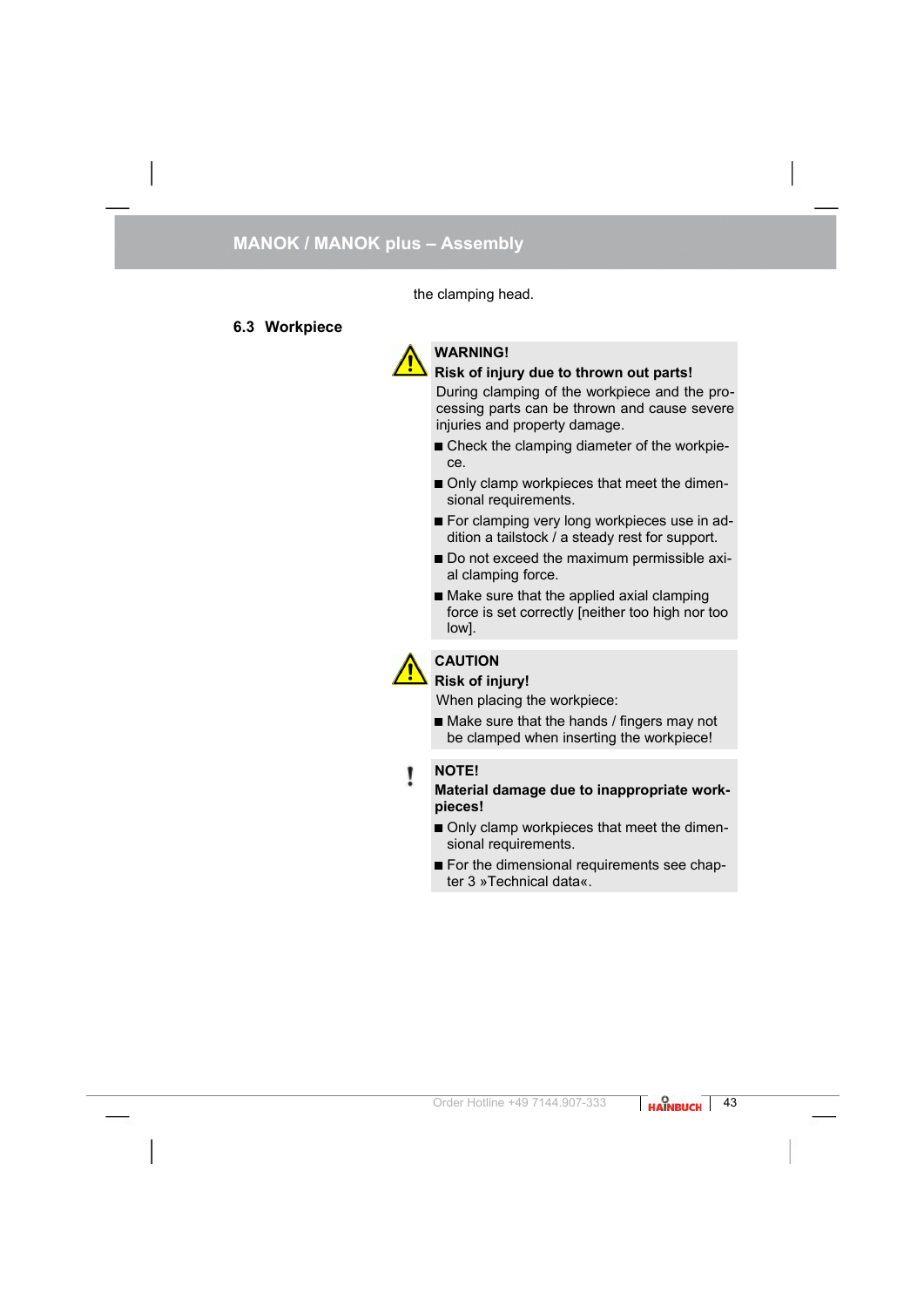the clamping head.

## 6.3 Workpiece

**WARNING!**

**Risk of injury due to thrown out parts!**

During clamping of the workpiece and the processing parts can be thrown and cause severe injuries and property damage.

- Check the clamping diameter of the workpiece.
- Only clamp workpieces that meet the dimensional requirements.
- For clamping very long workpieces use in addition a tailstock / a steady rest for support.
- Do not exceed the maximum permissible axial clamping force.
- Make sure that the applied axial clamping force is set correctly [neither too high nor too low].

**CAUTION**

**Risk of injury!**

When placing the workpiece:

- Make sure that the hands / fingers may not be clamped when inserting the workpiece!

**NOTE!**

**Material damage due to inappropriate workpieces!**

- Only clamp workpieces that meet the dimensional requirements.
- For the dimensional requirements see chapter 3 »Technical data«.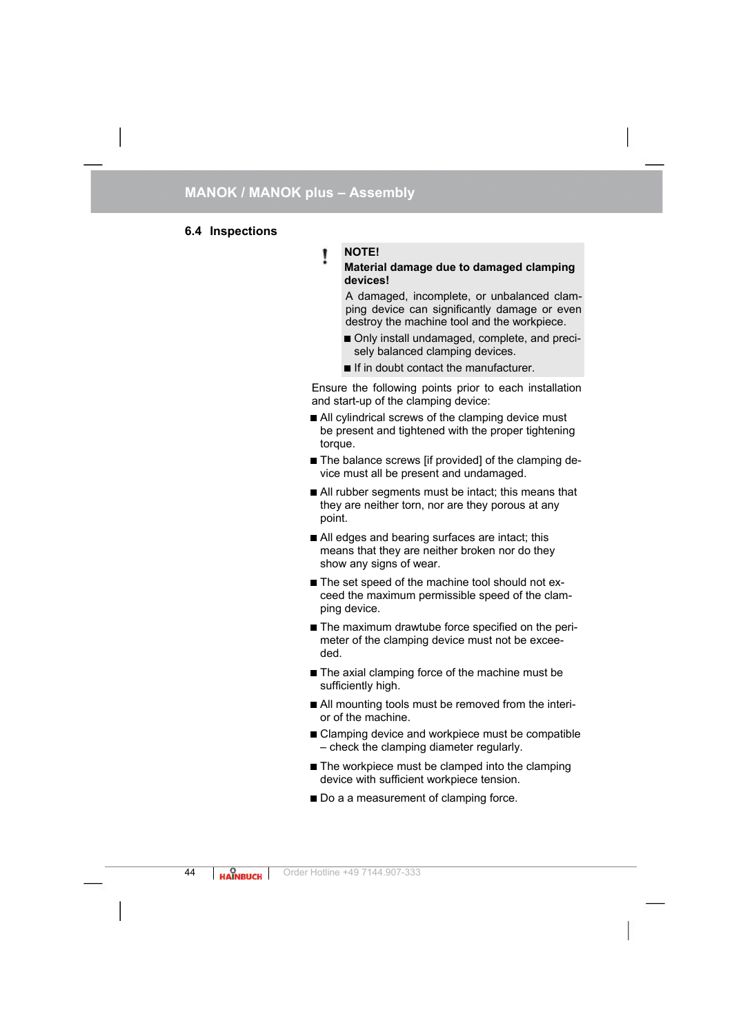## 6.4 Inspections

> **NOTE!**
>
> **Material damage due to damaged clamping devices!**
>
> A damaged, incomplete, or unbalanced clamping device can significantly damage or even destroy the machine tool and the workpiece.
>
> - Only install undamaged, complete, and precisely balanced clamping devices.
> - If in doubt contact the manufacturer.

Ensure the following points prior to each installation and start-up of the clamping device:

- All cylindrical screws of the clamping device must be present and tightened with the proper tightening torque.
- The balance screws [if provided] of the clamping device must all be present and undamaged.
- All rubber segments must be intact; this means that they are neither torn, nor are they porous at any point.
- All edges and bearing surfaces are intact; this means that they are neither broken nor do they show any signs of wear.
- The set speed of the machine tool should not exceed the maximum permissible speed of the clamping device.
- The maximum drawtube force specified on the perimeter of the clamping device must not be exceeded.
- The axial clamping force of the machine must be sufficiently high.
- All mounting tools must be removed from the interior of the machine.
- Clamping device and workpiece must be compatible – check the clamping diameter regularly.
- The workpiece must be clamped into the clamping device with sufficient workpiece tension.
- Do a a measurement of clamping force.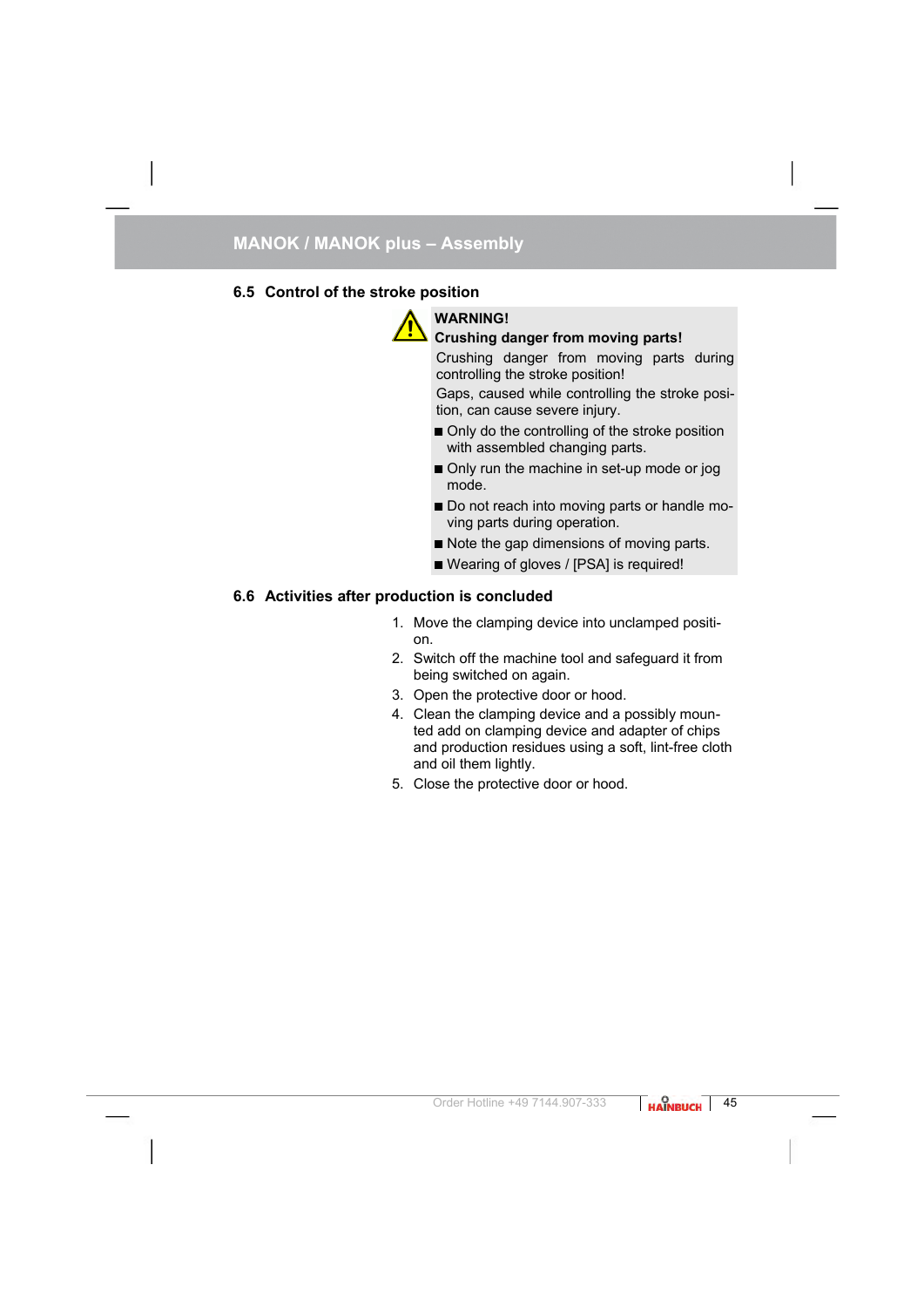## 6.5 Control of the stroke position

**WARNING!**

**Crushing danger from moving parts!**

Crushing danger from moving parts during controlling the stroke position!

Gaps, caused while controlling the stroke position, can cause severe injury.

- Only do the controlling of the stroke position with assembled changing parts.
- Only run the machine in set-up mode or jog mode.
- Do not reach into moving parts or handle moving parts during operation.
- Note the gap dimensions of moving parts.
- Wearing of gloves / [PSA] is required!

## 6.6 Activities after production is concluded

1. Move the clamping device into unclamped position.
2. Switch off the machine tool and safeguard it from being switched on again.
3. Open the protective door or hood.
4. Clean the clamping device and a possibly mounted add on clamping device and adapter of chips and production residues using a soft, lint-free cloth and oil them lightly.
5. Close the protective door or hood.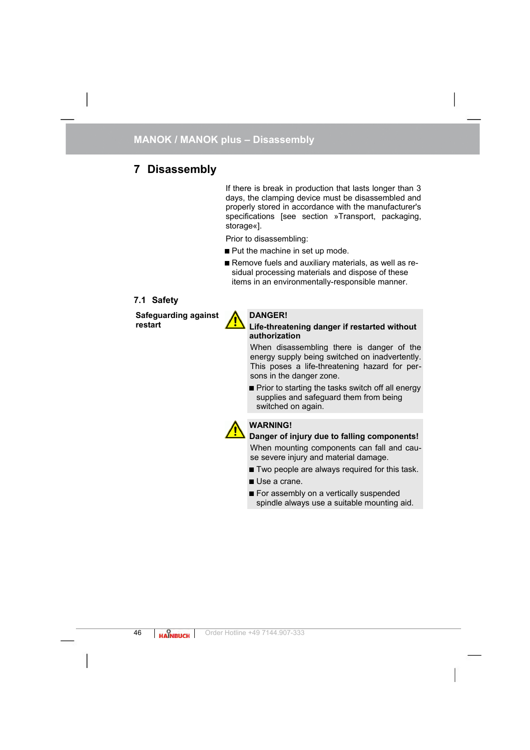# 7 Disassembly

If there is break in production that lasts longer than 3 days, the clamping device must be disassembled and properly stored in accordance with the manufacturer's specifications [see section »Transport, packaging, storage«].

Prior to disassembling:

- Put the machine in set up mode.
- Remove fuels and auxiliary materials, as well as residual processing materials and dispose of these items in an environmentally-responsible manner.

## 7.1 Safety

**Safeguarding against restart**

**DANGER!**

**Life-threatening danger if restarted without authorization**

When disassembling there is danger of the energy supply being switched on inadvertently. This poses a life-threatening hazard for persons in the danger zone.

- Prior to starting the tasks switch off all energy supplies and safeguard them from being switched on again.

**WARNING!**

**Danger of injury due to falling components!**

When mounting components can fall and cause severe injury and material damage.

- Two people are always required for this task.
- Use a crane.
- For assembly on a vertically suspended spindle always use a suitable mounting aid.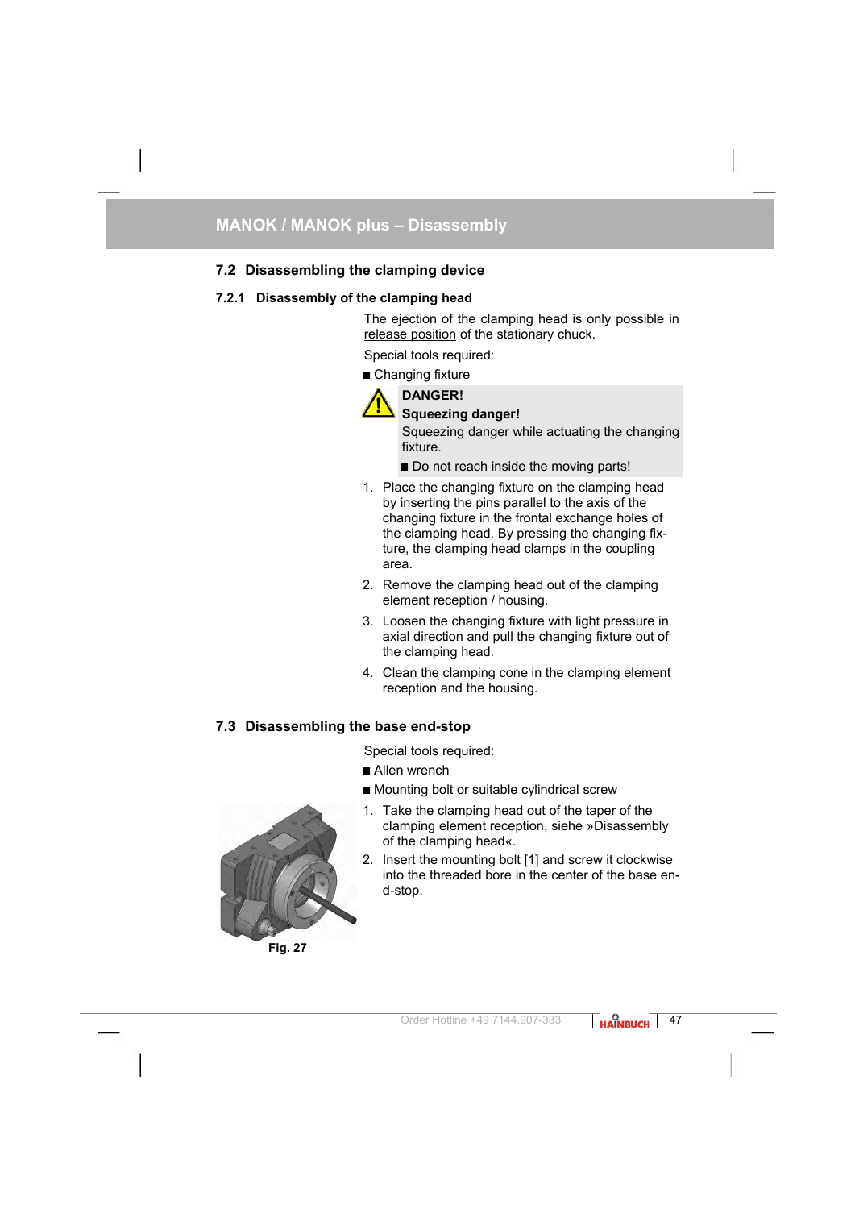## 7.2 Disassembling the clamping device

### 7.2.1 Disassembly of the clamping head

The ejection of the clamping head is only possible in release position of the stationary chuck.

Special tools required:

- Changing fixture

> **DANGER!**
>
> **Squeezing danger!**
>
> Squeezing danger while actuating the changing fixture.
>
> - Do not reach inside the moving parts!

1. Place the changing fixture on the clamping head by inserting the pins parallel to the axis of the changing fixture in the frontal exchange holes of the clamping head. By pressing the changing fixture, the clamping head clamps in the coupling area.
2. Remove the clamping head out of the clamping element reception / housing.
3. Loosen the changing fixture with light pressure in axial direction and pull the changing fixture out of the clamping head.
4. Clean the clamping cone in the clamping element reception and the housing.

## 7.3 Disassembling the base end-stop

Special tools required:

- Allen wrench
- Mounting bolt or suitable cylindrical screw

1. Take the clamping head out of the taper of the clamping element reception, siehe »Disassembly of the clamping head«.
2. Insert the mounting bolt [1] and screw it clockwise into the threaded bore in the center of the base end-stop.

Fig. 27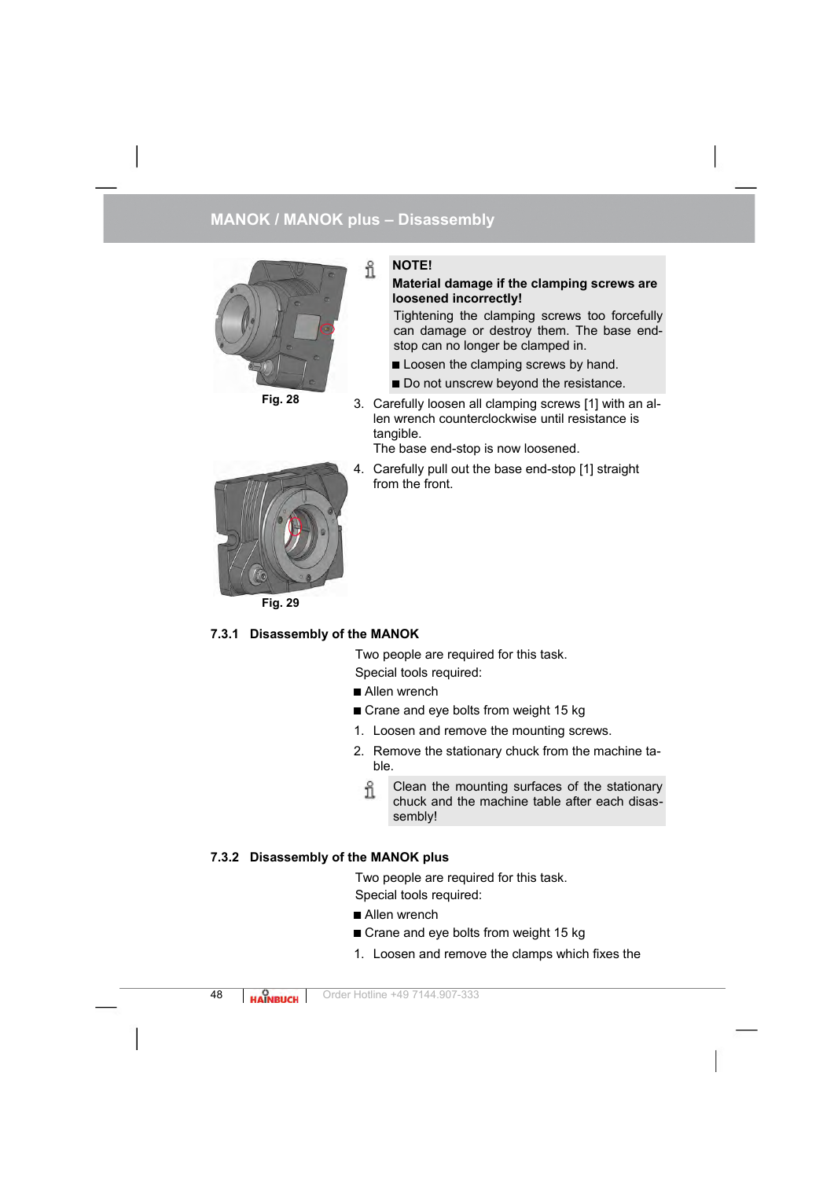## MANOK / MANOK plus – Disassembly

Fig. 28

> **NOTE!**
>
> **Material damage if the clamping screws are loosened incorrectly!**
>
> Tightening the clamping screws too forcefully can damage or destroy them. The base end-stop can no longer be clamped in.
>
> - Loosen the clamping screws by hand.
> - Do not unscrew beyond the resistance.

3. Carefully loosen all clamping screws [1] with an allen wrench counterclockwise until resistance is tangible.
   The base end-stop is now loosened.
4. Carefully pull out the base end-stop [1] straight from the front.

Fig. 29

### 7.3.1 Disassembly of the MANOK

Two people are required for this task.

Special tools required:

- Allen wrench
- Crane and eye bolts from weight 15 kg

1. Loosen and remove the mounting screws.
2. Remove the stationary chuck from the machine table.

> Clean the mounting surfaces of the stationary chuck and the machine table after each disassembly!

### 7.3.2 Disassembly of the MANOK plus

Two people are required for this task.

Special tools required:

- Allen wrench
- Crane and eye bolts from weight 15 kg

1. Loosen and remove the clamps which fixes the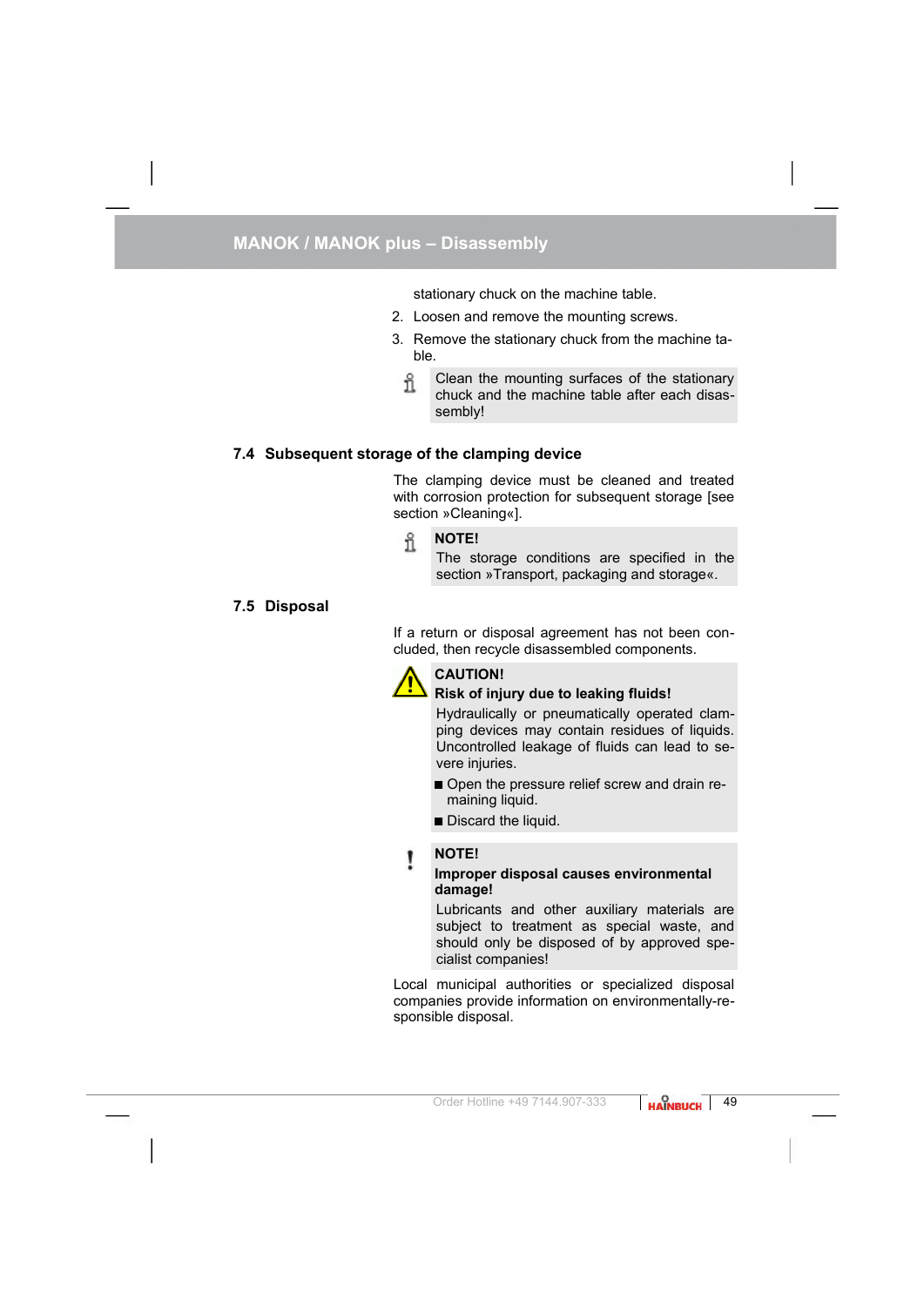stationary chuck on the machine table.

2. Loosen and remove the mounting screws.
3. Remove the stationary chuck from the machine table.

> Clean the mounting surfaces of the stationary chuck and the machine table after each disassembly!

## 7.4 Subsequent storage of the clamping device

The clamping device must be cleaned and treated with corrosion protection for subsequent storage [see section »Cleaning«].

> **NOTE!**
> The storage conditions are specified in the section »Transport, packaging and storage«.

## 7.5 Disposal

If a return or disposal agreement has not been concluded, then recycle disassembled components.

> **CAUTION!**
> **Risk of injury due to leaking fluids!**
> Hydraulically or pneumatically operated clamping devices may contain residues of liquids. Uncontrolled leakage of fluids can lead to severe injuries.
>
> - Open the pressure relief screw and drain remaining liquid.
> - Discard the liquid.

> **NOTE!**
> **Improper disposal causes environmental damage!**
> Lubricants and other auxiliary materials are subject to treatment as special waste, and should only be disposed of by approved specialist companies!

Local municipal authorities or specialized disposal companies provide information on environmentally-responsible disposal.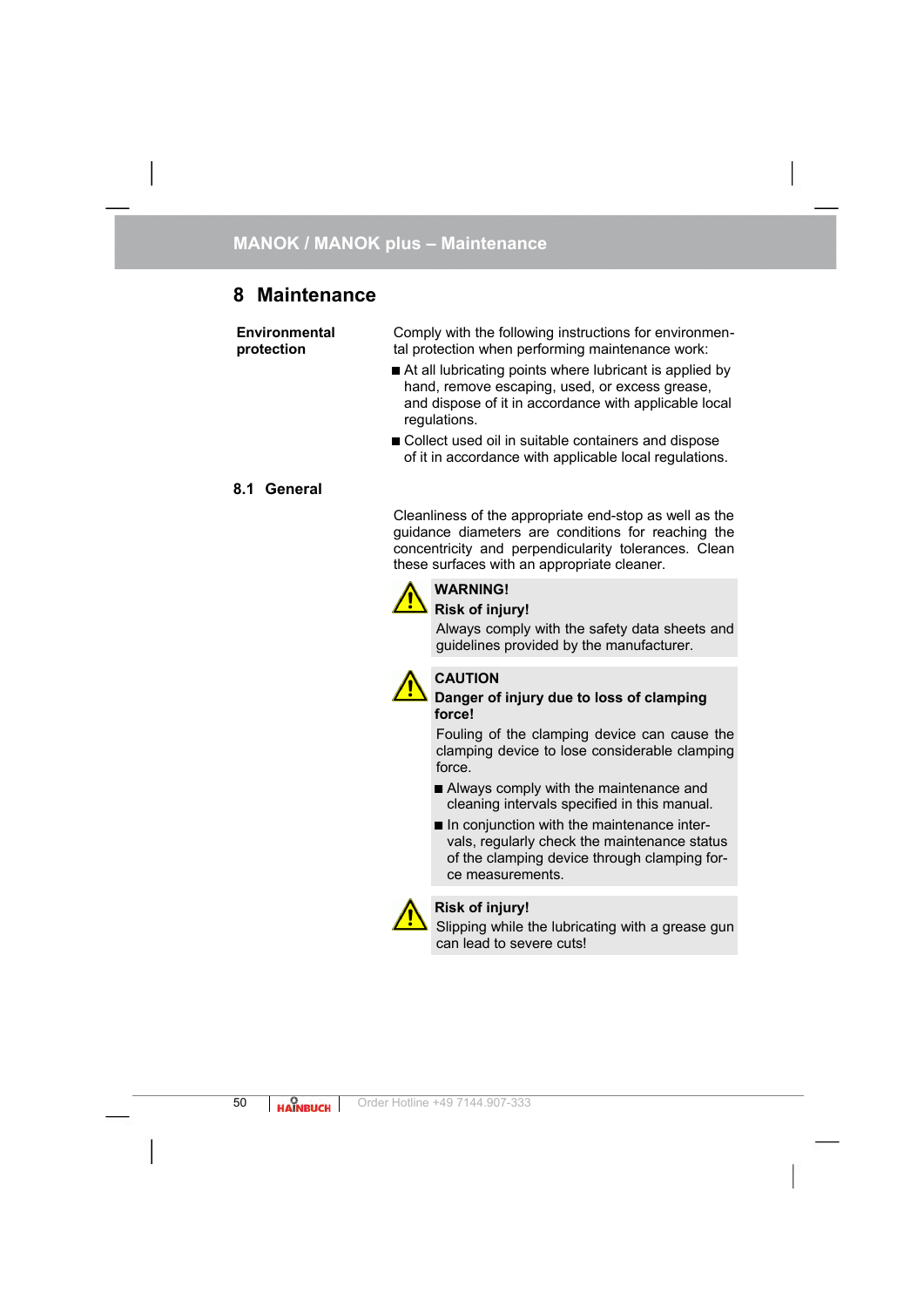# 8 Maintenance

**Environmental protection**

Comply with the following instructions for environmental protection when performing maintenance work:

- At all lubricating points where lubricant is applied by hand, remove escaping, used, or excess grease, and dispose of it in accordance with applicable local regulations.
- Collect used oil in suitable containers and dispose of it in accordance with applicable local regulations.

## 8.1 General

Cleanliness of the appropriate end-stop as well as the guidance diameters are conditions for reaching the concentricity and perpendicularity tolerances. Clean these surfaces with an appropriate cleaner.

> **WARNING!**
>
> **Risk of injury!**
>
> Always comply with the safety data sheets and guidelines provided by the manufacturer.

> **CAUTION**
>
> **Danger of injury due to loss of clamping force!**
>
> Fouling of the clamping device can cause the clamping device to lose considerable clamping force.
>
> - Always comply with the maintenance and cleaning intervals specified in this manual.
> - In conjunction with the maintenance intervals, regularly check the maintenance status of the clamping device through clamping force measurements.

> **Risk of injury!**
>
> Slipping while the lubricating with a grease gun can lead to severe cuts!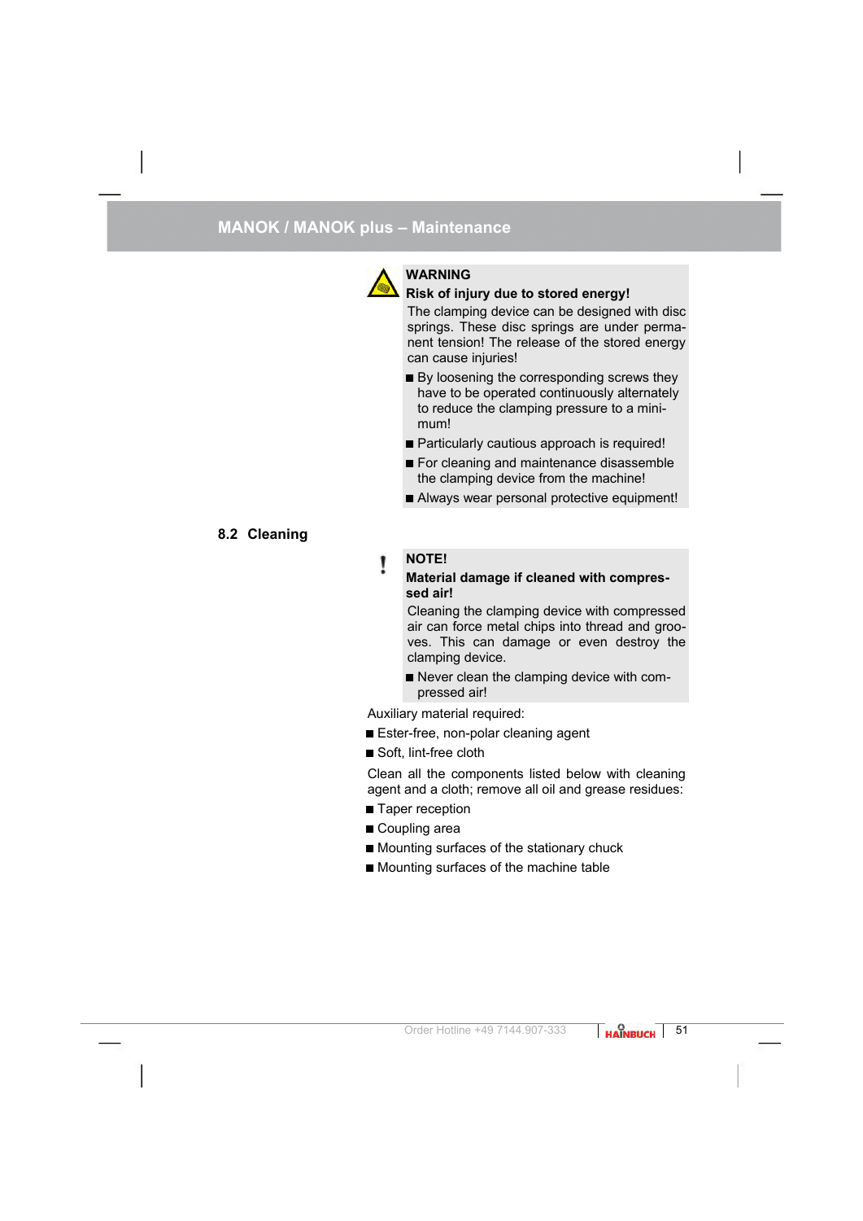**WARNING**

**Risk of injury due to stored energy!**

The clamping device can be designed with disc springs. These disc springs are under permanent tension! The release of the stored energy can cause injuries!

- By loosening the corresponding screws they have to be operated continuously alternately to reduce the clamping pressure to a minimum!
- Particularly cautious approach is required!
- For cleaning and maintenance disassemble the clamping device from the machine!
- Always wear personal protective equipment!

## 8.2 Cleaning

**NOTE!**

**Material damage if cleaned with compressed air!**

Cleaning the clamping device with compressed air can force metal chips into thread and grooves. This can damage or even destroy the clamping device.

- Never clean the clamping device with compressed air!

Auxiliary material required:

- Ester-free, non-polar cleaning agent
- Soft, lint-free cloth

Clean all the components listed below with cleaning agent and a cloth; remove all oil and grease residues:

- Taper reception
- Coupling area
- Mounting surfaces of the stationary chuck
- Mounting surfaces of the machine table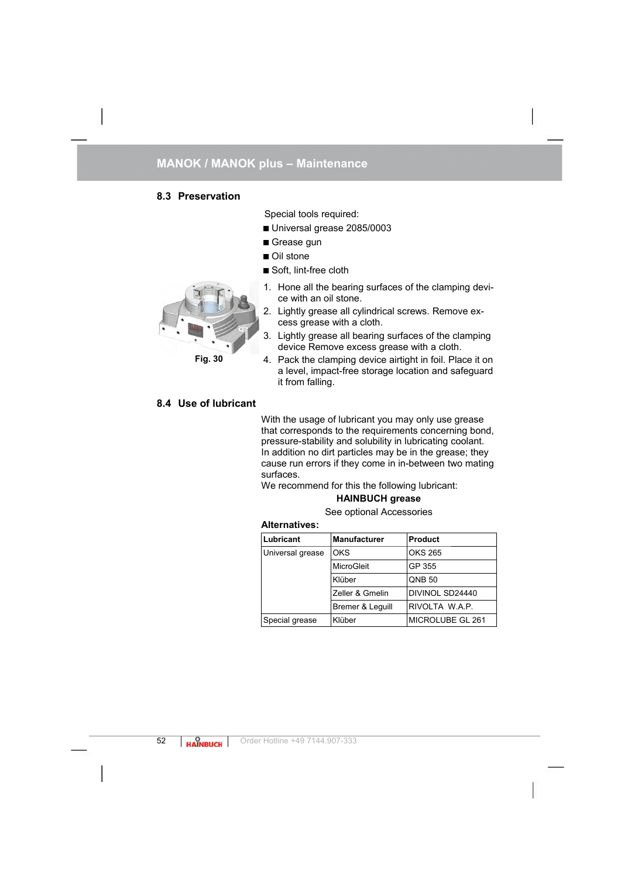## 8.3 Preservation

Special tools required:

- Universal grease 2085/0003
- Grease gun
- Oil stone
- Soft, lint-free cloth

Fig. 30

1. Hone all the bearing surfaces of the clamping device with an oil stone.
2. Lightly grease all cylindrical screws. Remove excess grease with a cloth.
3. Lightly grease all bearing surfaces of the clamping device Remove excess grease with a cloth.
4. Pack the clamping device airtight in foil. Place it on a level, impact-free storage location and safeguard it from falling.

## 8.4 Use of lubricant

With the usage of lubricant you may only use grease that corresponds to the requirements concerning bond, pressure-stability and solubility in lubricating coolant. In addition no dirt particles may be in the grease; they cause run errors if they come in in-between two mating surfaces.
We recommend for this the following lubricant:

**HAINBUCH grease**

See optional Accessories

**Alternatives:**

| Lubricant | Manufacturer | Product |
|---|---|---|
| Universal grease | OKS | OKS 265 |
| | MicroGleit | GP 355 |
| | Klüber | QNB 50 |
| | Zeller & Gmelin | DIVINOL SD24440 |
| | Bremer & Leguill | RIVOLTA W.A.P. |
| Special grease | Klüber | MICROLUBE GL 261 |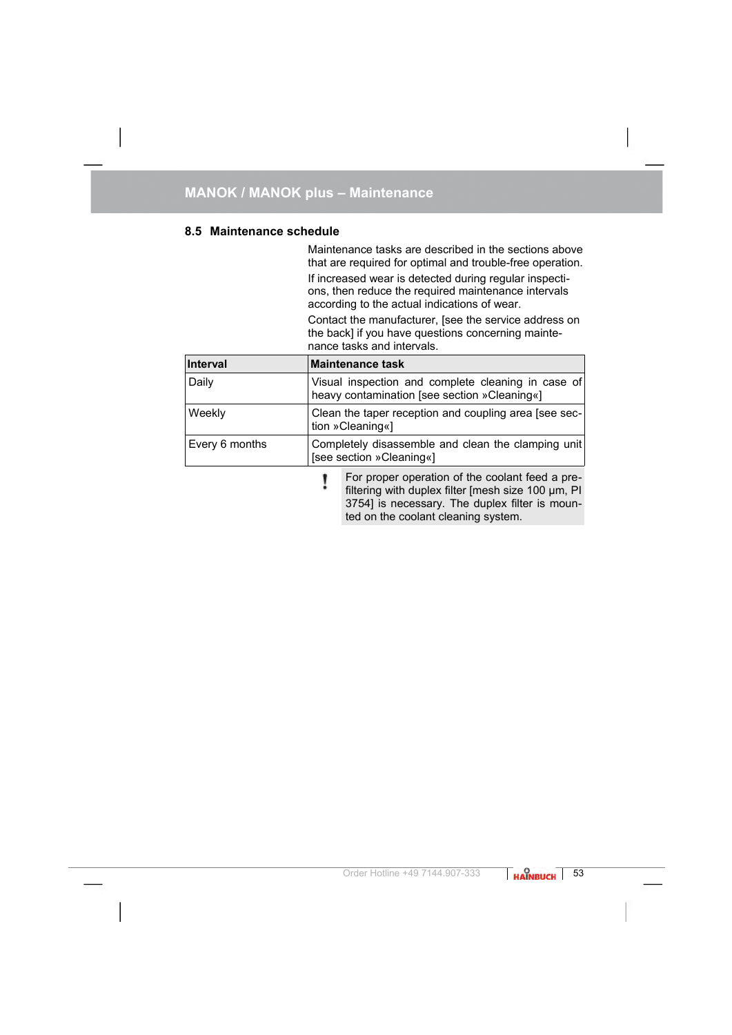## 8.5 Maintenance schedule

Maintenance tasks are described in the sections above that are required for optimal and trouble-free operation.

If increased wear is detected during regular inspections, then reduce the required maintenance intervals according to the actual indications of wear.

Contact the manufacturer, [see the service address on the back] if you have questions concerning maintenance tasks and intervals.

| Interval | Maintenance task |
| --- | --- |
| Daily | Visual inspection and complete cleaning in case of heavy contamination [see section »Cleaning«] |
| Weekly | Clean the taper reception and coupling area [see section »Cleaning«] |
| Every 6 months | Completely disassemble and clean the clamping unit [see section »Cleaning«] |

**!** For proper operation of the coolant feed a pre-filtering with duplex filter [mesh size 100 µm, PI 3754] is necessary. The duplex filter is mounted on the coolant cleaning system.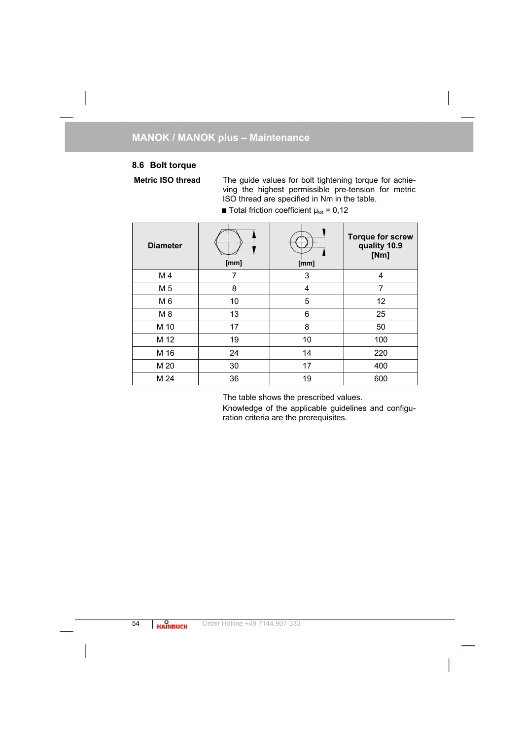## 8.6 Bolt torque

**Metric ISO thread**

The guide values for bolt tightening torque for achieving the highest permissible pre-tension for metric ISO thread are specified in Nm in the table.

- Total friction coefficient $\mu_{tot}$ = 0,12

| Diameter | [mm] | [mm] | Torque for screw quality 10.9 [Nm] |
|---|---|---|---|
| M 4 | 7 | 3 | 4 |
| M 5 | 8 | 4 | 7 |
| M 6 | 10 | 5 | 12 |
| M 8 | 13 | 6 | 25 |
| M 10 | 17 | 8 | 50 |
| M 12 | 19 | 10 | 100 |
| M 16 | 24 | 14 | 220 |
| M 20 | 30 | 17 | 400 |
| M 24 | 36 | 19 | 600 |

The table shows the prescribed values.

Knowledge of the applicable guidelines and configuration criteria are the prerequisites.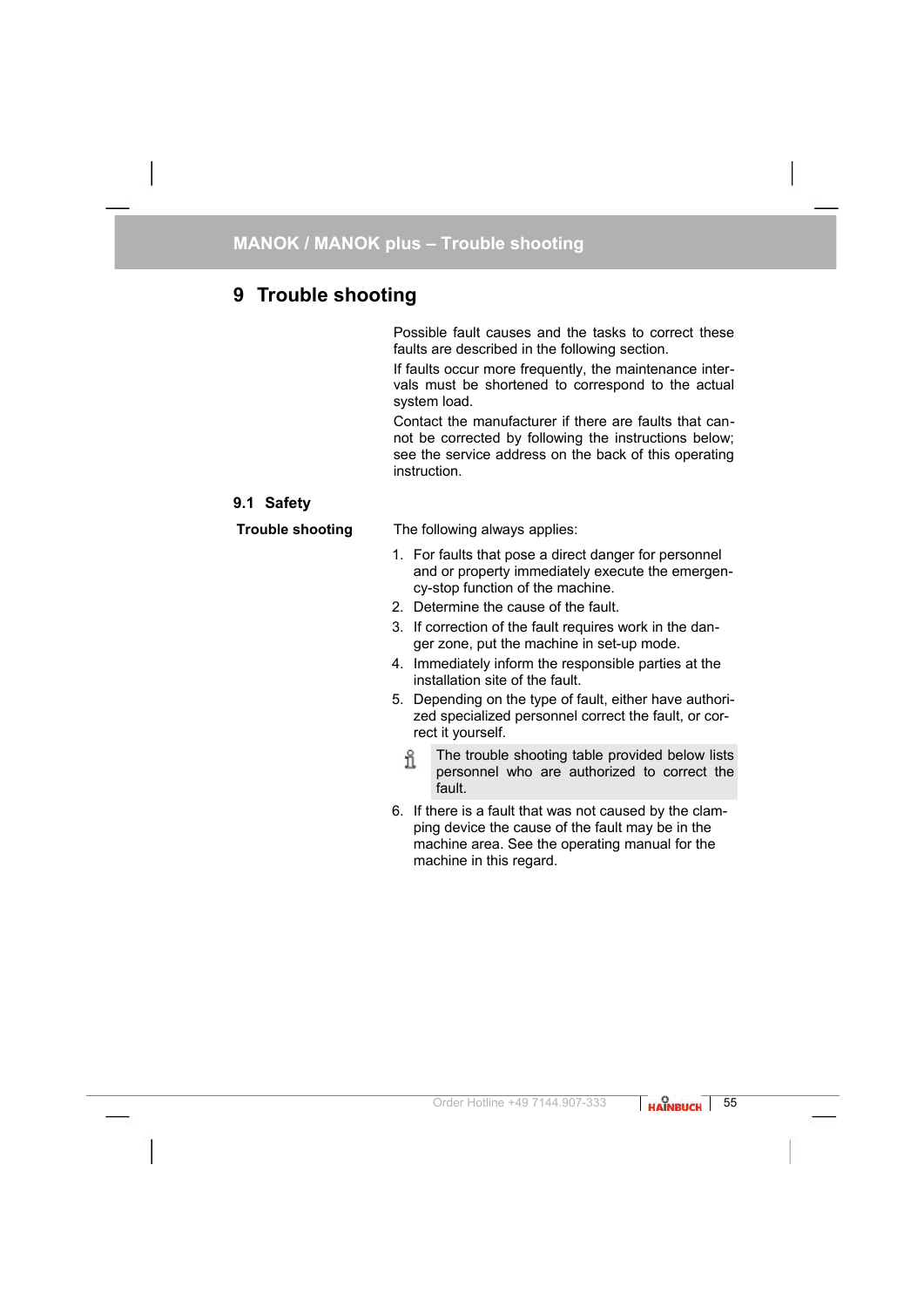# 9 Trouble shooting

Possible fault causes and the tasks to correct these faults are described in the following section.

If faults occur more frequently, the maintenance intervals must be shortened to correspond to the actual system load.

Contact the manufacturer if there are faults that cannot be corrected by following the instructions below; see the service address on the back of this operating instruction.

## 9.1 Safety

**Trouble shooting**

The following always applies:

1. For faults that pose a direct danger for personnel and or property immediately execute the emergency-stop function of the machine.
2. Determine the cause of the fault.
3. If correction of the fault requires work in the danger zone, put the machine in set-up mode.
4. Immediately inform the responsible parties at the installation site of the fault.
5. Depending on the type of fault, either have authorized specialized personnel correct the fault, or correct it yourself.

   > The trouble shooting table provided below lists personnel who are authorized to correct the fault.

6. If there is a fault that was not caused by the clamping device the cause of the fault may be in the machine area. See the operating manual for the machine in this regard.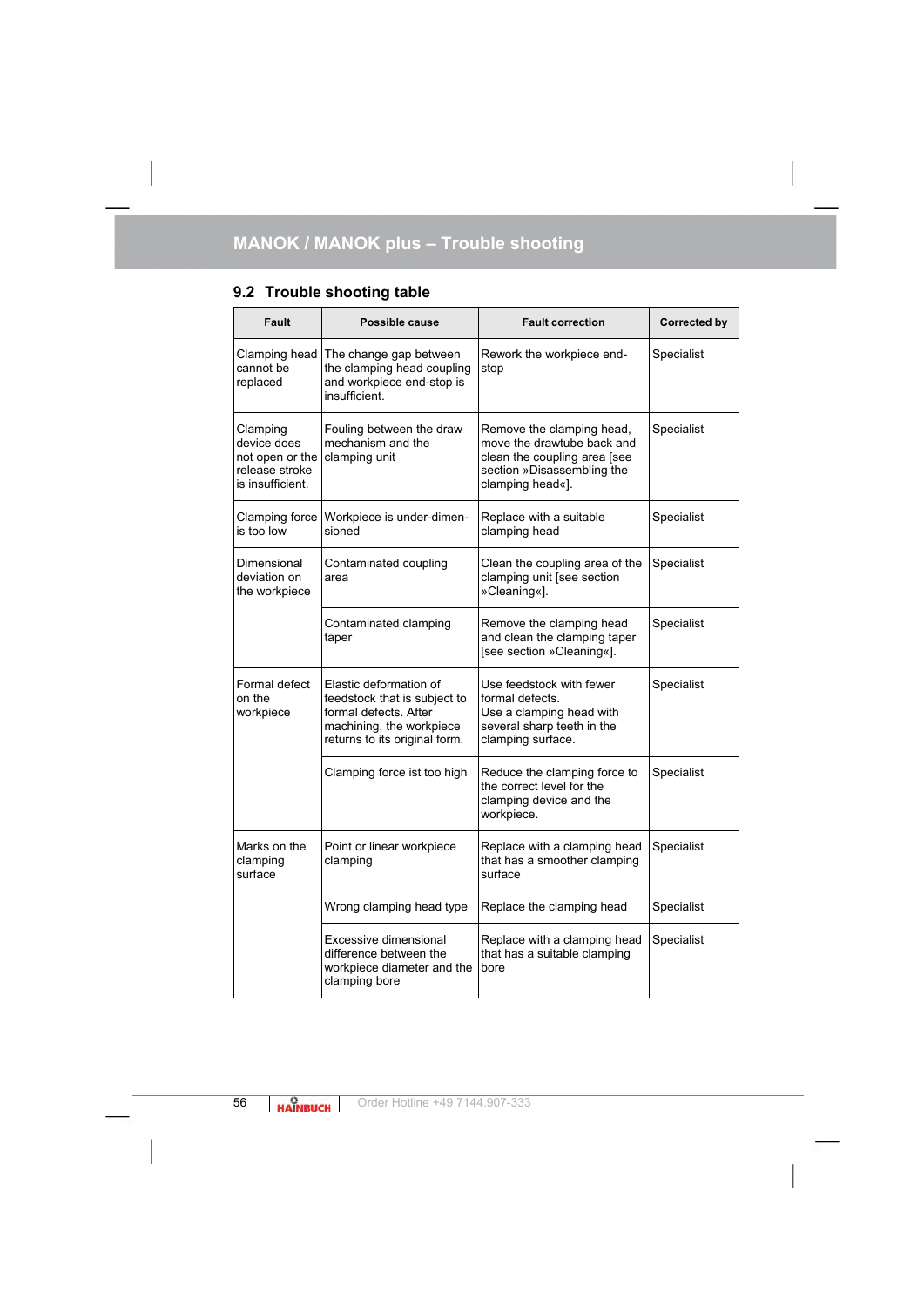## 9.2 Trouble shooting table

| Fault | Possible cause | Fault correction | Corrected by |
|---|---|---|---|
| Clamping head cannot be replaced | The change gap between the clamping head coupling and workpiece end-stop is insufficient. | Rework the workpiece end-stop | Specialist |
| Clamping device does not open or the release stroke is insufficient. | Fouling between the draw mechanism and the clamping unit | Remove the clamping head, move the drawtube back and clean the coupling area [see section »Disassembling the clamping head«]. | Specialist |
| Clamping force is too low | Workpiece is under-dimensioned | Replace with a suitable clamping head | Specialist |
| Dimensional deviation on the workpiece | Contaminated coupling area | Clean the coupling area of the clamping unit [see section »Cleaning«]. | Specialist |
| | Contaminated clamping taper | Remove the clamping head and clean the clamping taper [see section »Cleaning«]. | Specialist |
| Formal defect on the workpiece | Elastic deformation of feedstock that is subject to formal defects. After machining, the workpiece returns to its original form. | Use feedstock with fewer formal defects.<br>Use a clamping head with several sharp teeth in the clamping surface. | Specialist |
| | Clamping force ist too high | Reduce the clamping force to the correct level for the clamping device and the workpiece. | Specialist |
| Marks on the clamping surface | Point or linear workpiece clamping | Replace with a clamping head that has a smoother clamping surface | Specialist |
| | Wrong clamping head type | Replace the clamping head | Specialist |
| | Excessive dimensional difference between the workpiece diameter and the clamping bore | Replace with a clamping head that has a suitable clamping bore | Specialist |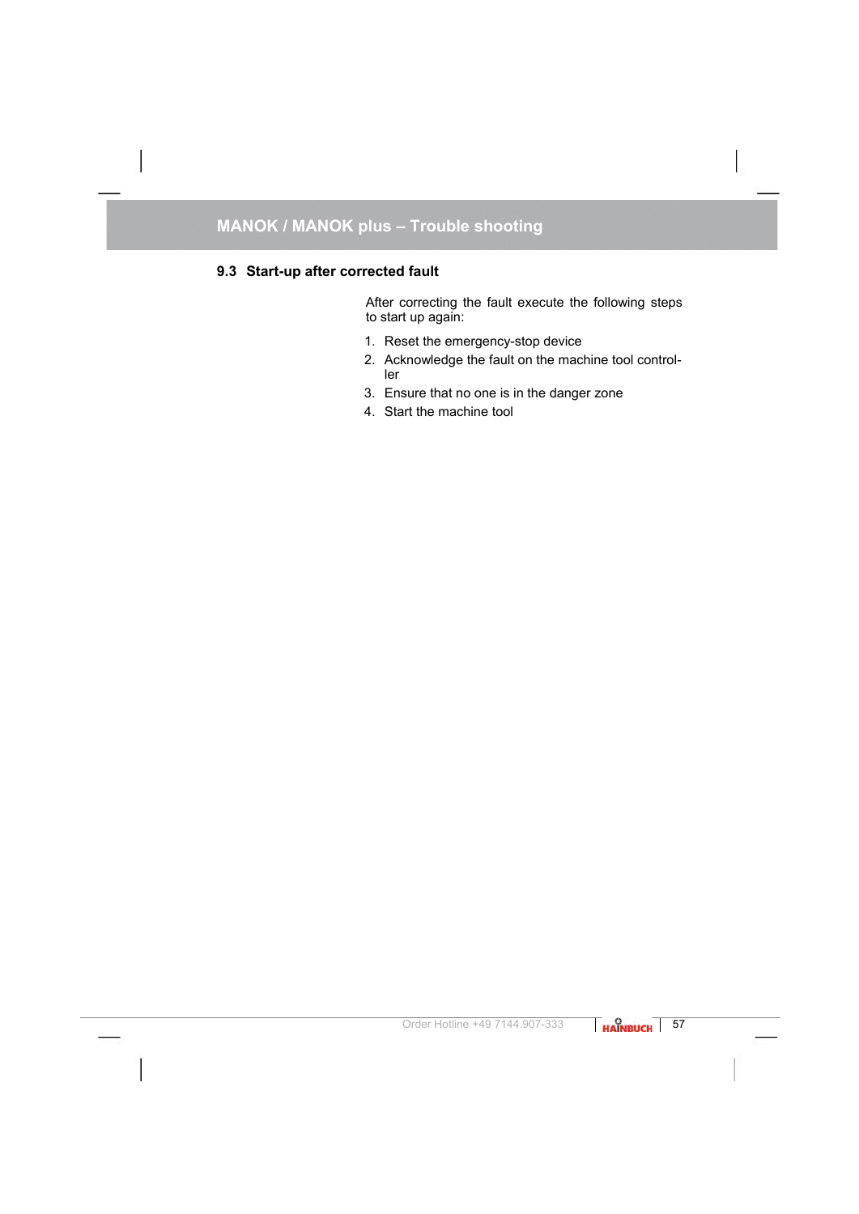## 9.3 Start-up after corrected fault

After correcting the fault execute the following steps to start up again:

1. Reset the emergency-stop device
2. Acknowledge the fault on the machine tool controller
3. Ensure that no one is in the danger zone
4. Start the machine tool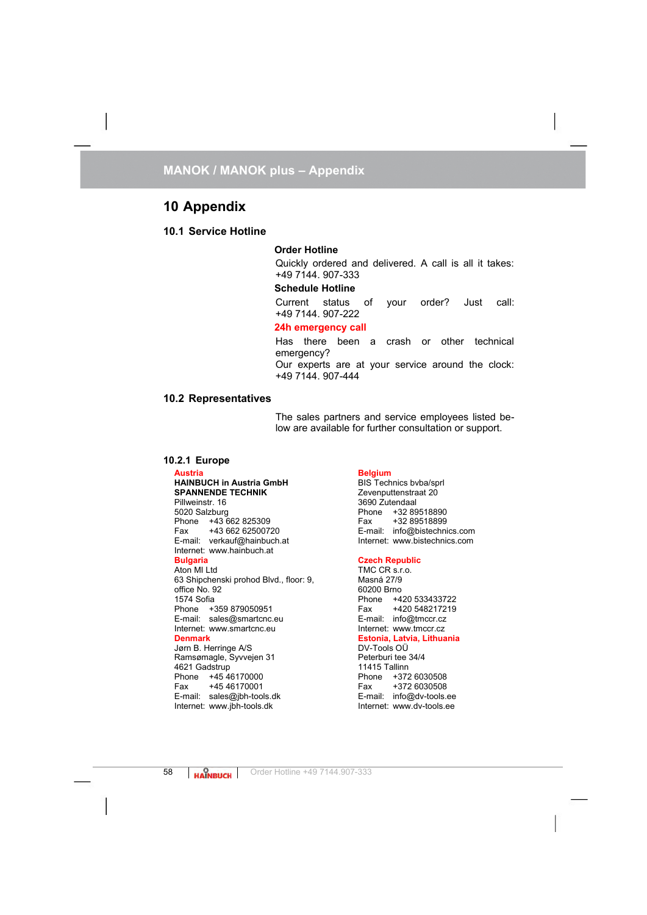# 10 Appendix

## 10.1 Service Hotline

**Order Hotline**

Quickly ordered and delivered. A call is all it takes: +49 7144. 907-333

**Schedule Hotline**

Current status of your order? Just call: +49 7144. 907-222

**24h emergency call**

Has there been a crash or other technical emergency?
Our experts are at your service around the clock: +49 7144. 907-444

## 10.2 Representatives

The sales partners and service employees listed below are available for further consultation or support.

### 10.2.1 Europe

**Austria**
**HAINBUCH in Austria GmbH**
**SPANNENDE TECHNIK**
Pillweinstr. 16
5020 Salzburg
Phone +43 662 825309
Fax +43 662 62500720
E-mail: verkauf@hainbuch.at
Internet: www.hainbuch.at

**Bulgaria**
Aton MI Ltd
63 Shipchenski prohod Blvd., floor: 9, office No. 92
1574 Sofia
Phone +359 879050951
E-mail: sales@smartcnc.eu
Internet: www.smartcnc.eu

**Denmark**
Jørn B. Herringe A/S
Ramsømagle, Syvvejen 31
4621 Gadstrup
Phone +45 46170000
Fax +45 46170001
E-mail: sales@jbh-tools.dk
Internet: www.jbh-tools.dk

**Belgium**
BIS Technics bvba/sprl
Zevenputtenstraat 20
3690 Zutendaal
Phone +32 89518890
Fax +32 89518899
E-mail: info@bistechnics.com
Internet: www.bistechnics.com

**Czech Republic**
TMC CR s.r.o.
Masná 27/9
60200 Brno
Phone +420 533433722
Fax +420 548217219
E-mail: info@tmccr.cz
Internet: www.tmccr.cz

**Estonia, Latvia, Lithuania**
DV-Tools OÜ
Peterburi tee 34/4
11415 Tallinn
Phone +372 6030508
Fax +372 6030508
E-mail: info@dv-tools.ee
Internet: www.dv-tools.ee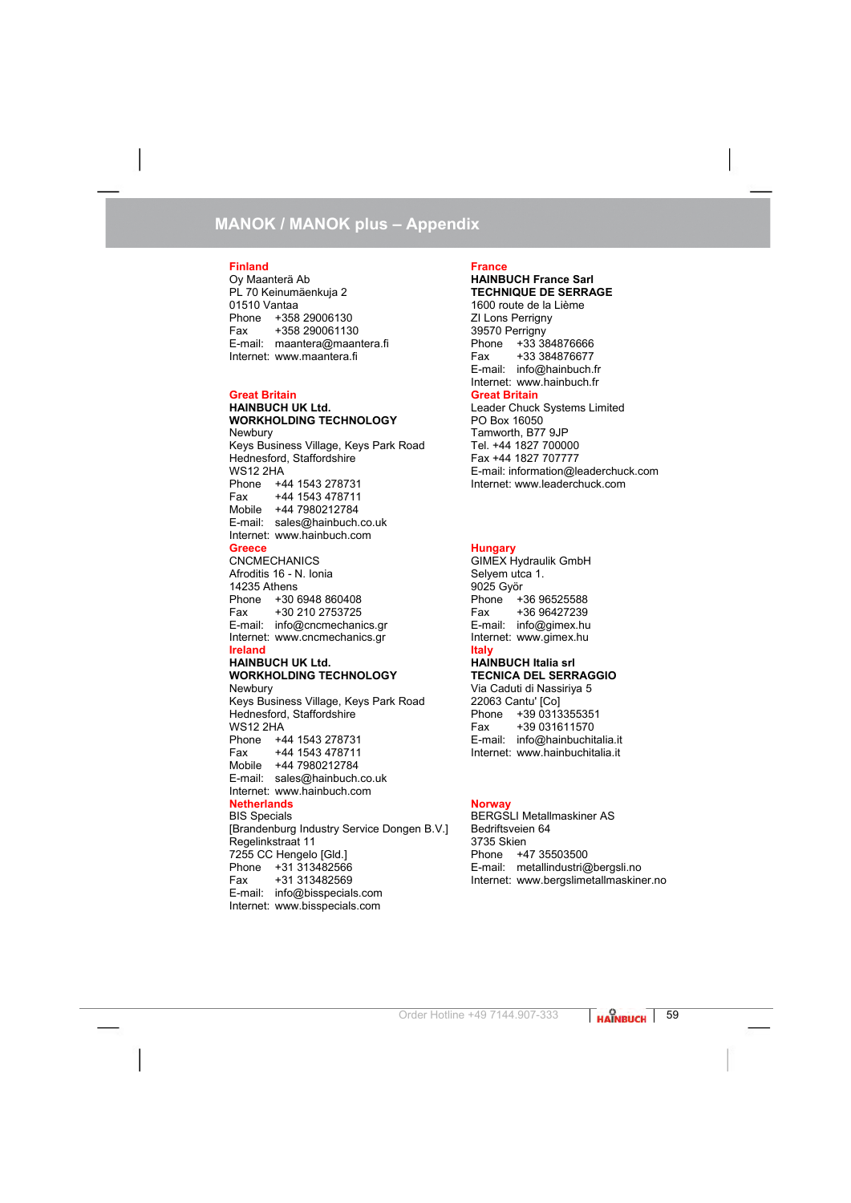**Finland**
Oy Maanterä Ab
PL 70 Keinumäenkuja 2
01510 Vantaa
Phone +358 29006130
Fax +358 290061130
E-mail: maantera@maantera.fi
Internet: www.maantera.fi

**Great Britain**
**HAINBUCH UK Ltd.**
**WORKHOLDING TECHNOLOGY**
Newbury
Keys Business Village, Keys Park Road
Hednesford, Staffordshire
WS12 2HA
Phone +44 1543 278731
Fax +44 1543 478711
Mobile +44 7980212784
E-mail: sales@hainbuch.co.uk
Internet: www.hainbuch.com

**Greece**
CNCMECHANICS
Afroditis 16 - N. Ionia
14235 Athens
Phone +30 6948 860408
Fax +30 210 2753725
E-mail: info@cncmechanics.gr
Internet: www.cncmechanics.gr

**Ireland**
**HAINBUCH UK Ltd.**
**WORKHOLDING TECHNOLOGY**
Newbury
Keys Business Village, Keys Park Road
Hednesford, Staffordshire
WS12 2HA
Phone +44 1543 278731
Fax +44 1543 478711
Mobile +44 7980212784
E-mail: sales@hainbuch.co.uk
Internet: www.hainbuch.com

**Netherlands**
BIS Specials
[Brandenburg Industry Service Dongen B.V.]
Regelinkstraat 11
7255 CC Hengelo [Gld.]
Phone +31 313482566
Fax +31 313482569
E-mail: info@bisspecials.com
Internet: www.bisspecials.com

**France**
**HAINBUCH France Sarl**
**TECHNIQUE DE SERRAGE**
1600 route de la Lième
ZI Lons Perrigny
39570 Perrigny
Phone +33 384876666
Fax +33 384876677
E-mail: info@hainbuch.fr
Internet: www.hainbuch.fr

**Great Britain**
Leader Chuck Systems Limited
PO Box 16050
Tamworth, B77 9JP
Tel. +44 1827 700000
Fax +44 1827 707777
E-mail: information@leaderchuck.com
Internet: www.leaderchuck.com

**Hungary**
GIMEX Hydraulik GmbH
Selyem utca 1.
9025 Györ
Phone +36 96525588
Fax +36 96427239
E-mail: info@gimex.hu
Internet: www.gimex.hu

**Italy**
**HAINBUCH Italia srl**
**TECNICA DEL SERRAGGIO**
Via Caduti di Nassiriya 5
22063 Cantu' [Co]
Phone +39 0313355351
Fax +39 031611570
E-mail: info@hainbuchitalia.it
Internet: www.hainbuchitalia.it

**Norway**
BERGSLI Metallmaskiner AS
Bedriftsveien 64
3735 Skien
Phone +47 35503500
E-mail: metallindustri@bergsli.no
Internet: www.bergslimetallmaskiner.no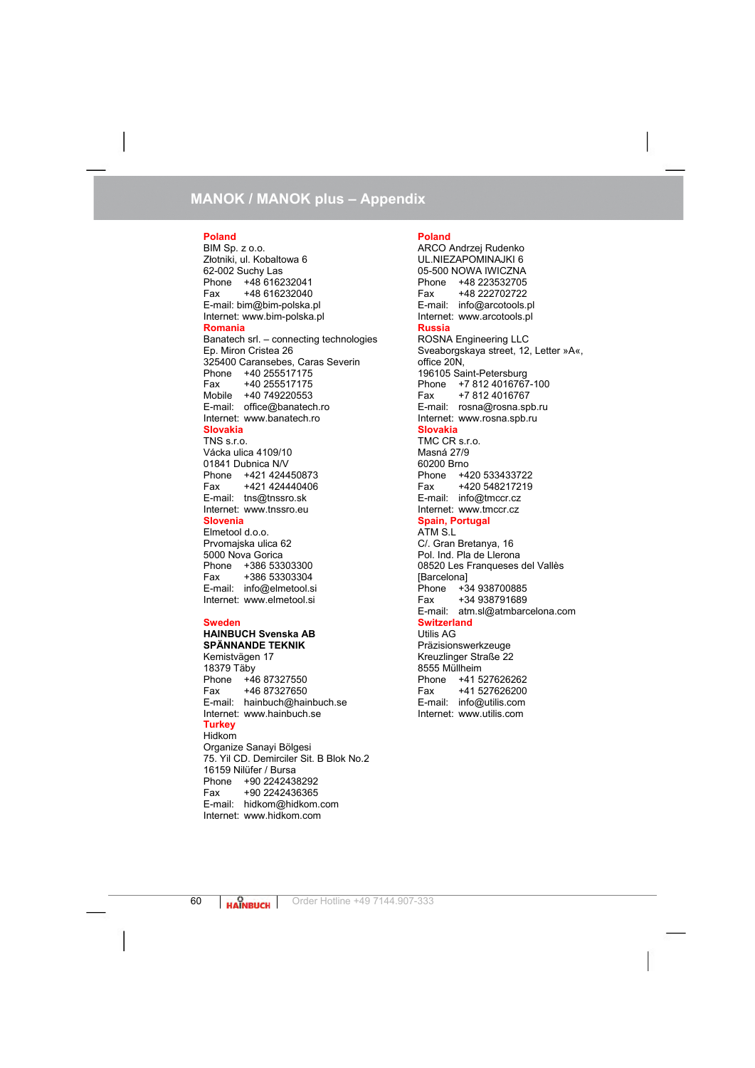## MANOK / MANOK plus – Appendix

**Poland**
BIM Sp. z o.o.
Złotniki, ul. Kobaltowa 6
62-002 Suchy Las
Phone +48 616232041
Fax +48 616232040
E-mail: bim@bim-polska.pl
Internet: www.bim-polska.pl

**Romania**
Banatech srl. – connecting technologies
Ep. Miron Cristea 26
325400 Caransebes, Caras Severin
Phone +40 255517175
Fax +40 255517175
Mobile +40 749220553
E-mail: office@banatech.ro
Internet: www.banatech.ro

**Slovakia**
TNS s.r.o.
Vácka ulica 4109/10
01841 Dubnica N/V
Phone +421 424450873
Fax +421 424440406
E-mail: tns@tnssro.sk
Internet: www.tnssro.eu

**Slovenia**
Elmetool d.o.o.
Prvomajska ulica 62
5000 Nova Gorica
Phone +386 53303300
Fax +386 53303304
E-mail: info@elmetool.si
Internet: www.elmetool.si

**Sweden**
**HAINBUCH Svenska AB**
**SPÄNNANDE TEKNIK**
Kemistvägen 17
18379 Täby
Phone +46 87327550
Fax +46 87327650
E-mail: hainbuch@hainbuch.se
Internet: www.hainbuch.se

**Turkey**
Hidkom
Organize Sanayi Bölgesi
75. Yil CD. Demirciler Sit. B Blok No.2
16159 Nilüfer / Bursa
Phone +90 2242438292
Fax +90 2242436365
E-mail: hidkom@hidkom.com
Internet: www.hidkom.com

**Poland**
ARCO Andrzej Rudenko
UL.NIEZAPOMINAJKI 6
05-500 NOWA IWICZNA
Phone +48 223532705
Fax +48 222702722
E-mail: info@arcotools.pl
Internet: www.arcotools.pl

**Russia**
ROSNA Engineering LLC
Sveaborgskaya street, 12, Letter »A«,
office 20N,
196105 Saint-Petersburg
Phone +7 812 4016767-100
Fax +7 812 4016767
E-mail: rosna@rosna.spb.ru
Internet: www.rosna.spb.ru

**Slovakia**
TMC CR s.r.o.
Masná 27/9
60200 Brno
Phone +420 533433722
Fax +420 548217219
E-mail: info@tmccr.cz
Internet: www.tmccr.cz

**Spain, Portugal**
ATM S.L
C/. Gran Bretanya, 16
Pol. Ind. Pla de Llerona
08520 Les Franqueses del Vallès
[Barcelona]
Phone +34 938700885
Fax +34 938791689
E-mail: atm.sl@atmbarcelona.com

**Switzerland**
Utilis AG
Präzisionswerkzeuge
Kreuzlinger Straße 22
8555 Müllheim
Phone +41 527626262
Fax +41 527626200
E-mail: info@utilis.com
Internet: www.utilis.com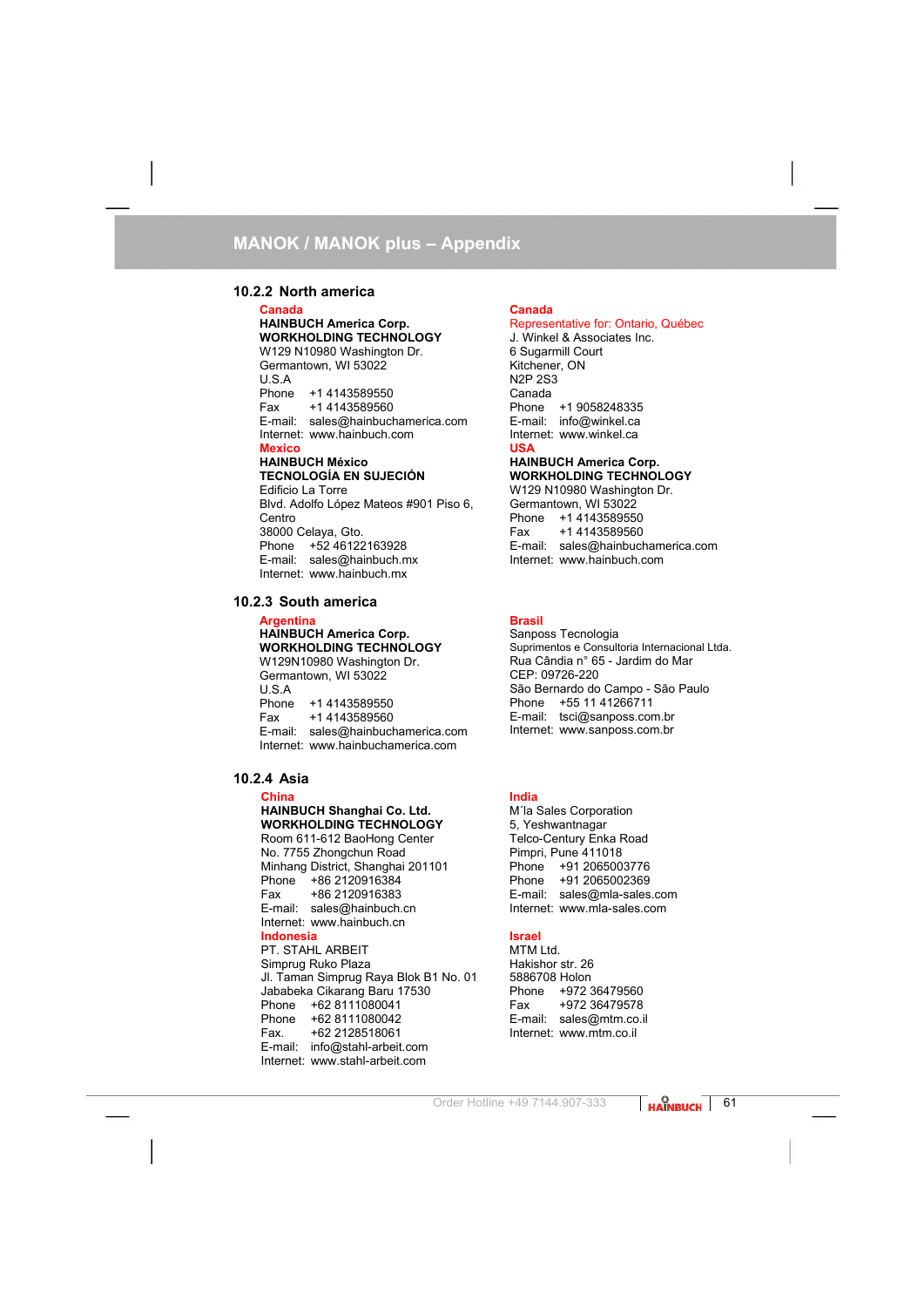## 10.2.2 North america

**Canada**
**HAINBUCH America Corp.**
**WORKHOLDING TECHNOLOGY**
W129 N10980 Washington Dr.
Germantown, WI 53022
U.S.A
Phone +1 4143589550
Fax +1 4143589560
E-mail: sales@hainbuchamerica.com
Internet: www.hainbuch.com

**Mexico**
**HAINBUCH México**
**TECNOLOGÍA EN SUJECIÓN**
Edificio La Torre
Blvd. Adolfo López Mateos #901 Piso 6,
Centro
38000 Celaya, Gto.
Phone +52 46122163928
E-mail: sales@hainbuch.mx
Internet: www.hainbuch.mx

**Canada**
Representative for: Ontario, Québec
J. Winkel & Associates Inc.
6 Sugarmill Court
Kitchener, ON
N2P 2S3
Canada
Phone +1 9058248335
E-mail: info@winkel.ca
Internet: www.winkel.ca

**USA**
**HAINBUCH America Corp.**
**WORKHOLDING TECHNOLOGY**
W129 N10980 Washington Dr.
Germantown, WI 53022
Phone +1 4143589550
Fax +1 4143589560
E-mail: sales@hainbuchamerica.com
Internet: www.hainbuch.com

## 10.2.3 South america

**Argentina**
**HAINBUCH America Corp.**
**WORKHOLDING TECHNOLOGY**
W129N10980 Washington Dr.
Germantown, WI 53022
U.S.A
Phone +1 4143589550
Fax +1 4143589560
E-mail: sales@hainbuchamerica.com
Internet: www.hainbuchamerica.com

**Brasil**
Sanposs Tecnologia
Suprimentos e Consultoria Internacional Ltda.
Rua Cândia n° 65 - Jardim do Mar
CEP: 09726-220
São Bernardo do Campo - São Paulo
Phone +55 11 41266711
E-mail: tsci@sanposs.com.br
Internet: www.sanposs.com.br

## 10.2.4 Asia

**China**
**HAINBUCH Shanghai Co. Ltd.**
**WORKHOLDING TECHNOLOGY**
Room 611-612 BaoHong Center
No. 7755 Zhongchun Road
Minhang District, Shanghai 201101
Phone +86 2120916384
Fax +86 2120916383
E-mail: sales@hainbuch.cn
Internet: www.hainbuch.cn

**Indonesia**
PT. STAHL ARBEIT
Simprug Ruko Plaza
Jl. Taman Simprug Raya Blok B1 No. 01
Jababeka Cikarang Baru 17530
Phone +62 8111080041
Phone +62 8111080042
Fax. +62 2128518061
E-mail: info@stahl-arbeit.com
Internet: www.stahl-arbeit.com

**India**
M´la Sales Corporation
5, Yeshwantnagar
Telco-Century Enka Road
Pimpri, Pune 411018
Phone +91 2065003776
Phone +91 2065002369
E-mail: sales@mla-sales.com
Internet: www.mla-sales.com

**Israel**
MTM Ltd.
Hakishor str. 26
5886708 Holon
Phone +972 36479560
Fax +972 36479578
E-mail: sales@mtm.co.il
Internet: www.mtm.co.il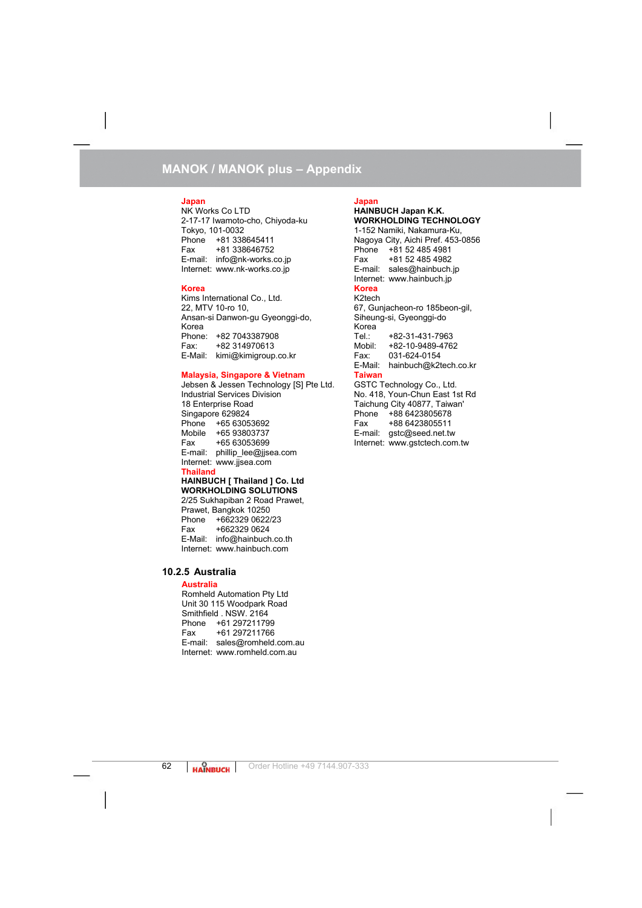**Japan**
NK Works Co LTD
2-17-17 Iwamoto-cho, Chiyoda-ku
Tokyo, 101-0032
Phone +81 338645411
Fax +81 338646752
E-mail: info@nk-works.co.jp
Internet: www.nk-works.co.jp

**Korea**
Kims International Co., Ltd.
22, MTV 10-ro 10,
Ansan-si Danwon-gu Gyeonggi-do,
Korea
Phone: +82 7043387908
Fax: +82 314970613
E-Mail: kimi@kimigroup.co.kr

**Malaysia, Singapore & Vietnam**
Jebsen & Jessen Technology [S] Pte Ltd.
Industrial Services Division
18 Enterprise Road
Singapore 629824
Phone +65 63053692
Mobile +65 93803737
Fax +65 63053699
E-mail: phillip_lee@jjsea.com
Internet: www.jjsea.com

**Thailand**
**HAINBUCH [ Thailand ] Co. Ltd**
**WORKHOLDING SOLUTIONS**
2/25 Sukhapiban 2 Road Prawet,
Prawet, Bangkok 10250
Phone +662329 0622/23
Fax +662329 0624
E-Mail: info@hainbuch.co.th
Internet: www.hainbuch.com

**Japan**
**HAINBUCH Japan K.K.**
**WORKHOLDING TECHNOLOGY**
1-152 Namiki, Nakamura-Ku,
Nagoya City, Aichi Pref. 453-0856
Phone +81 52 485 4981
Fax +81 52 485 4982
E-mail: sales@hainbuch.jp
Internet: www.hainbuch.jp

**Korea**
K2tech
67, Gunjacheon-ro 185beon-gil,
Siheung-si, Gyeonggi-do
Korea
Tel.: +82-31-431-7963
Mobil: +82-10-9489-4762
Fax: 031-624-0154
E-Mail: hainbuch@k2tech.co.kr

**Taiwan**
GSTC Technology Co., Ltd.
No. 418, Youn-Chun East 1st Rd
Taichung City 40877, Taiwan'
Phone +88 6423805678
Fax +88 6423805511
E-mail: gstc@seed.net.tw
Internet: www.gstctech.com.tw

### 10.2.5 Australia

**Australia**
Romheld Automation Pty Ltd
Unit 30 115 Woodpark Road
Smithfield . NSW. 2164
Phone +61 297211799
Fax +61 297211766
E-mail: sales@romheld.com.au
Internet: www.romheld.com.au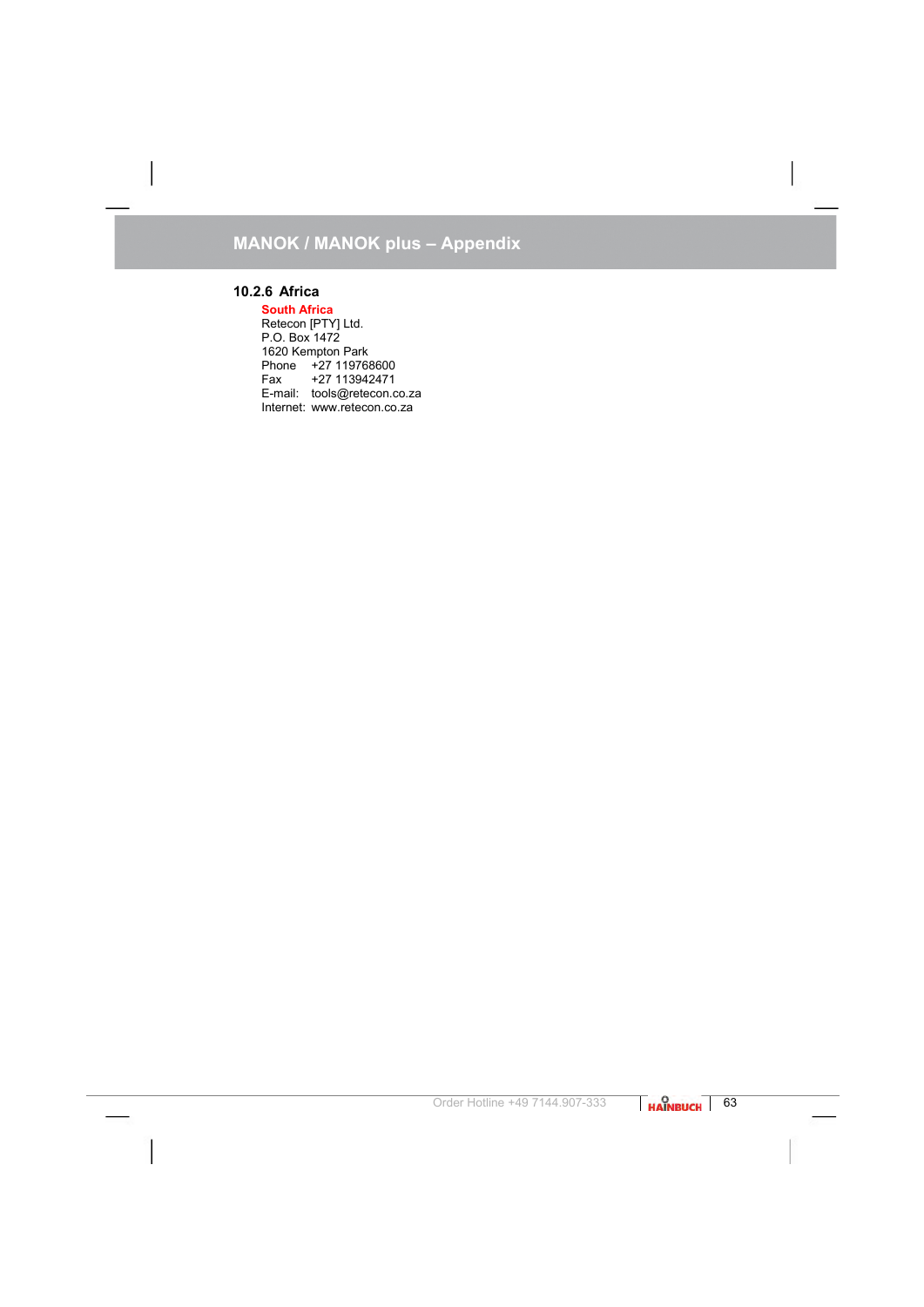### 10.2.6 Africa

**South Africa**
Retecon [PTY] Ltd.
P.O. Box 1472
1620 Kempton Park
Phone +27 119768600
Fax +27 113942471
E-mail: tools@retecon.co.za
Internet: www.retecon.co.za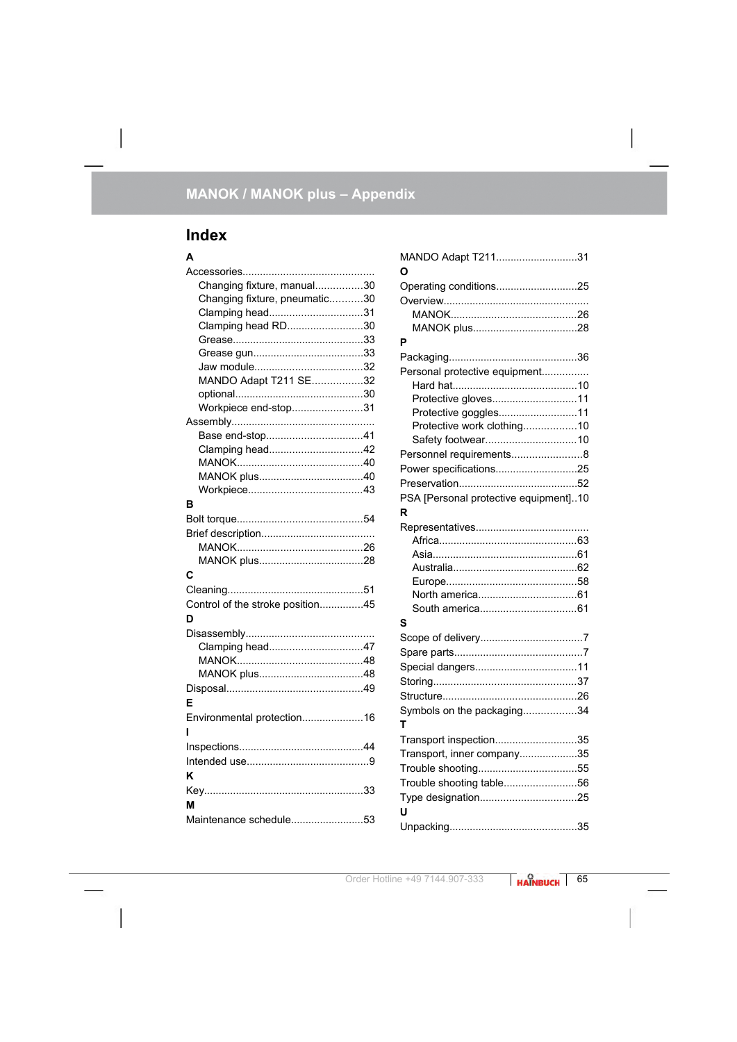## Index

**A**

Accessories
- Changing fixture, manual ........ 30
- Changing fixture, pneumatic ........ 30
- Clamping head ........ 31
- Clamping head RD ........ 30
- Grease ........ 33
- Grease gun ........ 33
- Jaw module ........ 32
- MANDO Adapt T211 SE ........ 32
- optional ........ 30
- Workpiece end-stop ........ 31

Assembly
- Base end-stop ........ 41
- Clamping head ........ 42
- MANOK ........ 40
- MANOK plus ........ 40
- Workpiece ........ 43

**B**

Bolt torque ........ 54

Brief description
- MANOK ........ 26
- MANOK plus ........ 28

**C**

Cleaning ........ 51

Control of the stroke position ........ 45

**D**

Disassembly
- Clamping head ........ 47
- MANOK ........ 48
- MANOK plus ........ 48

Disposal ........ 49

**E**

Environmental protection ........ 16

**I**

Inspections ........ 44

Intended use ........ 9

**K**

Key ........ 33

**M**

Maintenance schedule ........ 53

MANDO Adapt T211 ........ 31

**O**

Operating conditions ........ 25

Overview
- MANOK ........ 26
- MANOK plus ........ 28

**P**

Packaging ........ 36

Personal protective equipment
- Hard hat ........ 10
- Protective gloves ........ 11
- Protective goggles ........ 11
- Protective work clothing ........ 10
- Safety footwear ........ 10

Personnel requirements ........ 8

Power specifications ........ 25

Preservation ........ 52

PSA [Personal protective equipment] ........ 10

**R**

Representatives
- Africa ........ 63
- Asia ........ 61
- Australia ........ 62
- Europe ........ 58
- North america ........ 61
- South america ........ 61

**S**

Scope of delivery ........ 7

Spare parts ........ 7

Special dangers ........ 11

Storing ........ 37

Structure ........ 26

Symbols on the packaging ........ 34

**T**

Transport inspection ........ 35

Transport, inner company ........ 35

Trouble shooting ........ 55

Trouble shooting table ........ 56

Type designation ........ 25

**U**

Unpacking ........ 35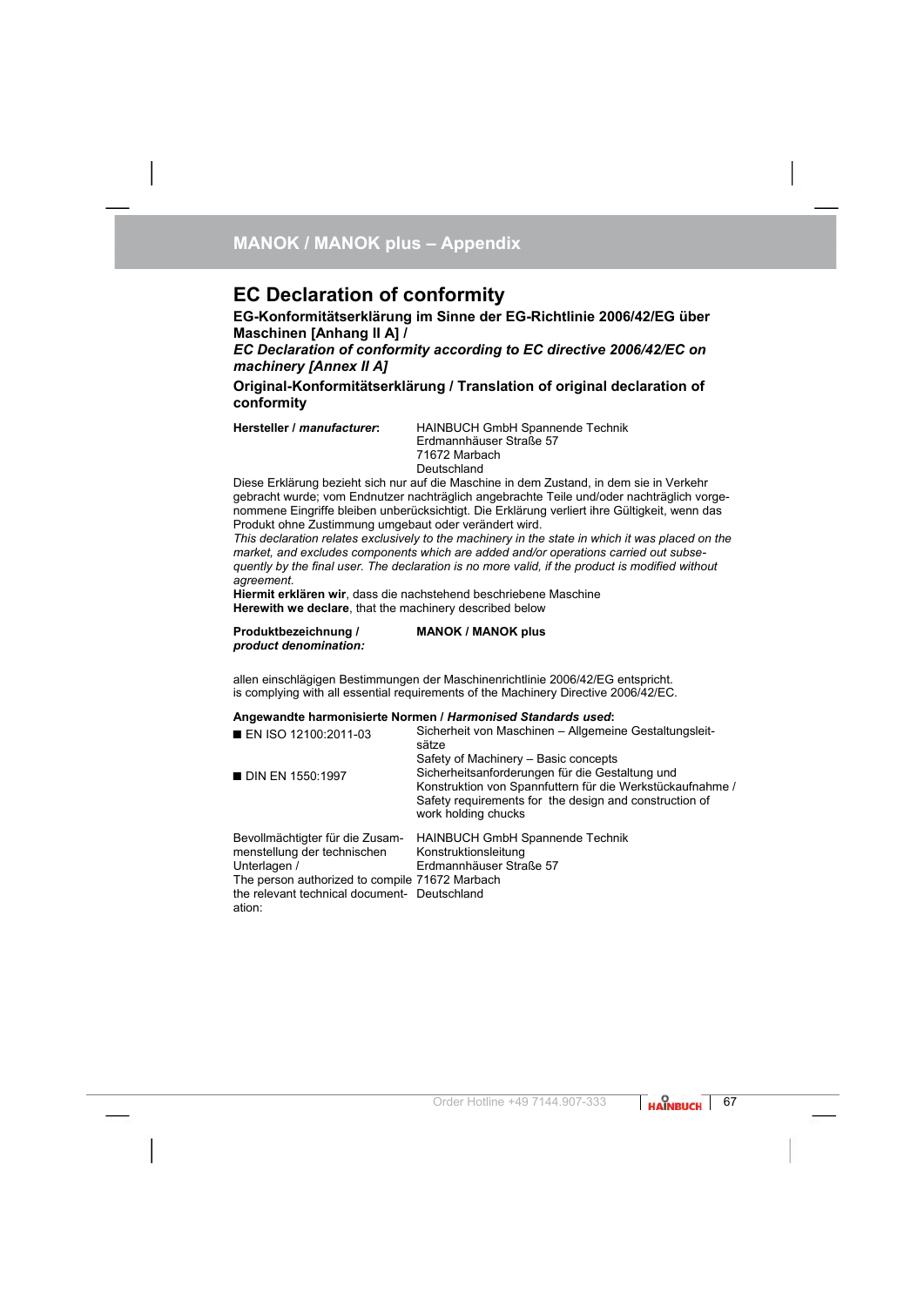## EC Declaration of conformity

**EG-Konformitätserklärung im Sinne der EG-Richtlinie 2006/42/EG über Maschinen [Anhang II A] /**
***EC Declaration of conformity according to EC directive 2006/42/EC on machinery [Annex II A]***

**Original-Konformitätserklärung / Translation of original declaration of conformity**

**Hersteller / *manufacturer*:** HAINBUCH GmbH Spannende Technik
Erdmannhäuser Straße 57
71672 Marbach
Deutschland

Diese Erklärung bezieht sich nur auf die Maschine in dem Zustand, in dem sie in Verkehr gebracht wurde; vom Endnutzer nachträglich angebrachte Teile und/oder nachträglich vorgenommene Eingriffe bleiben unberücksichtigt. Die Erklärung verliert ihre Gültigkeit, wenn das Produkt ohne Zustimmung umgebaut oder verändert wird.
*This declaration relates exclusively to the machinery in the state in which it was placed on the market, and excludes components which are added and/or operations carried out subsequently by the final user. The declaration is no more valid, if the product is modified without agreement.*
**Hiermit erklären wir**, dass die nachstehend beschriebene Maschine
**Herewith we declare**, that the machinery described below

**Produktbezeichnung / *product denomination:*** **MANOK / MANOK plus**

allen einschlägigen Bestimmungen der Maschinenrichtlinie 2006/42/EG entspricht.
is complying with all essential requirements of the Machinery Directive 2006/42/EC.

**Angewandte harmonisierte Normen / *Harmonised Standards used*:**

- EN ISO 12100:2011-03 — Sicherheit von Maschinen – Allgemeine Gestaltungsleitsätze
  Safety of Machinery – Basic concepts
- DIN EN 1550:1997 — Sicherheitsanforderungen für die Gestaltung und Konstruktion von Spannfuttern für die Werkstückaufnahme /
  Safety requirements for the design and construction of work holding chucks

Bevollmächtigter für die Zusammenstellung der technischen Unterlagen /
The person authorized to compile the relevant technical documentation:

HAINBUCH GmbH Spannende Technik
Konstruktionsleitung
Erdmannhäuser Straße 57
71672 Marbach
Deutschland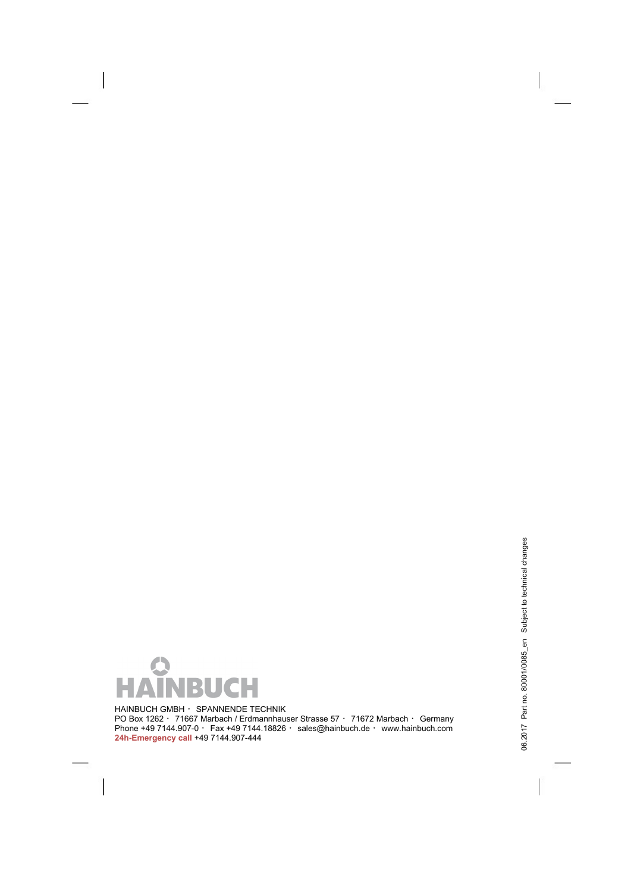HAINBUCH

HAINBUCH GMBH · SPANNENDE TECHNIK
PO Box 1262 · 71667 Marbach / Erdmannhauser Strasse 57 · 71672 Marbach · Germany
Phone +49 7144.907-0 · Fax +49 7144.18826 · sales@hainbuch.de · www.hainbuch.com
**24h-Emergency call** +49 7144.907-444

06.2017 Part no. 80001/0085_en Subject to technical changes